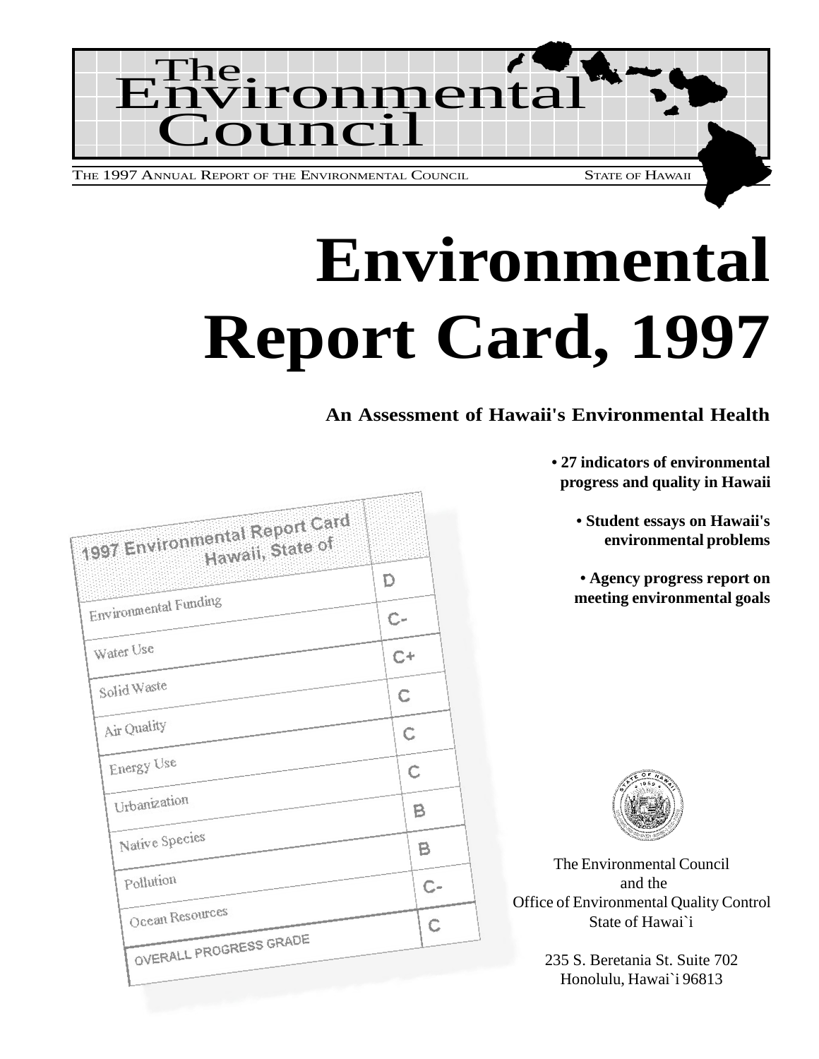# The Environmental Council

THE 1997 ANNUAL REPORT OF THE ENVIRONMENTAL COUNCIL — STATE OF HAWAII

# Environmental Report Card, 1997

**An Assessment of Hawaii's Environmental Health**

- **27 indicators of environmental progress and quality in Hawaii**
- **Student essays on Hawaii's environmental problems**
- **Agency progress report on meeting environmental goals**

| 1997 Environmental Report Card Hawaii, State of | |
|---|---|
| Environmental Funding | D |
| Water Use | C- |
| Solid Waste | C+ |
| Air Quality | C |
| Energy Use | C |
| Urbanization | C |
| Native Species | B |
| Pollution | B |
| Ocean Resources | C- |
| OVERALL PROGRESS GRADE | C |

The Environmental Council
and the
Office of Environmental Quality Control
State of Hawai`i

235 S. Beretania St. Suite 702
Honolulu, Hawai`i 96813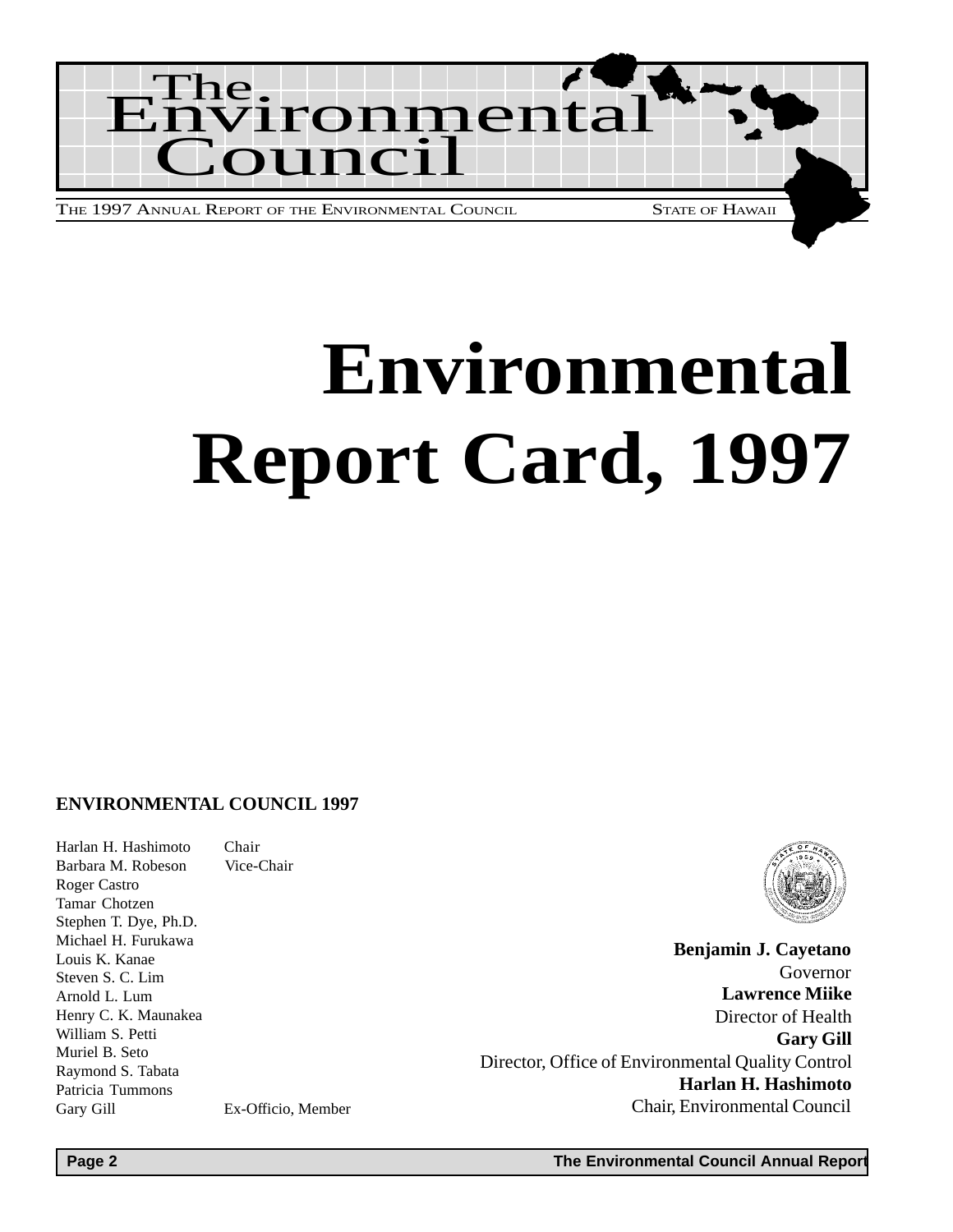# The Environmental Council

THE 1997 ANNUAL REPORT OF THE ENVIRONMENTAL COUNCIL — STATE OF HAWAII

# Environmental Report Card, 1997

**ENVIRONMENTAL COUNCIL 1997**

| | |
|---|---|
| Harlan H. Hashimoto | Chair |
| Barbara M. Robeson | Vice-Chair |
| Roger Castro | |
| Tamar Chotzen | |
| Stephen T. Dye, Ph.D. | |
| Michael H. Furukawa | |
| Louis K. Kanae | |
| Steven S. C. Lim | |
| Arnold L. Lum | |
| Henry C. K. Maunakea | |
| William S. Petti | |
| Muriel B. Seto | |
| Raymond S. Tabata | |
| Patricia Tummons | |
| Gary Gill | Ex-Officio, Member |

**Benjamin J. Cayetano**
Governor

**Lawrence Miike**
Director of Health

**Gary Gill**
Director, Office of Environmental Quality Control

**Harlan H. Hashimoto**
Chair, Environmental Council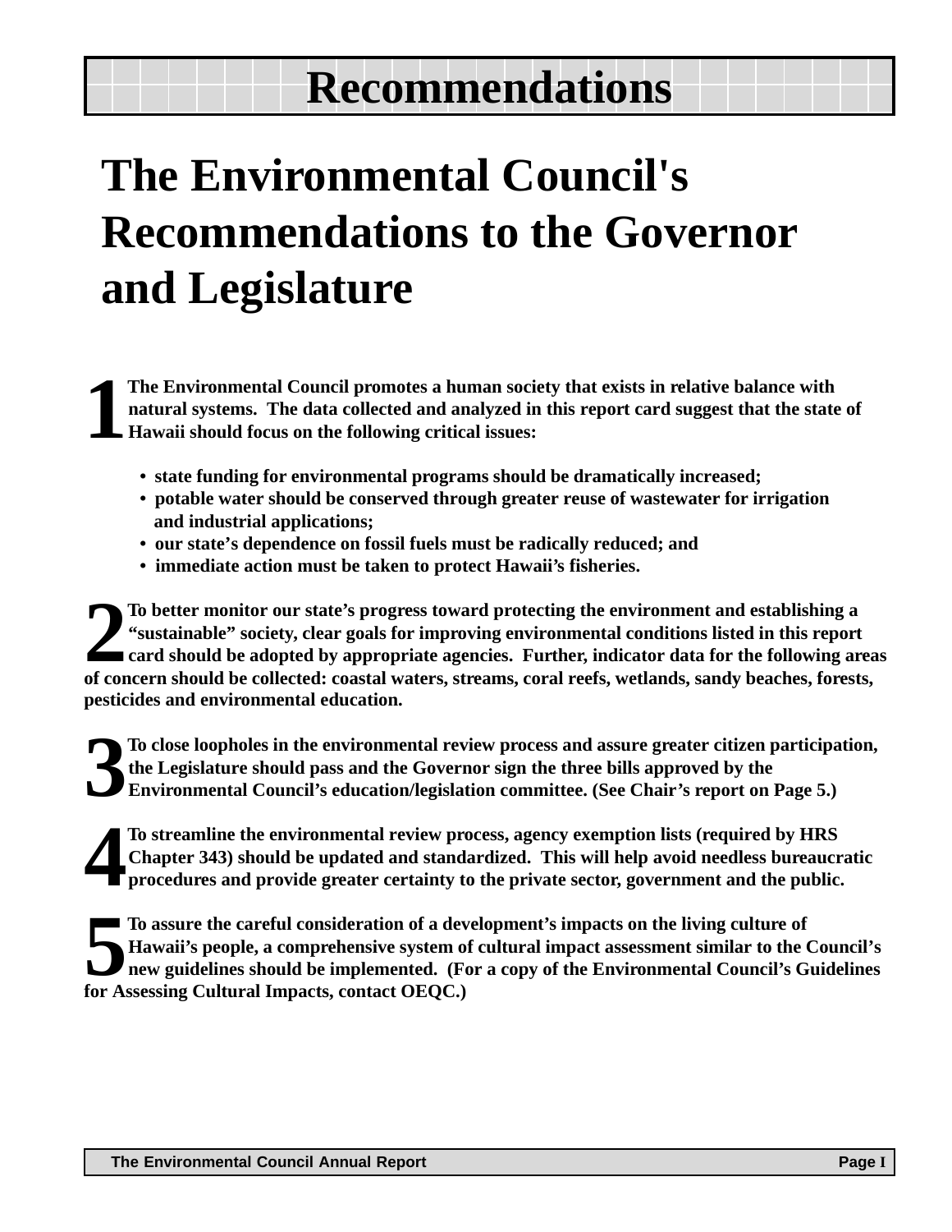# Recommendations

## The Environmental Council's Recommendations to the Governor and Legislature

**1** **The Environmental Council promotes a human society that exists in relative balance with natural systems. The data collected and analyzed in this report card suggest that the state of Hawaii should focus on the following critical issues:**

- **state funding for environmental programs should be dramatically increased;**
- **potable water should be conserved through greater reuse of wastewater for irrigation and industrial applications;**
- **our state's dependence on fossil fuels must be radically reduced; and**
- **immediate action must be taken to protect Hawaii's fisheries.**

**2** **To better monitor our state's progress toward protecting the environment and establishing a "sustainable" society, clear goals for improving environmental conditions listed in this report card should be adopted by appropriate agencies. Further, indicator data for the following areas of concern should be collected: coastal waters, streams, coral reefs, wetlands, sandy beaches, forests, pesticides and environmental education.**

**3** **To close loopholes in the environmental review process and assure greater citizen participation, the Legislature should pass and the Governor sign the three bills approved by the Environmental Council's education/legislation committee. (See Chair's report on Page 5.)**

**4** **To streamline the environmental review process, agency exemption lists (required by HRS Chapter 343) should be updated and standardized. This will help avoid needless bureaucratic procedures and provide greater certainty to the private sector, government and the public.**

**5** **To assure the careful consideration of a development's impacts on the living culture of Hawaii's people, a comprehensive system of cultural impact assessment similar to the Council's new guidelines should be implemented. (For a copy of the Environmental Council's Guidelines for Assessing Cultural Impacts, contact OEQC.)**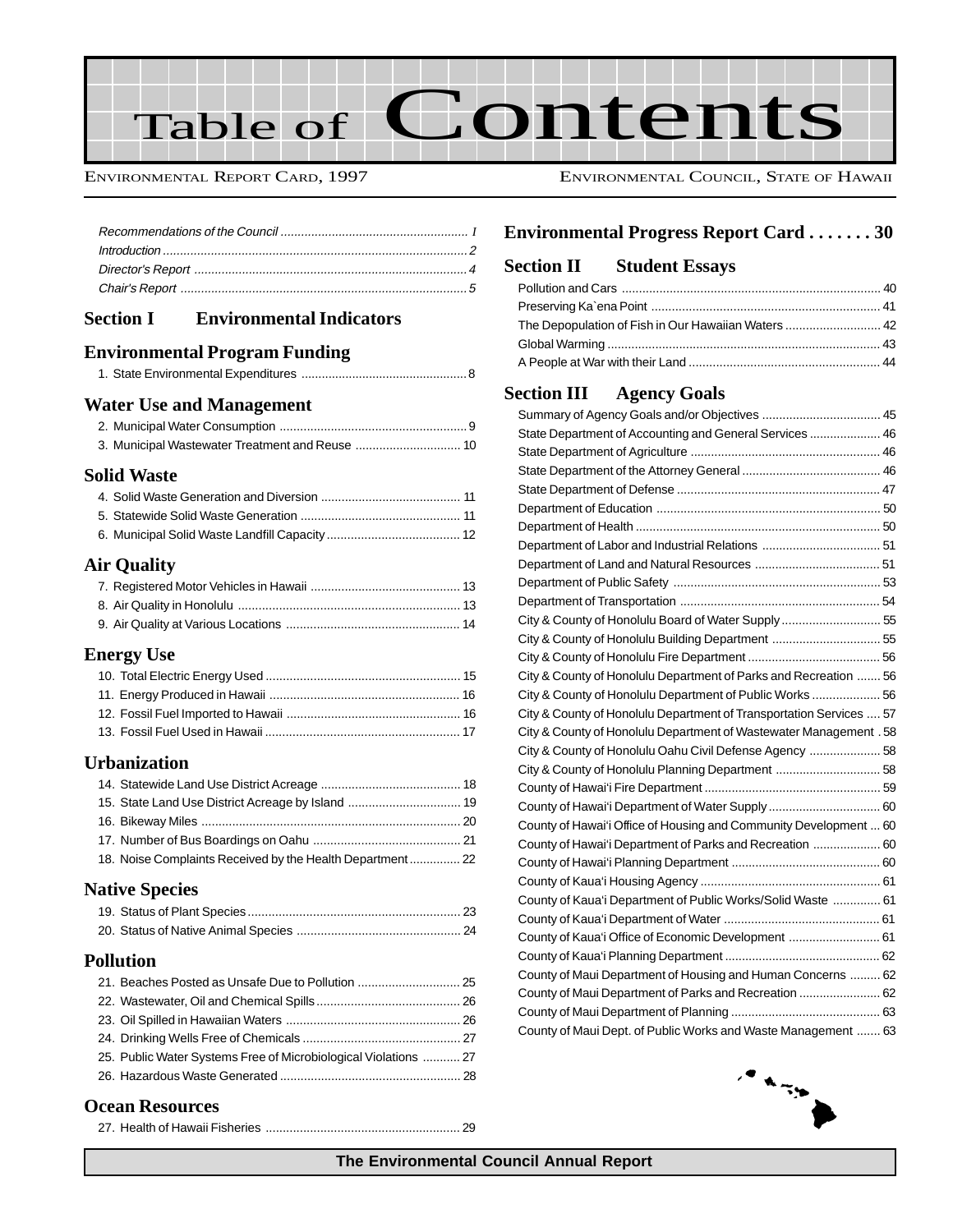# Table of Contents

Environmental Report Card, 1997 — Environmental Council, State of Hawaii

*Recommendations of the Council ....... I*
*Introduction ....... 2*
*Director's Report ....... 4*
*Chair's Report ....... 5*

## Section I Environmental Indicators

### Environmental Program Funding

1. State Environmental Expenditures ....... 8

### Water Use and Management

2. Municipal Water Consumption ....... 9
3. Municipal Wastewater Treatment and Reuse ....... 10

### Solid Waste

4. Solid Waste Generation and Diversion ....... 11
5. Statewide Solid Waste Generation ....... 11
6. Municipal Solid Waste Landfill Capacity ....... 12

### Air Quality

7. Registered Motor Vehicles in Hawaii ....... 13
8. Air Quality in Honolulu ....... 13
9. Air Quality at Various Locations ....... 14

### Energy Use

10. Total Electric Energy Used ....... 15
11. Energy Produced in Hawaii ....... 16
12. Fossil Fuel Imported to Hawaii ....... 16
13. Fossil Fuel Used in Hawaii ....... 17

### Urbanization

14. Statewide Land Use District Acreage ....... 18
15. State Land Use District Acreage by Island ....... 19
16. Bikeway Miles ....... 20
17. Number of Bus Boardings on Oahu ....... 21
18. Noise Complaints Received by the Health Department ....... 22

### Native Species

19. Status of Plant Species ....... 23
20. Status of Native Animal Species ....... 24

### Pollution

21. Beaches Posted as Unsafe Due to Pollution ....... 25
22. Wastewater, Oil and Chemical Spills ....... 26
23. Oil Spilled in Hawaiian Waters ....... 26
24. Drinking Wells Free of Chemicals ....... 27
25. Public Water Systems Free of Microbiological Violations ....... 27
26. Hazardous Waste Generated ....... 28

### Ocean Resources

27. Health of Hawaii Fisheries ....... 29

## Environmental Progress Report Card ....... 30

## Section II Student Essays

Pollution and Cars ....... 40
Preserving Ka`ena Point ....... 41
The Depopulation of Fish in Our Hawaiian Waters ....... 42
Global Warming ....... 43
A People at War with their Land ....... 44

## Section III Agency Goals

Summary of Agency Goals and/or Objectives ....... 45
State Department of Accounting and General Services ....... 46
State Department of Agriculture ....... 46
State Department of the Attorney General ....... 46
State Department of Defense ....... 47
Department of Education ....... 50
Department of Health ....... 50
Department of Labor and Industrial Relations ....... 51
Department of Land and Natural Resources ....... 51
Department of Public Safety ....... 53
Department of Transportation ....... 54
City & County of Honolulu Board of Water Supply ....... 55
City & County of Honolulu Building Department ....... 55
City & County of Honolulu Fire Department ....... 56
City & County of Honolulu Department of Parks and Recreation ....... 56
City & County of Honolulu Department of Public Works ....... 56
City & County of Honolulu Department of Transportation Services ....... 57
City & County of Honolulu Department of Wastewater Management ....... 58
City & County of Honolulu Oahu Civil Defense Agency ....... 58
City & County of Honolulu Planning Department ....... 58
County of Hawai'i Fire Department ....... 59
County of Hawai'i Department of Water Supply ....... 60
County of Hawai'i Office of Housing and Community Development ....... 60
County of Hawai'i Department of Parks and Recreation ....... 60
County of Hawai'i Planning Department ....... 60
County of Kaua'i Housing Agency ....... 61
County of Kaua'i Department of Public Works/Solid Waste ....... 61
County of Kaua'i Department of Water ....... 61
County of Kaua'i Office of Economic Development ....... 61
County of Kaua'i Planning Department ....... 62
County of Maui Department of Housing and Human Concerns ....... 62
County of Maui Department of Parks and Recreation ....... 62
County of Maui Department of Planning ....... 63
County of Maui Dept. of Public Works and Waste Management ....... 63

**The Environmental Council Annual Report**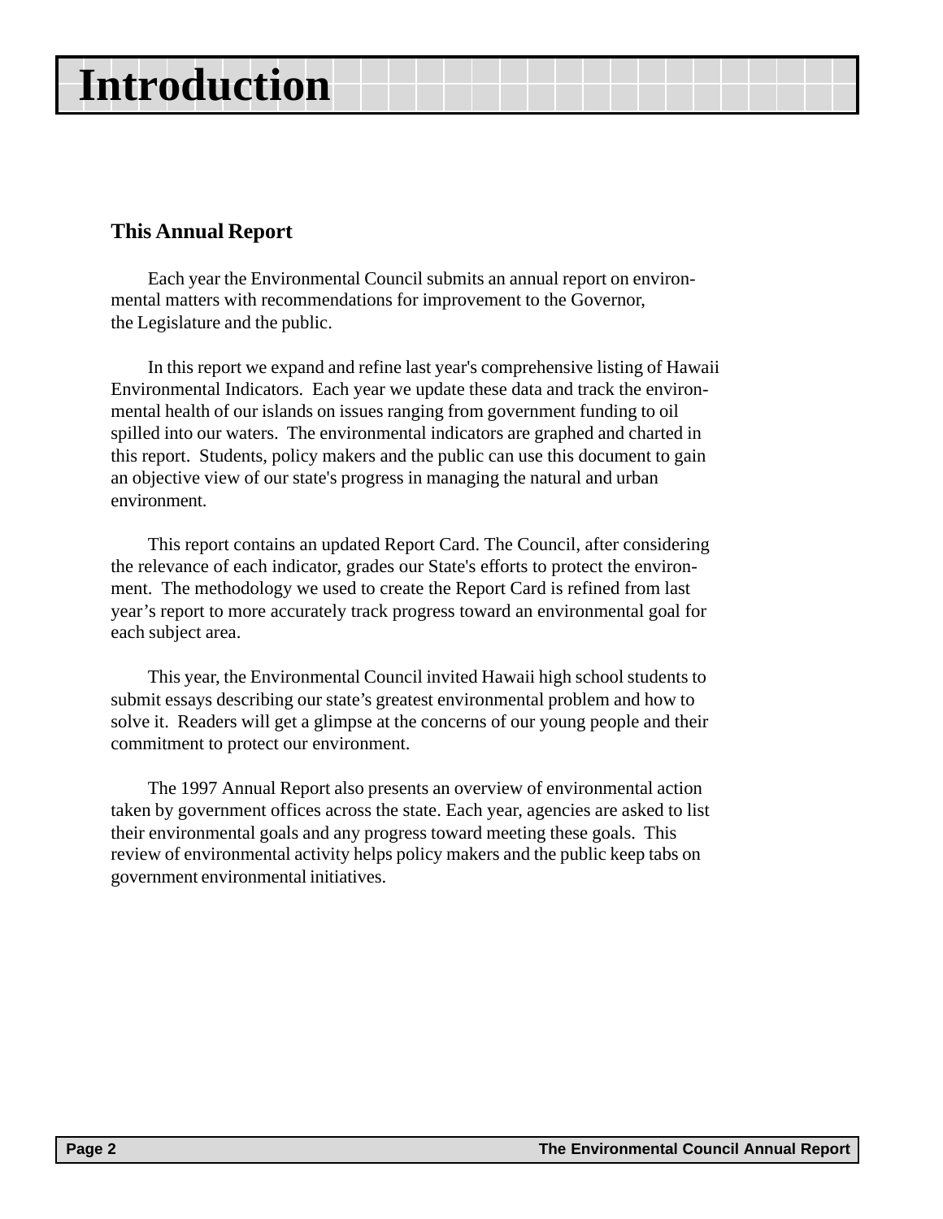# Introduction

## This Annual Report

Each year the Environmental Council submits an annual report on environmental matters with recommendations for improvement to the Governor, the Legislature and the public.

In this report we expand and refine last year's comprehensive listing of Hawaii Environmental Indicators. Each year we update these data and track the environmental health of our islands on issues ranging from government funding to oil spilled into our waters. The environmental indicators are graphed and charted in this report. Students, policy makers and the public can use this document to gain an objective view of our state's progress in managing the natural and urban environment.

This report contains an updated Report Card. The Council, after considering the relevance of each indicator, grades our State's efforts to protect the environment. The methodology we used to create the Report Card is refined from last year's report to more accurately track progress toward an environmental goal for each subject area.

This year, the Environmental Council invited Hawaii high school students to submit essays describing our state's greatest environmental problem and how to solve it. Readers will get a glimpse at the concerns of our young people and their commitment to protect our environment.

The 1997 Annual Report also presents an overview of environmental action taken by government offices across the state. Each year, agencies are asked to list their environmental goals and any progress toward meeting these goals. This review of environmental activity helps policy makers and the public keep tabs on government environmental initiatives.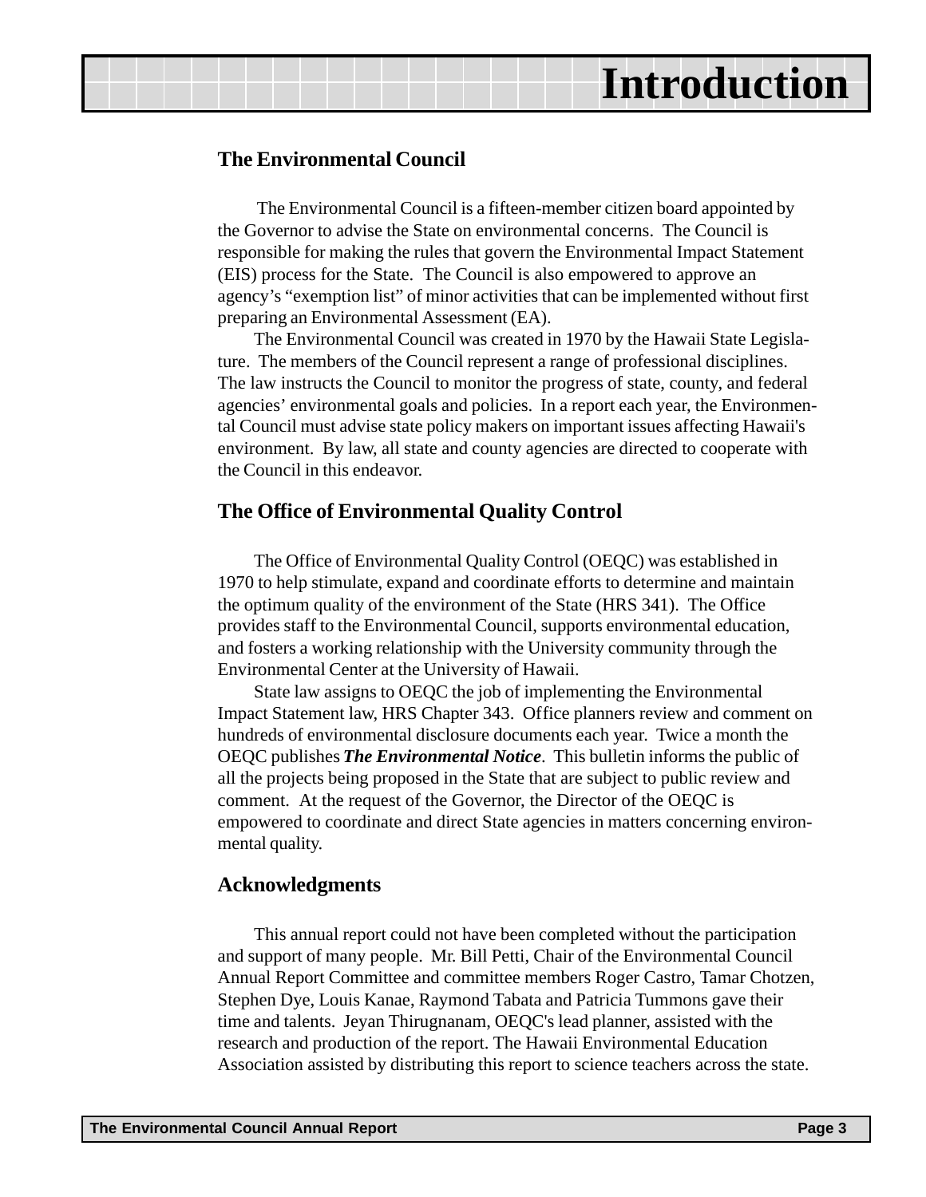# Introduction

## The Environmental Council

The Environmental Council is a fifteen-member citizen board appointed by the Governor to advise the State on environmental concerns. The Council is responsible for making the rules that govern the Environmental Impact Statement (EIS) process for the State. The Council is also empowered to approve an agency's "exemption list" of minor activities that can be implemented without first preparing an Environmental Assessment (EA).

The Environmental Council was created in 1970 by the Hawaii State Legislature. The members of the Council represent a range of professional disciplines. The law instructs the Council to monitor the progress of state, county, and federal agencies' environmental goals and policies. In a report each year, the Environmental Council must advise state policy makers on important issues affecting Hawaii's environment. By law, all state and county agencies are directed to cooperate with the Council in this endeavor.

## The Office of Environmental Quality Control

The Office of Environmental Quality Control (OEQC) was established in 1970 to help stimulate, expand and coordinate efforts to determine and maintain the optimum quality of the environment of the State (HRS 341). The Office provides staff to the Environmental Council, supports environmental education, and fosters a working relationship with the University community through the Environmental Center at the University of Hawaii.

State law assigns to OEQC the job of implementing the Environmental Impact Statement law, HRS Chapter 343. Office planners review and comment on hundreds of environmental disclosure documents each year. Twice a month the OEQC publishes ***The Environmental Notice***. This bulletin informs the public of all the projects being proposed in the State that are subject to public review and comment. At the request of the Governor, the Director of the OEQC is empowered to coordinate and direct State agencies in matters concerning environmental quality.

## Acknowledgments

This annual report could not have been completed without the participation and support of many people. Mr. Bill Petti, Chair of the Environmental Council Annual Report Committee and committee members Roger Castro, Tamar Chotzen, Stephen Dye, Louis Kanae, Raymond Tabata and Patricia Tummons gave their time and talents. Jeyan Thirugnanam, OEQC's lead planner, assisted with the research and production of the report. The Hawaii Environmental Education Association assisted by distributing this report to science teachers across the state.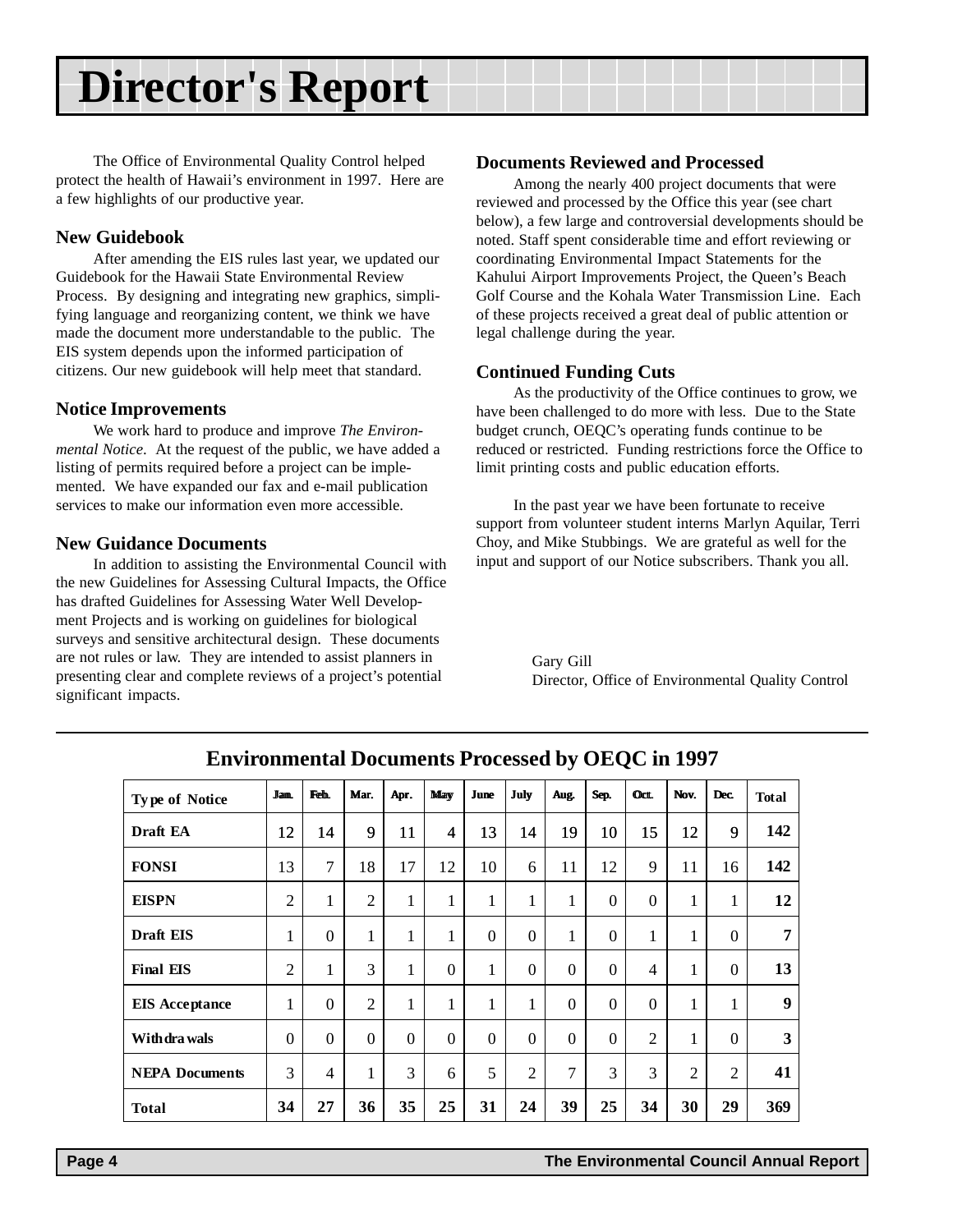# Director's Report

The Office of Environmental Quality Control helped protect the health of Hawaii's environment in 1997. Here are a few highlights of our productive year.

### New Guidebook

After amending the EIS rules last year, we updated our Guidebook for the Hawaii State Environmental Review Process. By designing and integrating new graphics, simplifying language and reorganizing content, we think we have made the document more understandable to the public. The EIS system depends upon the informed participation of citizens. Our new guidebook will help meet that standard.

### Notice Improvements

We work hard to produce and improve *The Environmental Notice*. At the request of the public, we have added a listing of permits required before a project can be implemented. We have expanded our fax and e-mail publication services to make our information even more accessible.

### New Guidance Documents

In addition to assisting the Environmental Council with the new Guidelines for Assessing Cultural Impacts, the Office has drafted Guidelines for Assessing Water Well Development Projects and is working on guidelines for biological surveys and sensitive architectural design. These documents are not rules or law. They are intended to assist planners in presenting clear and complete reviews of a project's potential significant impacts.

### Documents Reviewed and Processed

Among the nearly 400 project documents that were reviewed and processed by the Office this year (see chart below), a few large and controversial developments should be noted. Staff spent considerable time and effort reviewing or coordinating Environmental Impact Statements for the Kahului Airport Improvements Project, the Queen's Beach Golf Course and the Kohala Water Transmission Line. Each of these projects received a great deal of public attention or legal challenge during the year.

### Continued Funding Cuts

As the productivity of the Office continues to grow, we have been challenged to do more with less. Due to the State budget crunch, OEQC's operating funds continue to be reduced or restricted. Funding restrictions force the Office to limit printing costs and public education efforts.

In the past year we have been fortunate to receive support from volunteer student interns Marlyn Aquilar, Terri Choy, and Mike Stubbings. We are grateful as well for the input and support of our Notice subscribers. Thank you all.

Gary Gill
Director, Office of Environmental Quality Control

## Environmental Documents Processed by OEQC in 1997

| Type of Notice | Jan. | Feb. | Mar. | Apr. | May | June | July | Aug. | Sep. | Oct. | Nov. | Dec. | Total |
|---|---|---|---|---|---|---|---|---|---|---|---|---|---|
| **Draft EA** | 12 | 14 | 9 | 11 | 4 | 13 | 14 | 19 | 10 | 15 | 12 | 9 | **142** |
| **FONSI** | 13 | 7 | 18 | 17 | 12 | 10 | 6 | 11 | 12 | 9 | 11 | 16 | **142** |
| **EISPN** | 2 | 1 | 2 | 1 | 1 | 1 | 1 | 1 | 0 | 0 | 1 | 1 | **12** |
| **Draft EIS** | 1 | 0 | 1 | 1 | 1 | 0 | 0 | 1 | 0 | 1 | 1 | 0 | **7** |
| **Final EIS** | 2 | 1 | 3 | 1 | 0 | 1 | 0 | 0 | 0 | 4 | 1 | 0 | **13** |
| **EIS Acceptance** | 1 | 0 | 2 | 1 | 1 | 1 | 1 | 0 | 0 | 0 | 1 | 1 | **9** |
| **Withdrawals** | 0 | 0 | 0 | 0 | 0 | 0 | 0 | 0 | 0 | 2 | 1 | 0 | **3** |
| **NEPA Documents** | 3 | 4 | 1 | 3 | 6 | 5 | 2 | 7 | 3 | 3 | 2 | 2 | **41** |
| **Total** | **34** | **27** | **36** | **35** | **25** | **31** | **24** | **39** | **25** | **34** | **30** | **29** | **369** |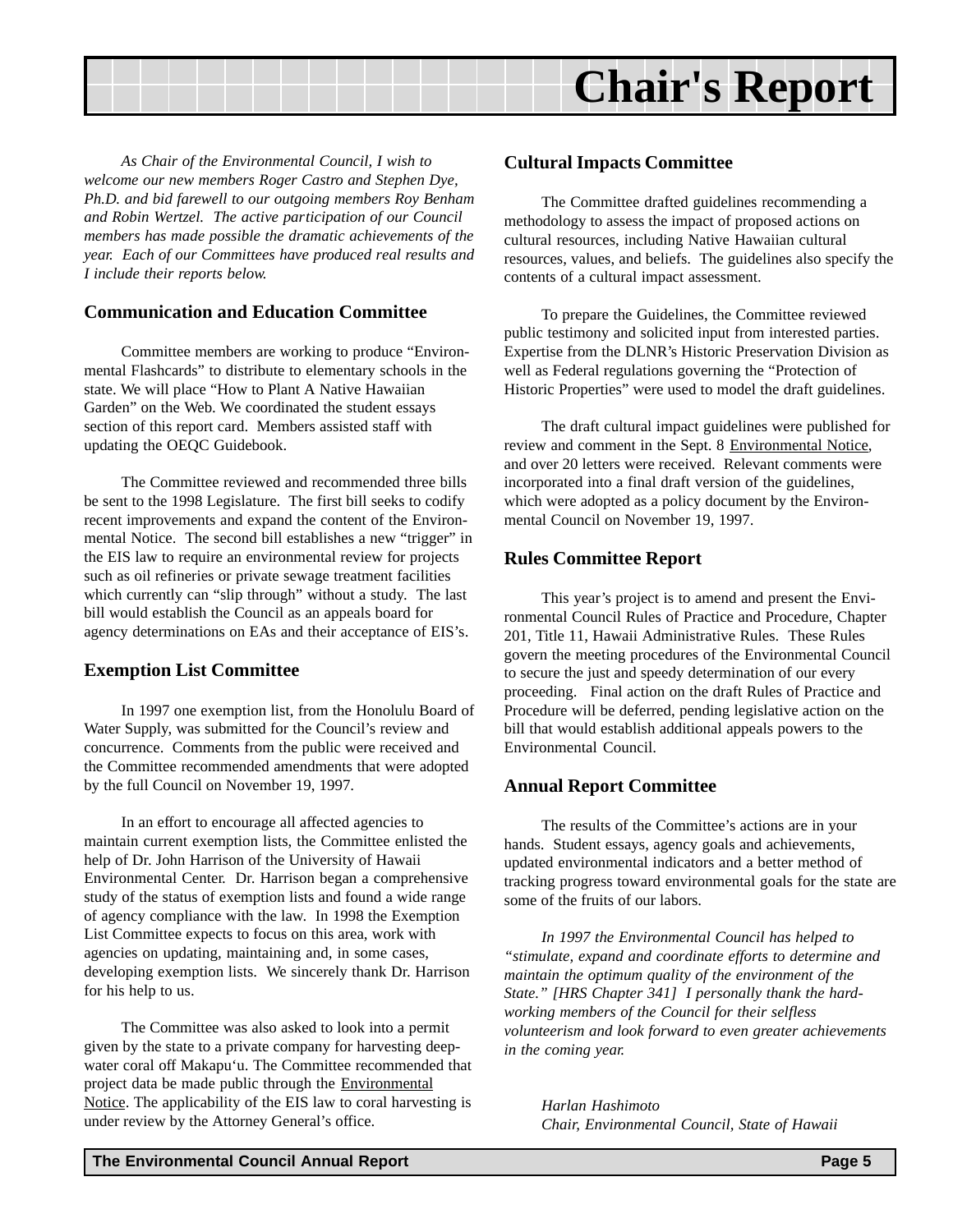# Chair's Report

*As Chair of the Environmental Council, I wish to welcome our new members Roger Castro and Stephen Dye, Ph.D. and bid farewell to our outgoing members Roy Benham and Robin Wertzel. The active participation of our Council members has made possible the dramatic achievements of the year. Each of our Committees have produced real results and I include their reports below.*

## Communication and Education Committee

Committee members are working to produce "Environmental Flashcards" to distribute to elementary schools in the state. We will place "How to Plant A Native Hawaiian Garden" on the Web. We coordinated the student essays section of this report card. Members assisted staff with updating the OEQC Guidebook.

The Committee reviewed and recommended three bills be sent to the 1998 Legislature. The first bill seeks to codify recent improvements and expand the content of the Environmental Notice. The second bill establishes a new "trigger" in the EIS law to require an environmental review for projects such as oil refineries or private sewage treatment facilities which currently can "slip through" without a study. The last bill would establish the Council as an appeals board for agency determinations on EAs and their acceptance of EIS's.

## Exemption List Committee

In 1997 one exemption list, from the Honolulu Board of Water Supply, was submitted for the Council's review and concurrence. Comments from the public were received and the Committee recommended amendments that were adopted by the full Council on November 19, 1997.

In an effort to encourage all affected agencies to maintain current exemption lists, the Committee enlisted the help of Dr. John Harrison of the University of Hawaii Environmental Center. Dr. Harrison began a comprehensive study of the status of exemption lists and found a wide range of agency compliance with the law. In 1998 the Exemption List Committee expects to focus on this area, work with agencies on updating, maintaining and, in some cases, developing exemption lists. We sincerely thank Dr. Harrison for his help to us.

The Committee was also asked to look into a permit given by the state to a private company for harvesting deep-water coral off Makapu'u. The Committee recommended that project data be made public through the Environmental Notice. The applicability of the EIS law to coral harvesting is under review by the Attorney General's office.

## Cultural Impacts Committee

The Committee drafted guidelines recommending a methodology to assess the impact of proposed actions on cultural resources, including Native Hawaiian cultural resources, values, and beliefs. The guidelines also specify the contents of a cultural impact assessment.

To prepare the Guidelines, the Committee reviewed public testimony and solicited input from interested parties. Expertise from the DLNR's Historic Preservation Division as well as Federal regulations governing the "Protection of Historic Properties" were used to model the draft guidelines.

The draft cultural impact guidelines were published for review and comment in the Sept. 8 Environmental Notice, and over 20 letters were received. Relevant comments were incorporated into a final draft version of the guidelines, which were adopted as a policy document by the Environmental Council on November 19, 1997.

## Rules Committee Report

This year's project is to amend and present the Environmental Council Rules of Practice and Procedure, Chapter 201, Title 11, Hawaii Administrative Rules. These Rules govern the meeting procedures of the Environmental Council to secure the just and speedy determination of our every proceeding. Final action on the draft Rules of Practice and Procedure will be deferred, pending legislative action on the bill that would establish additional appeals powers to the Environmental Council.

## Annual Report Committee

The results of the Committee's actions are in your hands. Student essays, agency goals and achievements, updated environmental indicators and a better method of tracking progress toward environmental goals for the state are some of the fruits of our labors.

*In 1997 the Environmental Council has helped to "stimulate, expand and coordinate efforts to determine and maintain the optimum quality of the environment of the State." [HRS Chapter 341] I personally thank the hard-working members of the Council for their selfless volunteerism and look forward to even greater achievements in the coming year.*

*Harlan Hashimoto*
*Chair, Environmental Council, State of Hawaii*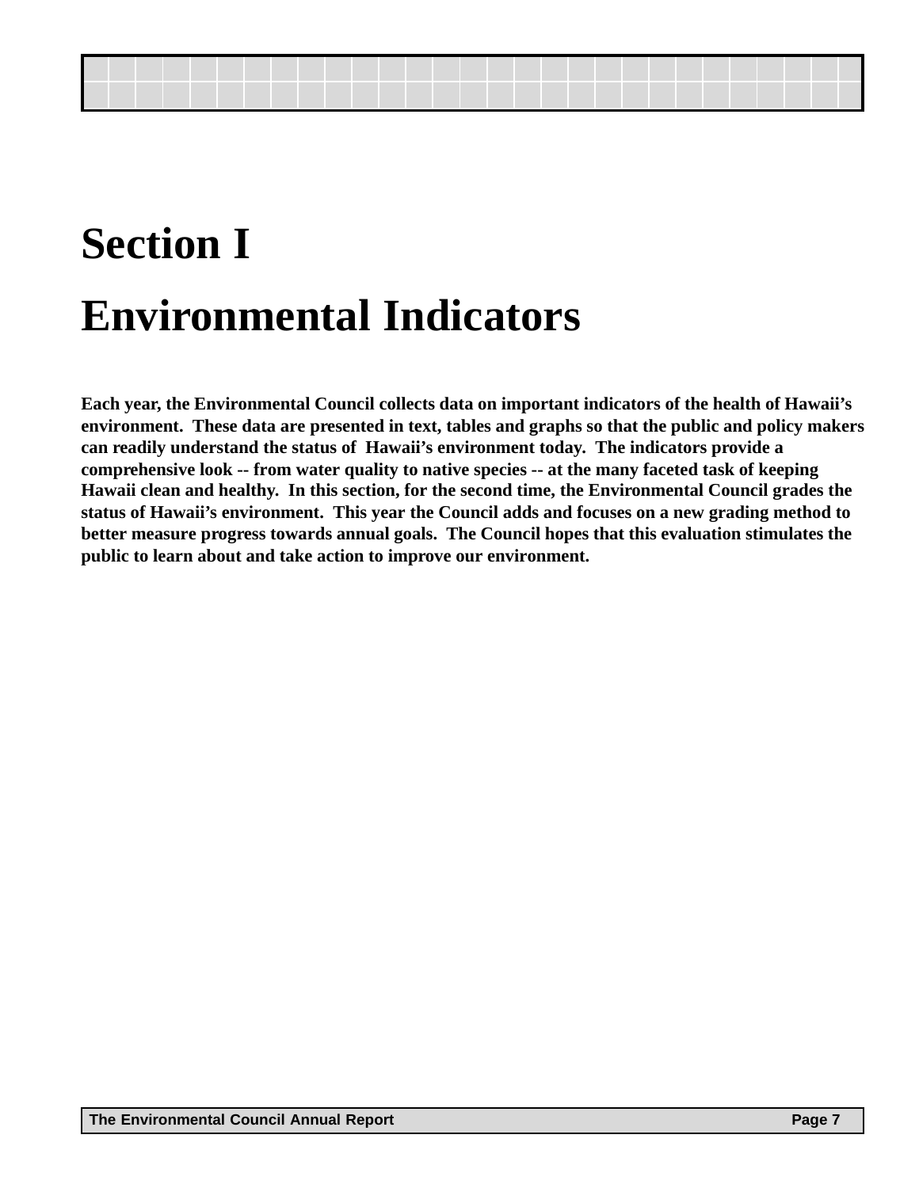# Section I

# Environmental Indicators

**Each year, the Environmental Council collects data on important indicators of the health of Hawaii's environment. These data are presented in text, tables and graphs so that the public and policy makers can readily understand the status of Hawaii's environment today. The indicators provide a comprehensive look -- from water quality to native species -- at the many faceted task of keeping Hawaii clean and healthy. In this section, for the second time, the Environmental Council grades the status of Hawaii's environment. This year the Council adds and focuses on a new grading method to better measure progress towards annual goals. The Council hopes that this evaluation stimulates the public to learn about and take action to improve our environment.**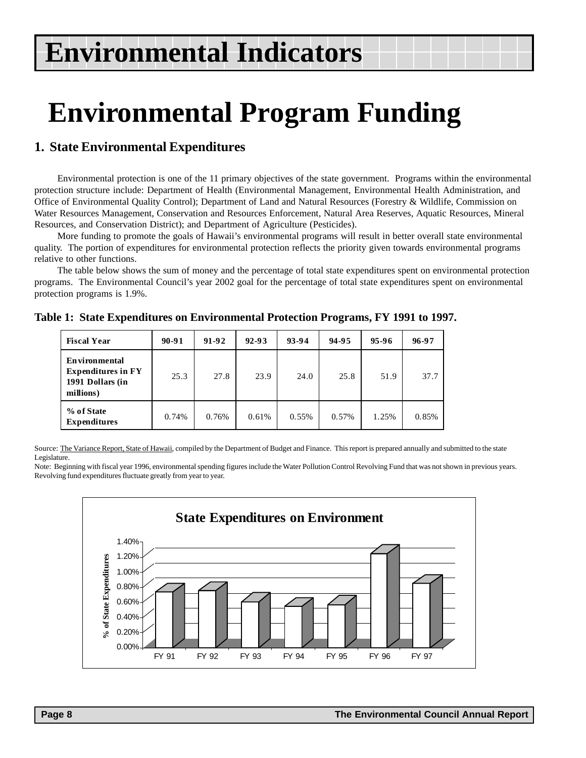# Environmental Indicators

# Environmental Program Funding

## 1. State Environmental Expenditures

Environmental protection is one of the 11 primary objectives of the state government. Programs within the environmental protection structure include: Department of Health (Environmental Management, Environmental Health Administration, and Office of Environmental Quality Control); Department of Land and Natural Resources (Forestry & Wildlife, Commission on Water Resources Management, Conservation and Resources Enforcement, Natural Area Reserves, Aquatic Resources, Mineral Resources, and Conservation District); and Department of Agriculture (Pesticides).

More funding to promote the goals of Hawaii's environmental programs will result in better overall state environmental quality. The portion of expenditures for environmental protection reflects the priority given towards environmental programs relative to other functions.

The table below shows the sum of money and the percentage of total state expenditures spent on environmental protection programs. The Environmental Council's year 2002 goal for the percentage of total state expenditures spent on environmental protection programs is 1.9%.

**Table 1: State Expenditures on Environmental Protection Programs, FY 1991 to 1997.**

| Fiscal Year | 90-91 | 91-92 | 92-93 | 93-94 | 94-95 | 95-96 | 96-97 |
|---|---|---|---|---|---|---|---|
| Environmental Expenditures in FY 1991 Dollars (in millions) | 25.3 | 27.8 | 23.9 | 24.0 | 25.8 | 51.9 | 37.7 |
| % of State Expenditures | 0.74% | 0.76% | 0.61% | 0.55% | 0.57% | 1.25% | 0.85% |

Source: The Variance Report, State of Hawaii, compiled by the Department of Budget and Finance. This report is prepared annually and submitted to the state Legislature.

Note: Beginning with fiscal year 1996, environmental spending figures include the Water Pollution Control Revolving Fund that was not shown in previous years. Revolving fund expenditures fluctuate greatly from year to year.

**State Expenditures on Environment**

(Bar chart: % of State Expenditures, FY 91 to FY 97; y-axis 0.00% to 1.40%)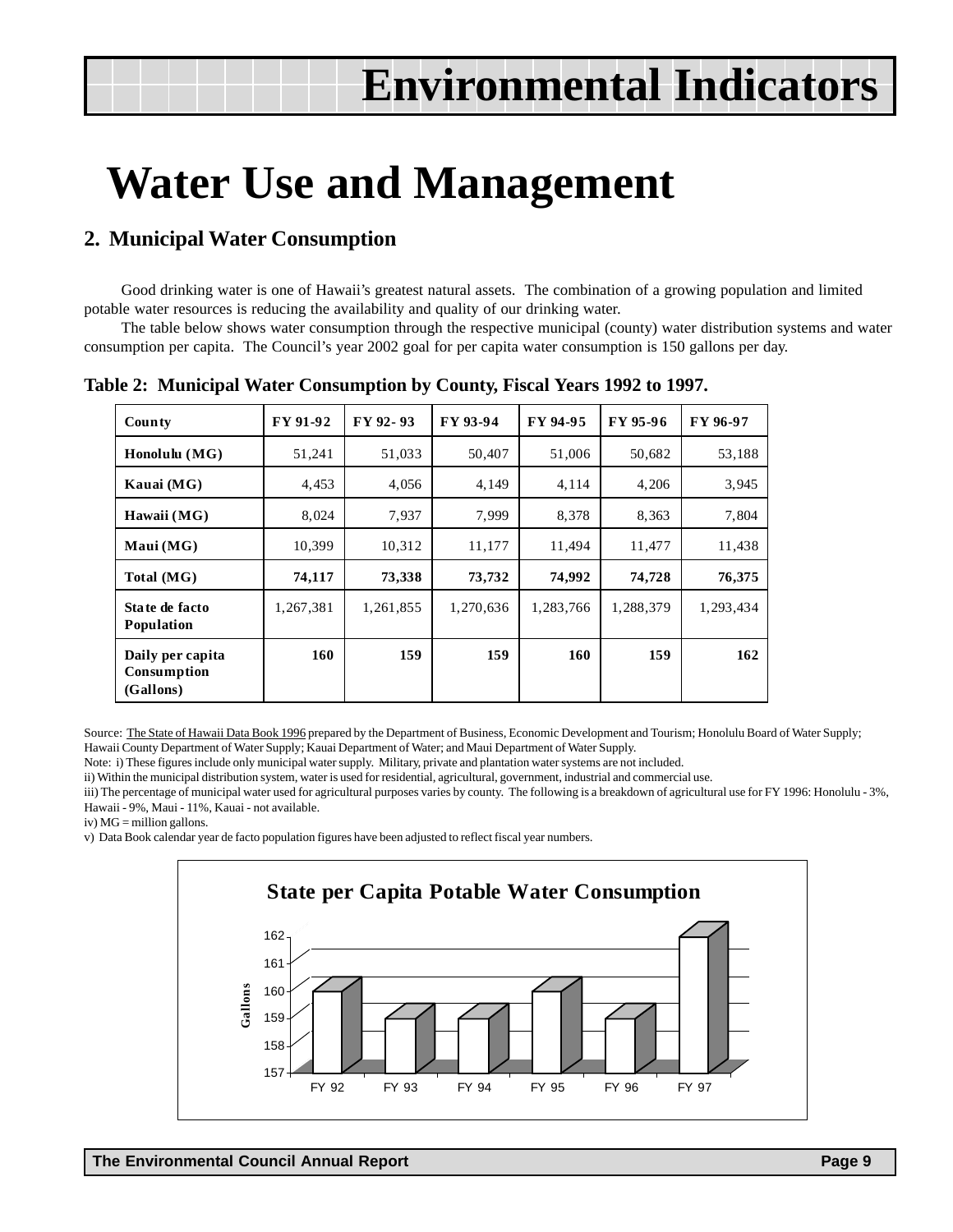# Environmental Indicators

# Water Use and Management

## 2. Municipal Water Consumption

Good drinking water is one of Hawaii's greatest natural assets. The combination of a growing population and limited potable water resources is reducing the availability and quality of our drinking water.

The table below shows water consumption through the respective municipal (county) water distribution systems and water consumption per capita. The Council's year 2002 goal for per capita water consumption is 150 gallons per day.

**Table 2: Municipal Water Consumption by County, Fiscal Years 1992 to 1997.**

| County | FY 91-92 | FY 92- 93 | FY 93-94 | FY 94-95 | FY 95-96 | FY 96-97 |
|---|---|---|---|---|---|---|
| **Honolulu (MG)** | 51,241 | 51,033 | 50,407 | 51,006 | 50,682 | 53,188 |
| **Kauai (MG)** | 4,453 | 4,056 | 4,149 | 4,114 | 4,206 | 3,945 |
| **Hawaii (MG)** | 8,024 | 7,937 | 7,999 | 8,378 | 8,363 | 7,804 |
| **Maui (MG)** | 10,399 | 10,312 | 11,177 | 11,494 | 11,477 | 11,438 |
| **Total (MG)** | **74,117** | **73,338** | **73,732** | **74,992** | **74,728** | **76,375** |
| **State de facto Population** | 1,267,381 | 1,261,855 | 1,270,636 | 1,283,766 | 1,288,379 | 1,293,434 |
| **Daily per capita Consumption (Gallons)** | **160** | **159** | **159** | **160** | **159** | **162** |

Source: The State of Hawaii Data Book 1996 prepared by the Department of Business, Economic Development and Tourism; Honolulu Board of Water Supply; Hawaii County Department of Water Supply; Kauai Department of Water; and Maui Department of Water Supply.

Note: i) These figures include only municipal water supply. Military, private and plantation water systems are not included.

ii) Within the municipal distribution system, water is used for residential, agricultural, government, industrial and commercial use.

iii) The percentage of municipal water used for agricultural purposes varies by county. The following is a breakdown of agricultural use for FY 1996: Honolulu - 3%, Hawaii - 9%, Maui - 11%, Kauai - not available.

iv) MG = million gallons.

v) Data Book calendar year de facto population figures have been adjusted to reflect fiscal year numbers.

**State per Capita Potable Water Consumption**

| | FY 92 | FY 93 | FY 94 | FY 95 | FY 96 | FY 97 |
|---|---|---|---|---|---|---|
| Gallons | 160 | 159 | 159 | 160 | 159 | 162 |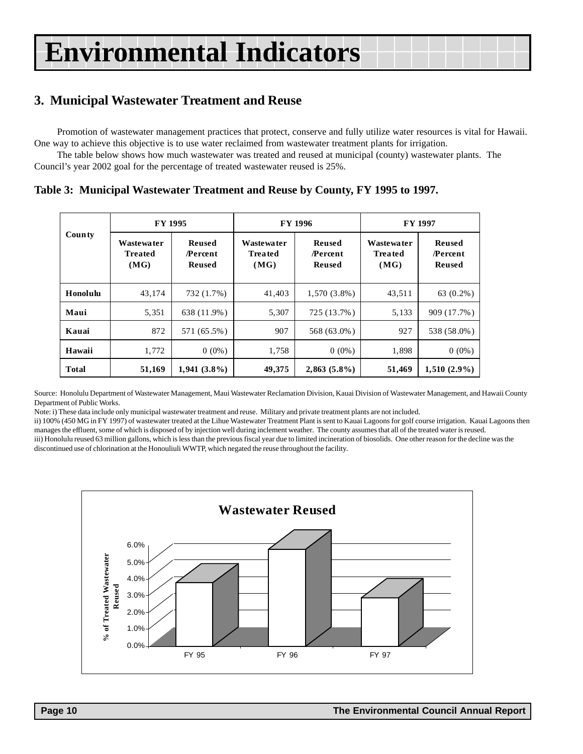# Environmental Indicators

## 3. Municipal Wastewater Treatment and Reuse

Promotion of wastewater management practices that protect, conserve and fully utilize water resources is vital for Hawaii. One way to achieve this objective is to use water reclaimed from wastewater treatment plants for irrigation.

The table below shows how much wastewater was treated and reused at municipal (county) wastewater plants. The Council's year 2002 goal for the percentage of treated wastewater reused is 25%.

### Table 3: Municipal Wastewater Treatment and Reuse by County, FY 1995 to 1997.

| County | FY 1995 | | FY 1996 | | FY 1997 | |
|---|---|---|---|---|---|---|
| | Wastewater Treated (MG) | Reused /Percent Reused | Wastewater Treated (MG) | Reused /Percent Reused | Wastewater Treated (MG) | Reused /Percent Reused |
| **Honolulu** | 43,174 | 732 (1.7%) | 41,403 | 1,570 (3.8%) | 43,511 | 63 (0.2%) |
| **Maui** | 5,351 | 638 (11.9%) | 5,307 | 725 (13.7%) | 5,133 | 909 (17.7%) |
| **Kauai** | 872 | 571 (65.5%) | 907 | 568 (63.0%) | 927 | 538 (58.0%) |
| **Hawaii** | 1,772 | 0 (0%) | 1,758 | 0 (0%) | 1,898 | 0 (0%) |
| **Total** | **51,169** | **1,941 (3.8%)** | **49,375** | **2,863 (5.8%)** | **51,469** | **1,510 (2.9%)** |

Source: Honolulu Department of Wastewater Management, Maui Wastewater Reclamation Division, Kauai Division of Wastewater Management, and Hawaii County Department of Public Works.

Note: i) These data include only municipal wastewater treatment and reuse. Military and private treatment plants are not included.

ii) 100% (450 MG in FY 1997) of wastewater treated at the Lihue Wastewater Treatment Plant is sent to Kauai Lagoons for golf course irrigation. Kauai Lagoons then manages the effluent, some of which is disposed of by injection well during inclement weather. The county assumes that all of the treated water is reused.

iii) Honolulu reused 63 million gallons, which is less than the previous fiscal year due to limited incineration of biosolids. One other reason for the decline was the discontinued use of chlorination at the Honouliuli WWTP, which negated the reuse throughout the facility.

**Wastewater Reused**

| | % of Treated Wastewater Reused |
|---|---|
| FY 95 | 3.8% |
| FY 96 | 5.8% |
| FY 97 | 2.9% |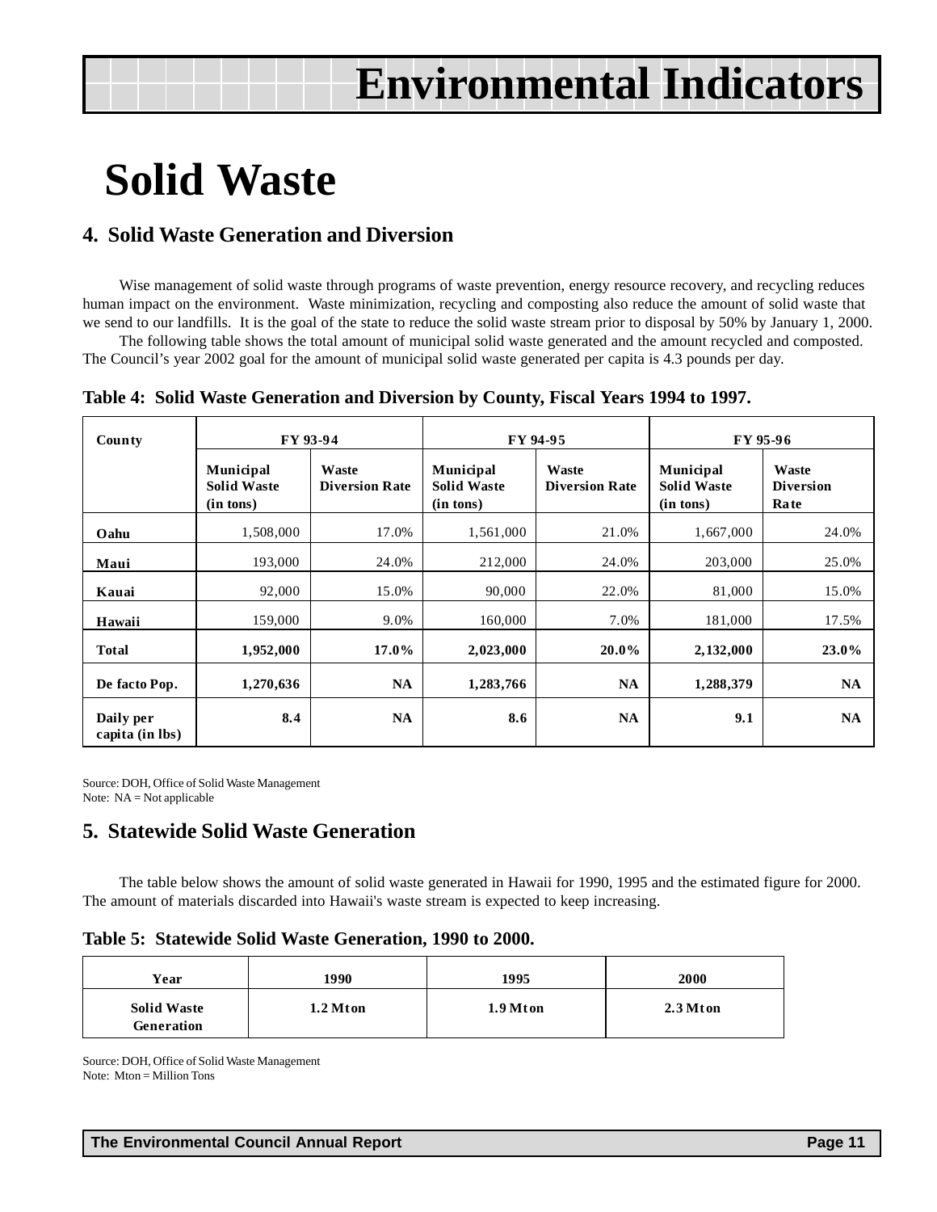# Environmental Indicators

# Solid Waste

## 4. Solid Waste Generation and Diversion

Wise management of solid waste through programs of waste prevention, energy resource recovery, and recycling reduces human impact on the environment. Waste minimization, recycling and composting also reduce the amount of solid waste that we send to our landfills. It is the goal of the state to reduce the solid waste stream prior to disposal by 50% by January 1, 2000.

The following table shows the total amount of municipal solid waste generated and the amount recycled and composted. The Council's year 2002 goal for the amount of municipal solid waste generated per capita is 4.3 pounds per day.

**Table 4: Solid Waste Generation and Diversion by County, Fiscal Years 1994 to 1997.**

| County | FY 93-94 | | FY 94-95 | | FY 95-96 | |
|---|---|---|---|---|---|---|
| | Municipal Solid Waste (in tons) | Waste Diversion Rate | Municipal Solid Waste (in tons) | Waste Diversion Rate | Municipal Solid Waste (in tons) | Waste Diversion Rate |
| Oahu | 1,508,000 | 17.0% | 1,561,000 | 21.0% | 1,667,000 | 24.0% |
| Maui | 193,000 | 24.0% | 212,000 | 24.0% | 203,000 | 25.0% |
| Kauai | 92,000 | 15.0% | 90,000 | 22.0% | 81,000 | 15.0% |
| Hawaii | 159,000 | 9.0% | 160,000 | 7.0% | 181,000 | 17.5% |
| **Total** | **1,952,000** | **17.0%** | **2,023,000** | **20.0%** | **2,132,000** | **23.0%** |
| **De facto Pop.** | **1,270,636** | **NA** | **1,283,766** | **NA** | **1,288,379** | **NA** |
| **Daily per capita (in lbs)** | **8.4** | **NA** | **8.6** | **NA** | **9.1** | **NA** |

Source: DOH, Office of Solid Waste Management
Note: NA = Not applicable

## 5. Statewide Solid Waste Generation

The table below shows the amount of solid waste generated in Hawaii for 1990, 1995 and the estimated figure for 2000. The amount of materials discarded into Hawaii's waste stream is expected to keep increasing.

**Table 5: Statewide Solid Waste Generation, 1990 to 2000.**

| Year | 1990 | 1995 | 2000 |
|---|---|---|---|
| Solid Waste Generation | 1.2 Mton | 1.9 Mton | 2.3 Mton |

Source: DOH, Office of Solid Waste Management
Note: Mton = Million Tons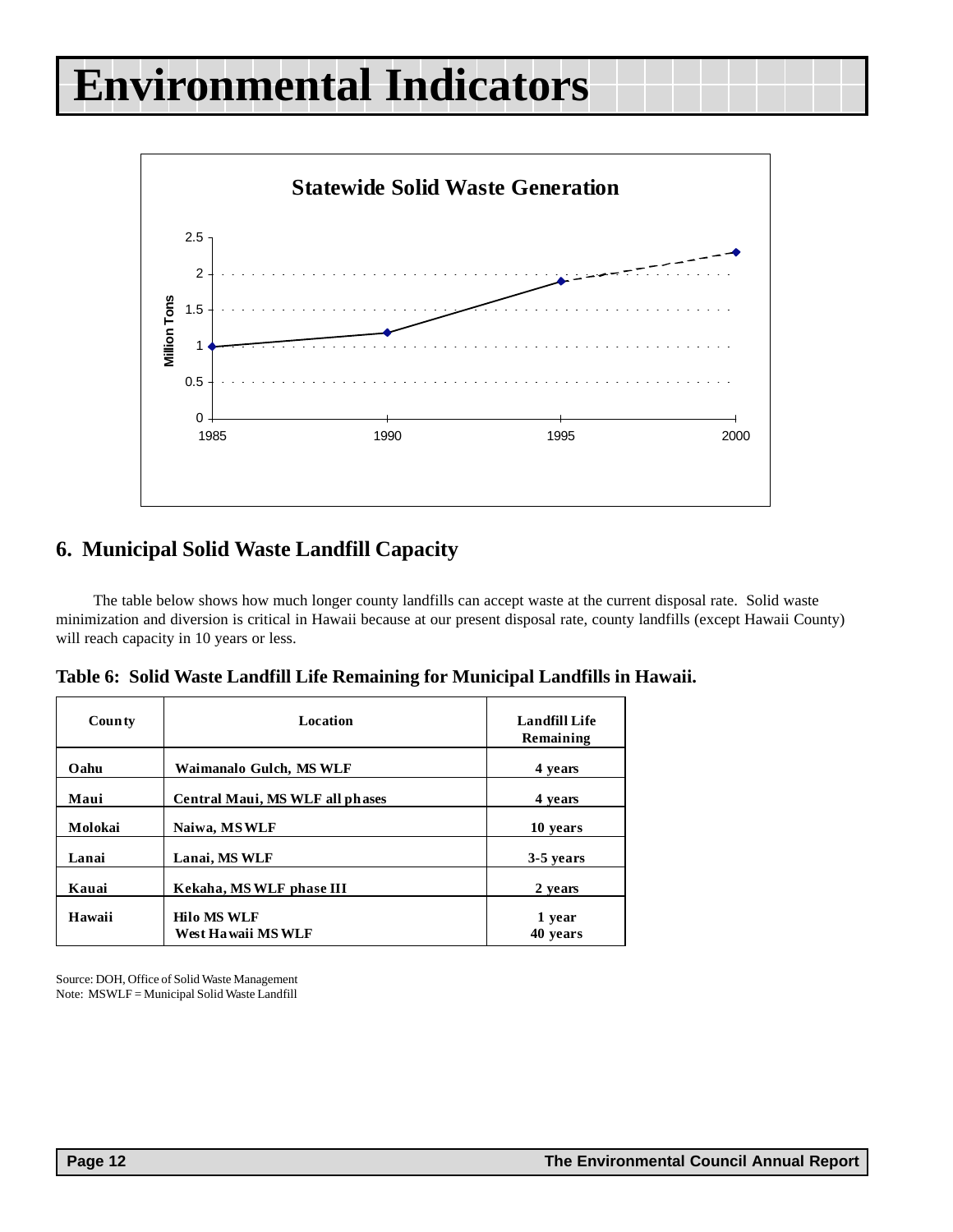# Environmental Indicators

**Statewide Solid Waste Generation**

| Year | Million Tons |
|---|---|
| 1985 | 1 |
| 1990 | 1.2 |
| 1995 | 1.9 |
| 2000 | 2.3 |

## 6. Municipal Solid Waste Landfill Capacity

The table below shows how much longer county landfills can accept waste at the current disposal rate. Solid waste minimization and diversion is critical in Hawaii because at our present disposal rate, county landfills (except Hawaii County) will reach capacity in 10 years or less.

**Table 6: Solid Waste Landfill Life Remaining for Municipal Landfills in Hawaii.**

| County | Location | Landfill Life Remaining |
|---|---|---|
| Oahu | Waimanalo Gulch, MS WLF | 4 years |
| Maui | Central Maui, MS WLF all phases | 4 years |
| Molokai | Naiwa, MS WLF | 10 years |
| Lanai | Lanai, MS WLF | 3-5 years |
| Kauai | Kekaha, MS WLF phase III | 2 years |
| Hawaii | Hilo MS WLF<br>West Hawaii MS WLF | 1 year<br>40 years |

Source: DOH, Office of Solid Waste Management
Note: MSWLF = Municipal Solid Waste Landfill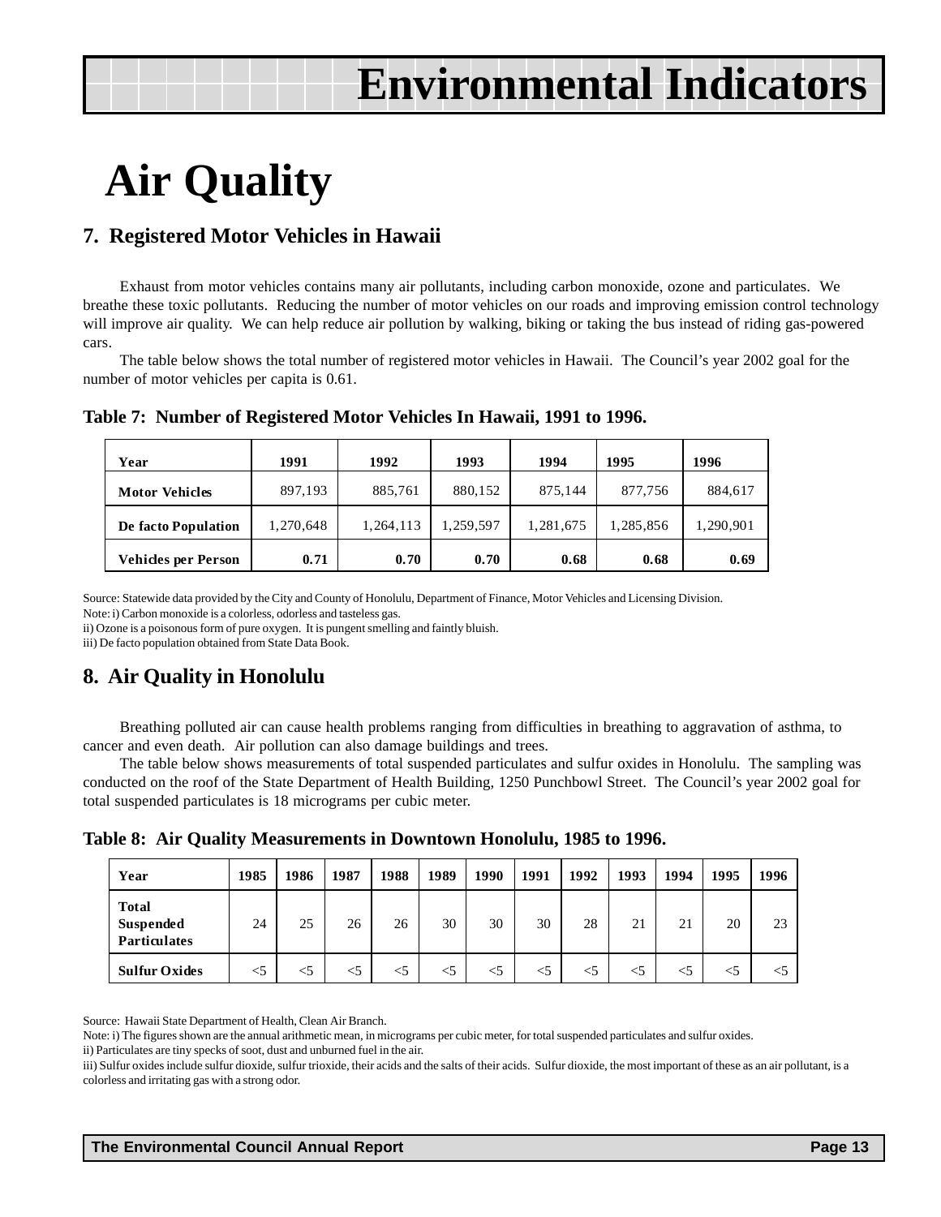# Environmental Indicators

# Air Quality

## 7. Registered Motor Vehicles in Hawaii

Exhaust from motor vehicles contains many air pollutants, including carbon monoxide, ozone and particulates. We breathe these toxic pollutants. Reducing the number of motor vehicles on our roads and improving emission control technology will improve air quality. We can help reduce air pollution by walking, biking or taking the bus instead of riding gas-powered cars.

The table below shows the total number of registered motor vehicles in Hawaii. The Council's year 2002 goal for the number of motor vehicles per capita is 0.61.

**Table 7: Number of Registered Motor Vehicles In Hawaii, 1991 to 1996.**

| Year | 1991 | 1992 | 1993 | 1994 | 1995 | 1996 |
|---|---|---|---|---|---|---|
| Motor Vehicles | 897,193 | 885,761 | 880,152 | 875,144 | 877,756 | 884,617 |
| De facto Population | 1,270,648 | 1,264,113 | 1,259,597 | 1,281,675 | 1,285,856 | 1,290,901 |
| Vehicles per Person | **0.71** | **0.70** | **0.70** | **0.68** | **0.68** | **0.69** |

Source: Statewide data provided by the City and County of Honolulu, Department of Finance, Motor Vehicles and Licensing Division.
Note: i) Carbon monoxide is a colorless, odorless and tasteless gas.
ii) Ozone is a poisonous form of pure oxygen. It is pungent smelling and faintly bluish.
iii) De facto population obtained from State Data Book.

## 8. Air Quality in Honolulu

Breathing polluted air can cause health problems ranging from difficulties in breathing to aggravation of asthma, to cancer and even death. Air pollution can also damage buildings and trees.

The table below shows measurements of total suspended particulates and sulfur oxides in Honolulu. The sampling was conducted on the roof of the State Department of Health Building, 1250 Punchbowl Street. The Council's year 2002 goal for total suspended particulates is 18 micrograms per cubic meter.

**Table 8: Air Quality Measurements in Downtown Honolulu, 1985 to 1996.**

| Year | 1985 | 1986 | 1987 | 1988 | 1989 | 1990 | 1991 | 1992 | 1993 | 1994 | 1995 | 1996 |
|---|---|---|---|---|---|---|---|---|---|---|---|---|
| Total Suspended Particulates | 24 | 25 | 26 | 26 | 30 | 30 | 30 | 28 | 21 | 21 | 20 | 23 |
| Sulfur Oxides | <5 | <5 | <5 | <5 | <5 | <5 | <5 | <5 | <5 | <5 | <5 | <5 |

Source: Hawaii State Department of Health, Clean Air Branch.
Note: i) The figures shown are the annual arithmetic mean, in micrograms per cubic meter, for total suspended particulates and sulfur oxides.
ii) Particulates are tiny specks of soot, dust and unburned fuel in the air.
iii) Sulfur oxides include sulfur dioxide, sulfur trioxide, their acids and the salts of their acids. Sulfur dioxide, the most important of these as an air pollutant, is a colorless and irritating gas with a strong odor.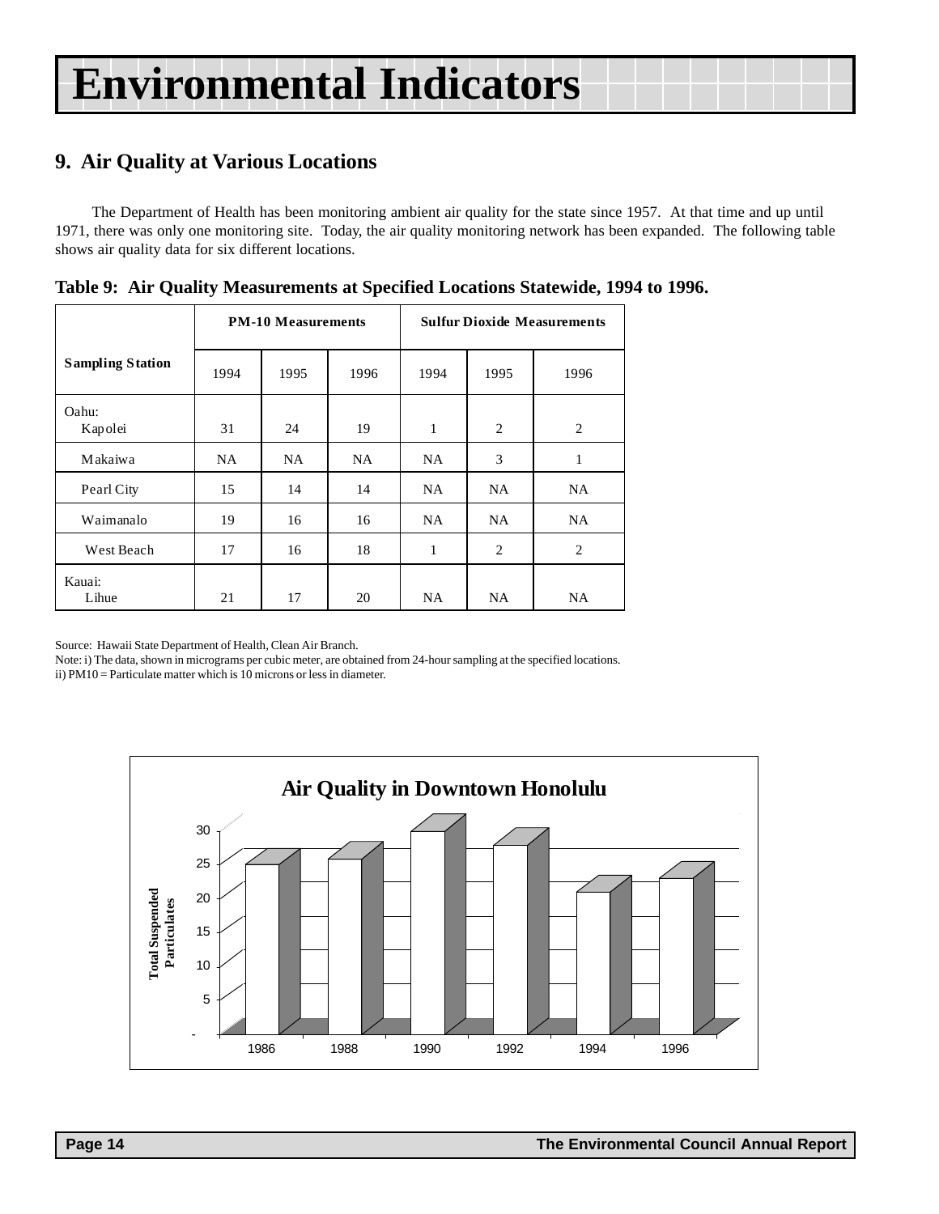# Environmental Indicators

## 9. Air Quality at Various Locations

The Department of Health has been monitoring ambient air quality for the state since 1957. At that time and up until 1971, there was only one monitoring site. Today, the air quality monitoring network has been expanded. The following table shows air quality data for six different locations.

**Table 9: Air Quality Measurements at Specified Locations Statewide, 1994 to 1996.**

| Sampling Station | PM-10 Measurements | | | Sulfur Dioxide Measurements | | |
|---|---|---|---|---|---|---|
| | 1994 | 1995 | 1996 | 1994 | 1995 | 1996 |
| Oahu: Kapolei | 31 | 24 | 19 | 1 | 2 | 2 |
| Makaiwa | NA | NA | NA | NA | 3 | 1 |
| Pearl City | 15 | 14 | 14 | NA | NA | NA |
| Waimanalo | 19 | 16 | 16 | NA | NA | NA |
| West Beach | 17 | 16 | 18 | 1 | 2 | 2 |
| Kauai: Lihue | 21 | 17 | 20 | NA | NA | NA |

Source: Hawaii State Department of Health, Clean Air Branch.
Note: i) The data, shown in micrograms per cubic meter, are obtained from 24-hour sampling at the specified locations.
ii) PM10 = Particulate matter which is 10 microns or less in diameter.

**Air Quality in Downtown Honolulu**

| Year | Total Suspended Particulates |
|---|---|
| 1986 | 25 |
| 1988 | 26 |
| 1990 | 30 |
| 1992 | 28 |
| 1994 | 21 |
| 1996 | 23 |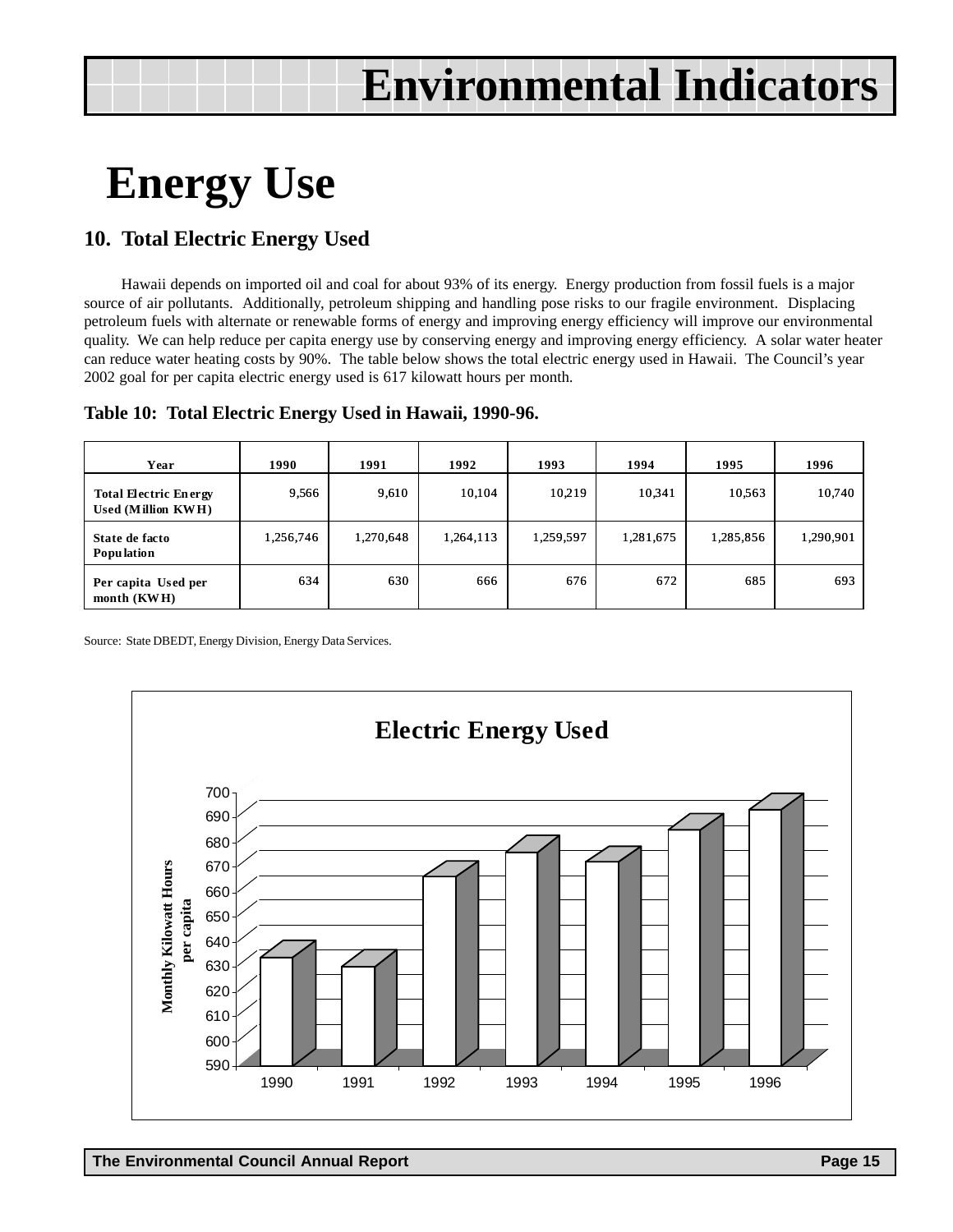# Environmental Indicators

# Energy Use

## 10. Total Electric Energy Used

Hawaii depends on imported oil and coal for about 93% of its energy. Energy production from fossil fuels is a major source of air pollutants. Additionally, petroleum shipping and handling pose risks to our fragile environment. Displacing petroleum fuels with alternate or renewable forms of energy and improving energy efficiency will improve our environmental quality. We can help reduce per capita energy use by conserving energy and improving energy efficiency. A solar water heater can reduce water heating costs by 90%. The table below shows the total electric energy used in Hawaii. The Council's year 2002 goal for per capita electric energy used is 617 kilowatt hours per month.

**Table 10: Total Electric Energy Used in Hawaii, 1990-96.**

| Year | 1990 | 1991 | 1992 | 1993 | 1994 | 1995 | 1996 |
|---|---|---|---|---|---|---|---|
| Total Electric Energy Used (Million KWH) | 9,566 | 9,610 | 10,104 | 10,219 | 10,341 | 10,563 | 10,740 |
| State de facto Population | 1,256,746 | 1,270,648 | 1,264,113 | 1,259,597 | 1,281,675 | 1,285,856 | 1,290,901 |
| Per capita Used per month (KWH) | 634 | 630 | 666 | 676 | 672 | 685 | 693 |

Source: State DBEDT, Energy Division, Energy Data Services.

**Electric Energy Used**

| Year | Monthly Kilowatt Hours per capita |
|---|---|
| 1990 | 634 |
| 1991 | 630 |
| 1992 | 666 |
| 1993 | 676 |
| 1994 | 672 |
| 1995 | 685 |
| 1996 | 693 |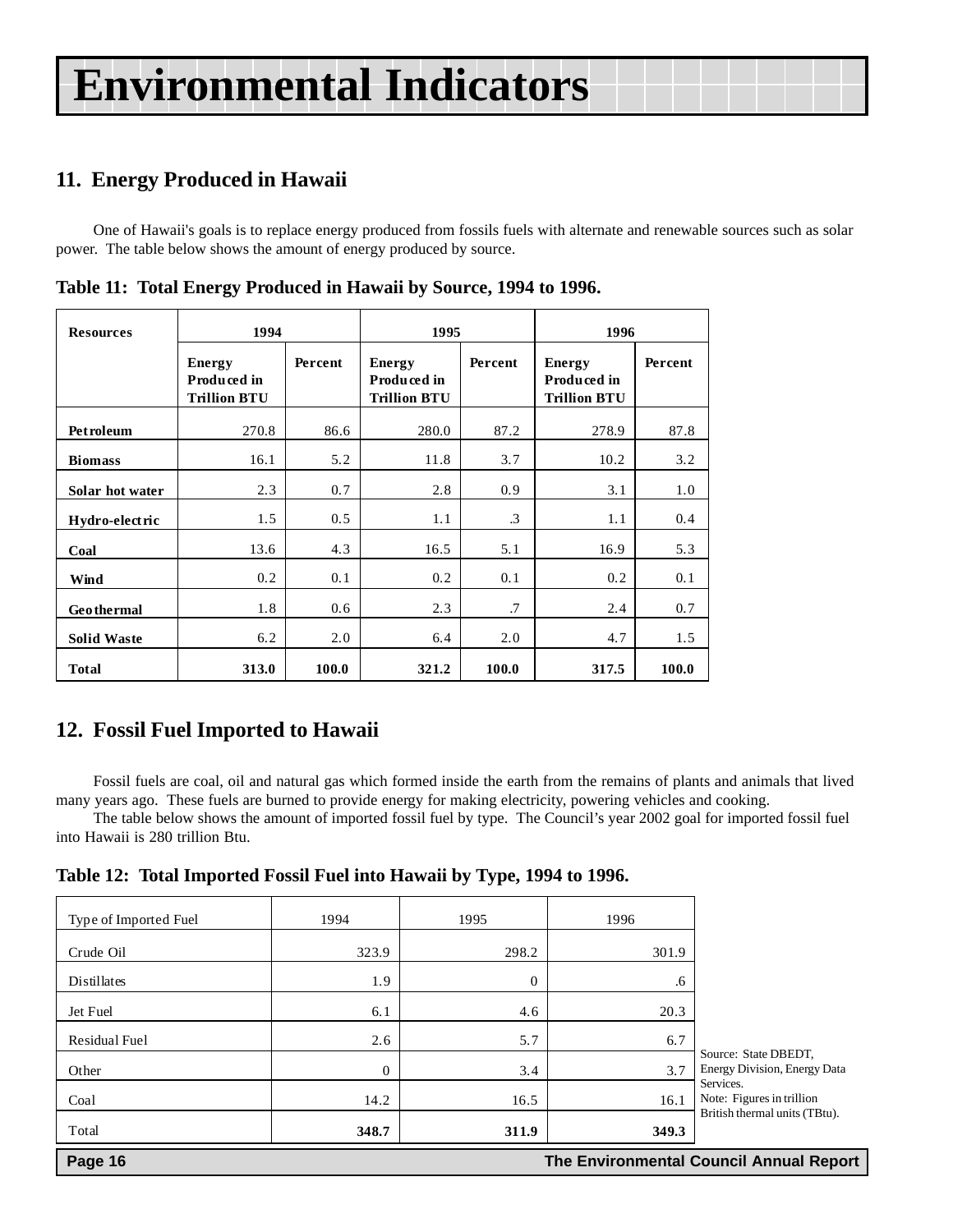# Environmental Indicators

## 11. Energy Produced in Hawaii

One of Hawaii's goals is to replace energy produced from fossils fuels with alternate and renewable sources such as solar power. The table below shows the amount of energy produced by source.

**Table 11: Total Energy Produced in Hawaii by Source, 1994 to 1996.**

| Resources | 1994 | | 1995 | | 1996 | |
|---|---|---|---|---|---|---|
| | Energy Produced in Trillion BTU | Percent | Energy Produced in Trillion BTU | Percent | Energy Produced in Trillion BTU | Percent |
| **Petroleum** | 270.8 | 86.6 | 280.0 | 87.2 | 278.9 | 87.8 |
| **Biomass** | 16.1 | 5.2 | 11.8 | 3.7 | 10.2 | 3.2 |
| **Solar hot water** | 2.3 | 0.7 | 2.8 | 0.9 | 3.1 | 1.0 |
| **Hydro-electric** | 1.5 | 0.5 | 1.1 | .3 | 1.1 | 0.4 |
| **Coal** | 13.6 | 4.3 | 16.5 | 5.1 | 16.9 | 5.3 |
| **Wind** | 0.2 | 0.1 | 0.2 | 0.1 | 0.2 | 0.1 |
| **Geothermal** | 1.8 | 0.6 | 2.3 | .7 | 2.4 | 0.7 |
| **Solid Waste** | 6.2 | 2.0 | 6.4 | 2.0 | 4.7 | 1.5 |
| **Total** | **313.0** | **100.0** | **321.2** | **100.0** | **317.5** | **100.0** |

## 12. Fossil Fuel Imported to Hawaii

Fossil fuels are coal, oil and natural gas which formed inside the earth from the remains of plants and animals that lived many years ago. These fuels are burned to provide energy for making electricity, powering vehicles and cooking.

The table below shows the amount of imported fossil fuel by type. The Council's year 2002 goal for imported fossil fuel into Hawaii is 280 trillion Btu.

**Table 12: Total Imported Fossil Fuel into Hawaii by Type, 1994 to 1996.**

| Type of Imported Fuel | 1994 | 1995 | 1996 |
|---|---|---|---|
| Crude Oil | 323.9 | 298.2 | 301.9 |
| Distillates | 1.9 | 0 | .6 |
| Jet Fuel | 6.1 | 4.6 | 20.3 |
| Residual Fuel | 2.6 | 5.7 | 6.7 |
| Other | 0 | 3.4 | 3.7 |
| Coal | 14.2 | 16.5 | 16.1 |
| Total | **348.7** | **311.9** | **349.3** |

Source: State DBEDT, Energy Division, Energy Data Services.
Note: Figures in trillion British thermal units (TBtu).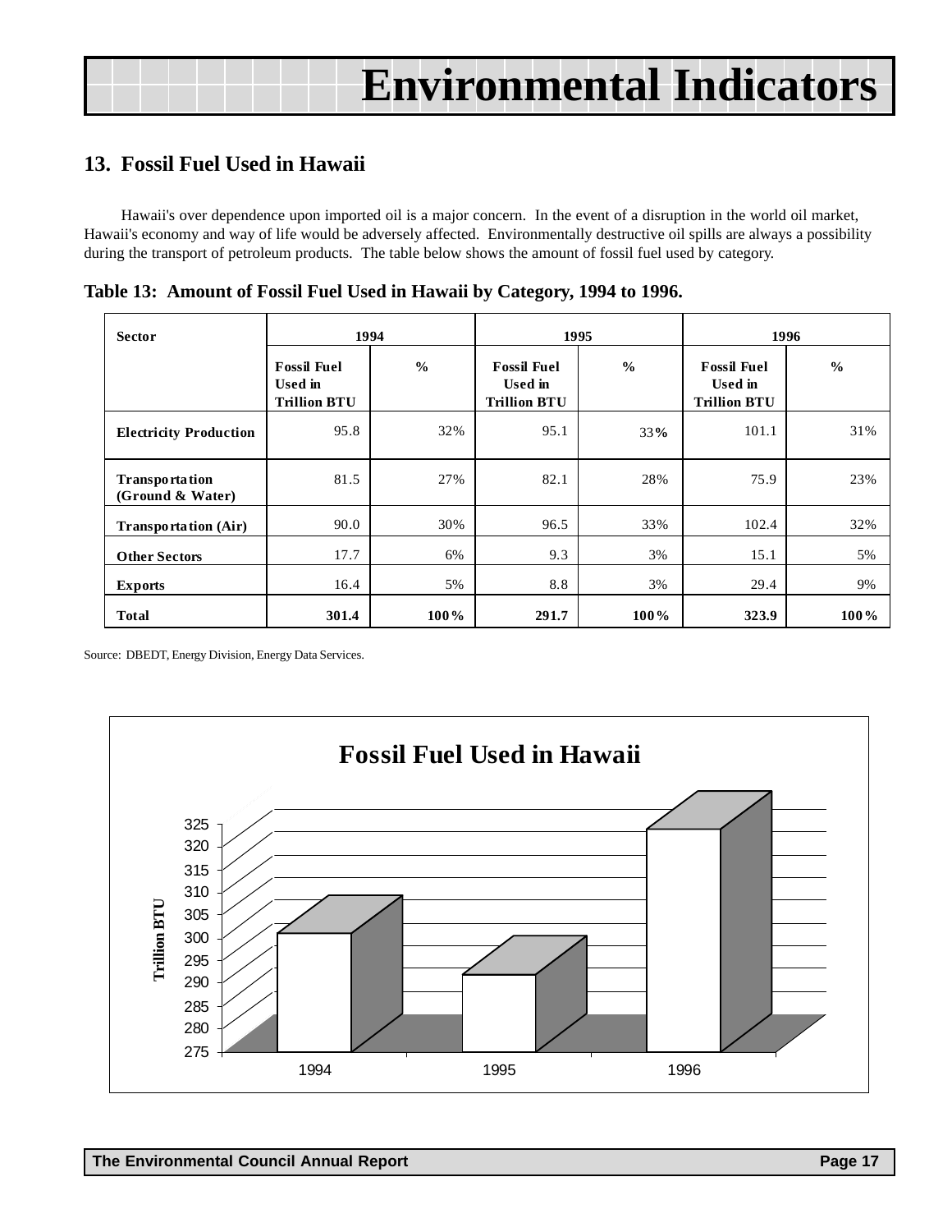# Environmental Indicators

## 13. Fossil Fuel Used in Hawaii

Hawaii's over dependence upon imported oil is a major concern. In the event of a disruption in the world oil market, Hawaii's economy and way of life would be adversely affected. Environmentally destructive oil spills are always a possibility during the transport of petroleum products. The table below shows the amount of fossil fuel used by category.

**Table 13: Amount of Fossil Fuel Used in Hawaii by Category, 1994 to 1996.**

| Sector | 1994 | | 1995 | | 1996 | |
|---|---|---|---|---|---|---|
| | Fossil Fuel Used in Trillion BTU | % | Fossil Fuel Used in Trillion BTU | % | Fossil Fuel Used in Trillion BTU | % |
| **Electricity Production** | 95.8 | 32% | 95.1 | 33% | 101.1 | 31% |
| **Transportation (Ground & Water)** | 81.5 | 27% | 82.1 | 28% | 75.9 | 23% |
| **Transportation (Air)** | 90.0 | 30% | 96.5 | 33% | 102.4 | 32% |
| **Other Sectors** | 17.7 | 6% | 9.3 | 3% | 15.1 | 5% |
| **Exports** | 16.4 | 5% | 8.8 | 3% | 29.4 | 9% |
| **Total** | **301.4** | **100%** | **291.7** | **100%** | **323.9** | **100%** |

Source: DBEDT, Energy Division, Energy Data Services.

**Fossil Fuel Used in Hawaii**

| Year | Trillion BTU |
|---|---|
| 1994 | 301.4 |
| 1995 | 291.7 |
| 1996 | 323.9 |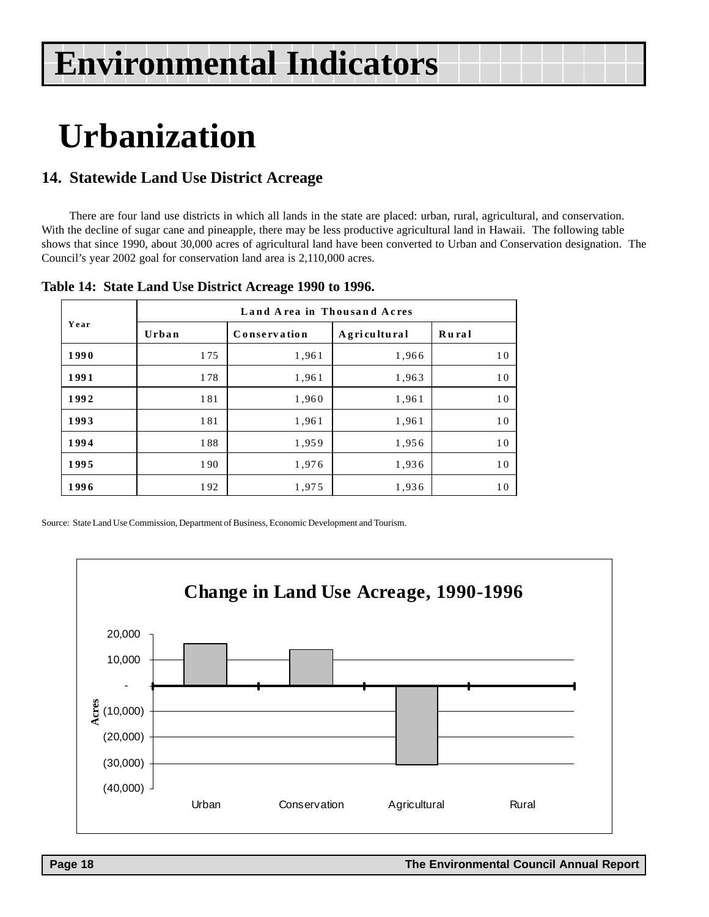# Environmental Indicators

# Urbanization

### 14. Statewide Land Use District Acreage

There are four land use districts in which all lands in the state are placed: urban, rural, agricultural, and conservation. With the decline of sugar cane and pineapple, there may be less productive agricultural land in Hawaii. The following table shows that since 1990, about 30,000 acres of agricultural land have been converted to Urban and Conservation designation. The Council's year 2002 goal for conservation land area is 2,110,000 acres.

**Table 14: State Land Use District Acreage 1990 to 1996.**

| Year | Land Area in Thousand Acres | | | |
|---|---|---|---|---|
| | Urban | Conservation | Agricultural | Rural |
| 1990 | 175 | 1,961 | 1,966 | 10 |
| 1991 | 178 | 1,961 | 1,963 | 10 |
| 1992 | 181 | 1,960 | 1,961 | 10 |
| 1993 | 181 | 1,961 | 1,961 | 10 |
| 1994 | 188 | 1,959 | 1,956 | 10 |
| 1995 | 190 | 1,976 | 1,936 | 10 |
| 1996 | 192 | 1,975 | 1,936 | 10 |

Source: State Land Use Commission, Department of Business, Economic Development and Tourism.

**Change in Land Use Acreage, 1990-1996**

Acres: 20,000; 10,000; -; (10,000); (20,000); (30,000); (40,000)

Urban | Conservation | Agricultural | Rural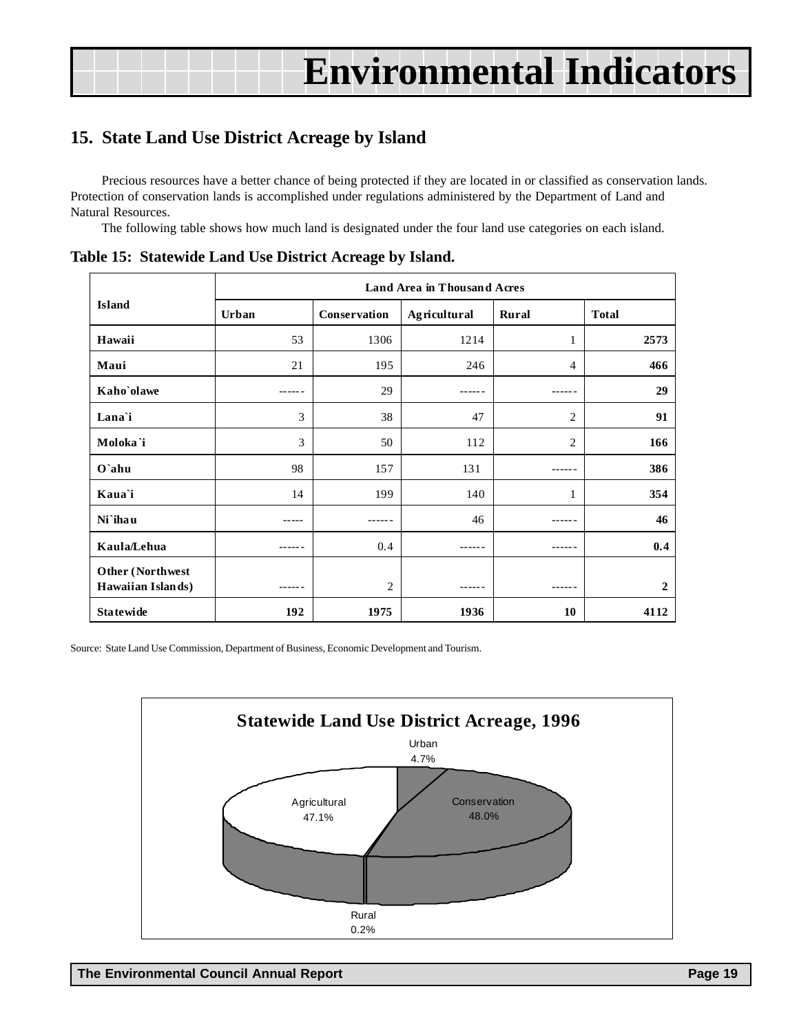# Environmental Indicators

## 15. State Land Use District Acreage by Island

Precious resources have a better chance of being protected if they are located in or classified as conservation lands. Protection of conservation lands is accomplished under regulations administered by the Department of Land and Natural Resources.

The following table shows how much land is designated under the four land use categories on each island.

**Table 15: Statewide Land Use District Acreage by Island.**

| Island | Land Area in Thousand Acres | | | | |
|---|---|---|---|---|---|
| | Urban | Conservation | Agricultural | Rural | Total |
| **Hawaii** | 53 | 1306 | 1214 | 1 | **2573** |
| **Maui** | 21 | 195 | 246 | 4 | **466** |
| **Kaho`olawe** | ------ | 29 | ------ | ------ | **29** |
| **Lana`i** | 3 | 38 | 47 | 2 | **91** |
| **Moloka`i** | 3 | 50 | 112 | 2 | **166** |
| **O`ahu** | 98 | 157 | 131 | ------ | **386** |
| **Kaua`i** | 14 | 199 | 140 | 1 | **354** |
| **Ni`ihau** | ----- | ------ | 46 | ------ | **46** |
| **Kaula/Lehua** | ------ | 0.4 | ------ | ------ | **0.4** |
| **Other (Northwest Hawaiian Islands)** | ------ | 2 | ------ | ------ | **2** |
| **Statewide** | **192** | **1975** | **1936** | **10** | **4112** |

Source: State Land Use Commission, Department of Business, Economic Development and Tourism.

**Statewide Land Use District Acreage, 1996**

| Category | Percent |
|---|---|
| Urban | 4.7% |
| Conservation | 48.0% |
| Agricultural | 47.1% |
| Rural | 0.2% |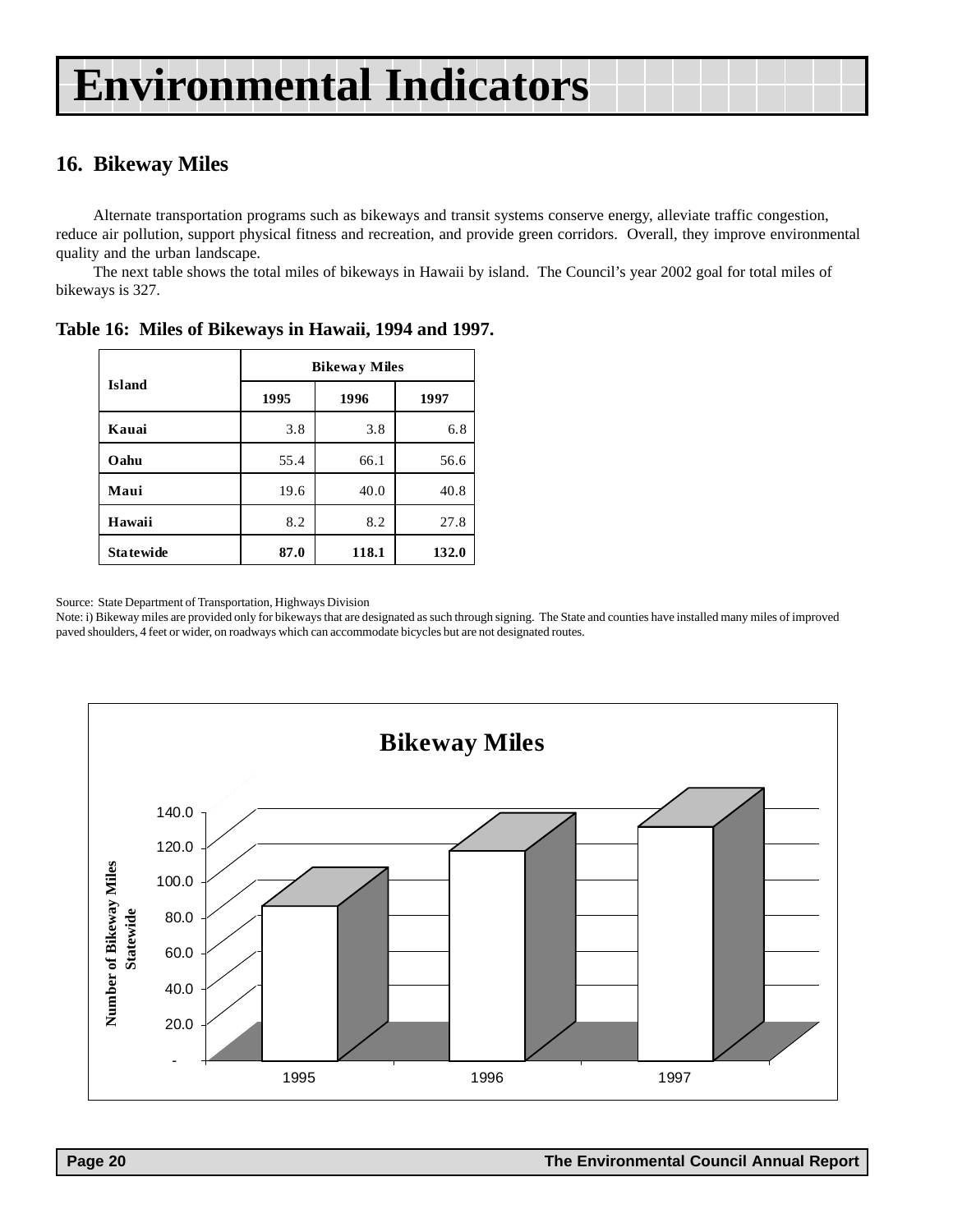# Environmental Indicators

## 16. Bikeway Miles

Alternate transportation programs such as bikeways and transit systems conserve energy, alleviate traffic congestion, reduce air pollution, support physical fitness and recreation, and provide green corridors. Overall, they improve environmental quality and the urban landscape.

The next table shows the total miles of bikeways in Hawaii by island. The Council's year 2002 goal for total miles of bikeways is 327.

**Table 16: Miles of Bikeways in Hawaii, 1994 and 1997.**

| Island | Bikeway Miles | | |
|---|---|---|---|
| | 1995 | 1996 | 1997 |
| **Kauai** | 3.8 | 3.8 | 6.8 |
| **Oahu** | 55.4 | 66.1 | 56.6 |
| **Maui** | 19.6 | 40.0 | 40.8 |
| **Hawaii** | 8.2 | 8.2 | 27.8 |
| **Statewide** | **87.0** | **118.1** | **132.0** |

Source: State Department of Transportation, Highways Division

Note: i) Bikeway miles are provided only for bikeways that are designated as such through signing. The State and counties have installed many miles of improved paved shoulders, 4 feet or wider, on roadways which can accommodate bicycles but are not designated routes.

**Bikeway Miles**

| Year | Number of Bikeway Miles Statewide |
|---|---|
| 1995 | 87.0 |
| 1996 | 118.1 |
| 1997 | 132.0 |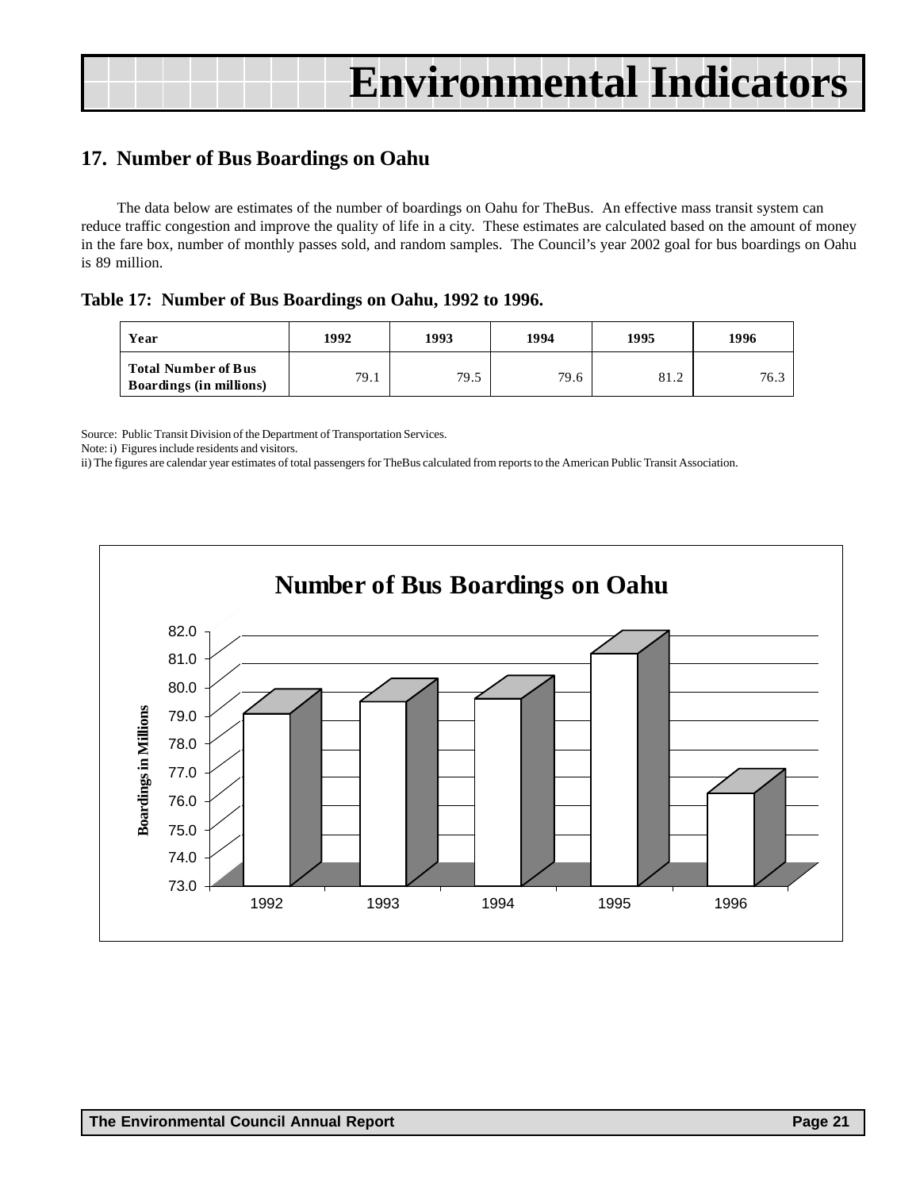# Environmental Indicators

## 17. Number of Bus Boardings on Oahu

The data below are estimates of the number of boardings on Oahu for TheBus. An effective mass transit system can reduce traffic congestion and improve the quality of life in a city. These estimates are calculated based on the amount of money in the fare box, number of monthly passes sold, and random samples. The Council's year 2002 goal for bus boardings on Oahu is 89 million.

**Table 17: Number of Bus Boardings on Oahu, 1992 to 1996.**

| Year | 1992 | 1993 | 1994 | 1995 | 1996 |
|---|---|---|---|---|---|
| **Total Number of Bus Boardings (in millions)** | 79.1 | 79.5 | 79.6 | 81.2 | 76.3 |

Source: Public Transit Division of the Department of Transportation Services.

Note: i) Figures include residents and visitors.

ii) The figures are calendar year estimates of total passengers for TheBus calculated from reports to the American Public Transit Association.

**Number of Bus Boardings on Oahu**

| Year | Boardings in Millions |
|---|---|
| 1992 | 79.1 |
| 1993 | 79.5 |
| 1994 | 79.6 |
| 1995 | 81.2 |
| 1996 | 76.3 |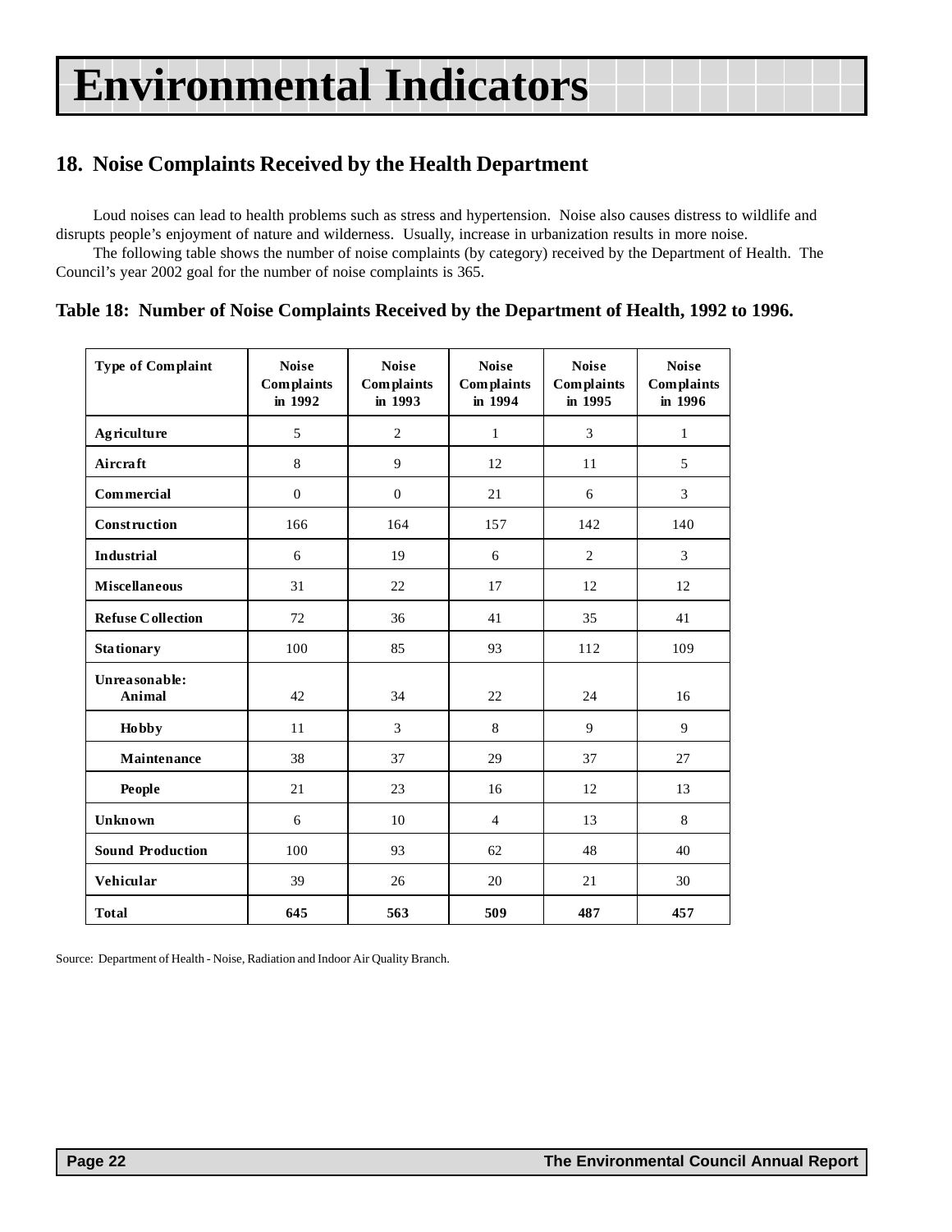# Environmental Indicators

## 18. Noise Complaints Received by the Health Department

Loud noises can lead to health problems such as stress and hypertension. Noise also causes distress to wildlife and disrupts people's enjoyment of nature and wilderness. Usually, increase in urbanization results in more noise.

The following table shows the number of noise complaints (by category) received by the Department of Health. The Council's year 2002 goal for the number of noise complaints is 365.

### Table 18: Number of Noise Complaints Received by the Department of Health, 1992 to 1996.

| Type of Complaint | Noise Complaints in 1992 | Noise Complaints in 1993 | Noise Complaints in 1994 | Noise Complaints in 1995 | Noise Complaints in 1996 |
|---|---|---|---|---|---|
| **Agriculture** | 5 | 2 | 1 | 3 | 1 |
| **Aircraft** | 8 | 9 | 12 | 11 | 5 |
| **Commercial** | 0 | 0 | 21 | 6 | 3 |
| **Construction** | 166 | 164 | 157 | 142 | 140 |
| **Industrial** | 6 | 19 | 6 | 2 | 3 |
| **Miscellaneous** | 31 | 22 | 17 | 12 | 12 |
| **Refuse Collection** | 72 | 36 | 41 | 35 | 41 |
| **Stationary** | 100 | 85 | 93 | 112 | 109 |
| **Unreasonable: Animal** | 42 | 34 | 22 | 24 | 16 |
| **Hobby** | 11 | 3 | 8 | 9 | 9 |
| **Maintenance** | 38 | 37 | 29 | 37 | 27 |
| **People** | 21 | 23 | 16 | 12 | 13 |
| **Unknown** | 6 | 10 | 4 | 13 | 8 |
| **Sound Production** | 100 | 93 | 62 | 48 | 40 |
| **Vehicular** | 39 | 26 | 20 | 21 | 30 |
| **Total** | **645** | **563** | **509** | **487** | **457** |

Source: Department of Health - Noise, Radiation and Indoor Air Quality Branch.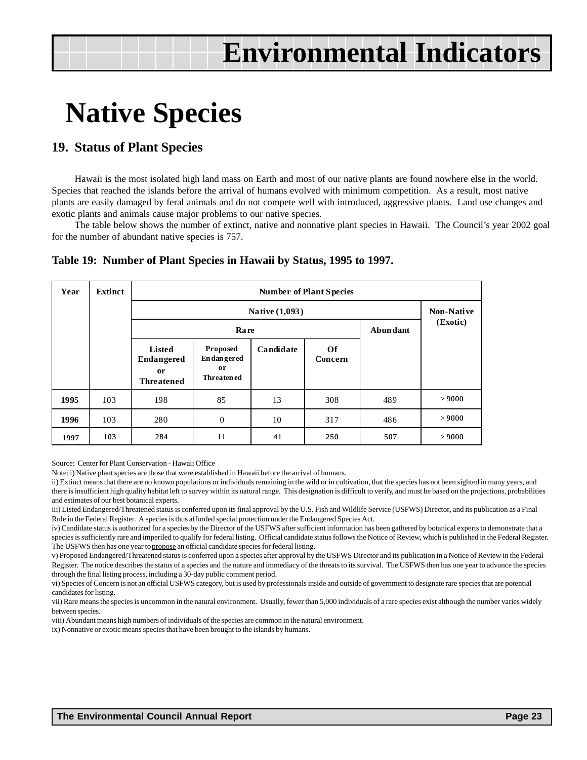# Environmental Indicators

# Native Species

## 19. Status of Plant Species

Hawaii is the most isolated high land mass on Earth and most of our native plants are found nowhere else in the world. Species that reached the islands before the arrival of humans evolved with minimum competition. As a result, most native plants are easily damaged by feral animals and do not compete well with introduced, aggressive plants. Land use changes and exotic plants and animals cause major problems to our native species.

The table below shows the number of extinct, native and nonnative plant species in Hawaii. The Council's year 2002 goal for the number of abundant native species is 757.

**Table 19: Number of Plant Species in Hawaii by Status, 1995 to 1997.**

| Year | Extinct | Number of Plant Species | | | | | |
|---|---|---|---|---|---|---|---|
| | | Native (1,093) | | | | | Non-Native (Exotic) |
| | | Rare | | | | Abundant | |
| | | Listed Endangered or Threatened | Proposed Endangered or Threatened | Candidate | Of Concern | | |
| **1995** | 103 | 198 | 85 | 13 | 308 | 489 | > 9000 |
| **1996** | 103 | 280 | 0 | 10 | 317 | 486 | > 9000 |
| **1997** | 103 | 284 | 11 | 41 | 250 | 507 | > 9000 |

Source: Center for Plant Conservation - Hawaii Office

Note: i) Native plant species are those that were established in Hawaii before the arrival of humans.

ii) Extinct means that there are no known populations or individuals remaining in the wild or in cultivation, that the species has not been sighted in many years, and there is insufficient high quality habitat left to survey within its natural range. This designation is difficult to verify, and must be based on the projections, probabilities and estimates of our best botanical experts.

iii) Listed Endangered/Threatened status is conferred upon its final approval by the U.S. Fish and Wildlife Service (USFWS) Director, and its publication as a Final Rule in the Federal Register. A species is thus afforded special protection under the Endangered Species Act.

iv) Candidate status is authorized for a species by the Director of the USFWS after sufficient information has been gathered by botanical experts to demonstrate that a species is sufficiently rare and imperiled to qualify for federal listing. Official candidate status follows the Notice of Review, which is published in the Federal Register. The USFWS then has one year to propose an official candidate species for federal listing.

v) Proposed Endangered/Threatened status is conferred upon a species after approval by the USFWS Director and its publication in a Notice of Review in the Federal Register. The notice describes the status of a species and the nature and immediacy of the threats to its survival. The USFWS then has one year to advance the species through the final listing process, including a 30-day public comment period.

vi) Species of Concern is not an official USFWS category, but is used by professionals inside and outside of government to designate rare species that are potential candidates for listing.

vii) Rare means the species is uncommon in the natural environment. Usually, fewer than 5,000 individuals of a rare species exist although the number varies widely between species.

viii) Abundant means high numbers of individuals of the species are common in the natural environment.

ix) Nonnative or exotic means species that have been brought to the islands by humans.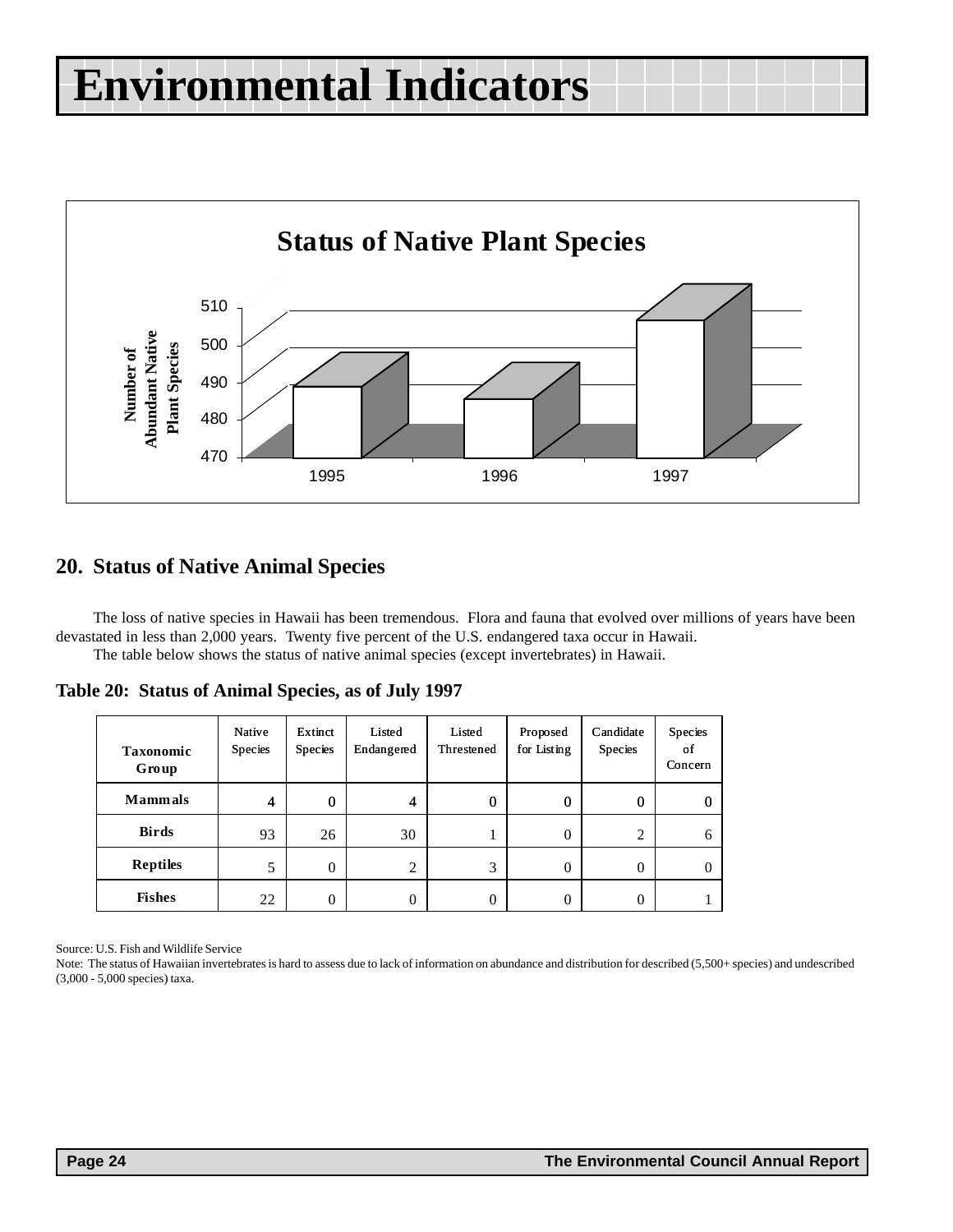# Environmental Indicators

**Status of Native Plant Species**

Number of Abundant Native Plant Species

510
500
490
480
470

1995 1996 1997

## 20. Status of Native Animal Species

The loss of native species in Hawaii has been tremendous. Flora and fauna that evolved over millions of years have been devastated in less than 2,000 years. Twenty five percent of the U.S. endangered taxa occur in Hawaii.

The table below shows the status of native animal species (except invertebrates) in Hawaii.

**Table 20: Status of Animal Species, as of July 1997**

| Taxonomic Group | Native Species | Extinct Species | Listed Endangered | Listed Threstened | Proposed for Listing | Candidate Species | Species of Concern |
|---|---|---|---|---|---|---|---|
| **Mammals** | 4 | 0 | 4 | 0 | 0 | 0 | 0 |
| **Birds** | 93 | 26 | 30 | 1 | 0 | 2 | 6 |
| **Reptiles** | 5 | 0 | 2 | 3 | 0 | 0 | 0 |
| **Fishes** | 22 | 0 | 0 | 0 | 0 | 0 | 1 |

Source: U.S. Fish and Wildlife Service

Note: The status of Hawaiian invertebrates is hard to assess due to lack of information on abundance and distribution for described (5,500+ species) and undescribed (3,000 - 5,000 species) taxa.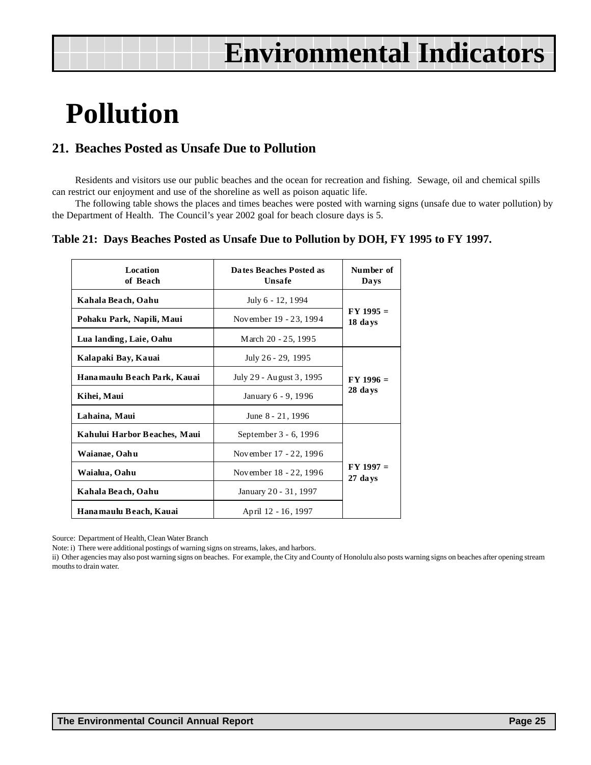# Environmental Indicators

# Pollution

## 21. Beaches Posted as Unsafe Due to Pollution

Residents and visitors use our public beaches and the ocean for recreation and fishing. Sewage, oil and chemical spills can restrict our enjoyment and use of the shoreline as well as poison aquatic life.

The following table shows the places and times beaches were posted with warning signs (unsafe due to water pollution) by the Department of Health. The Council's year 2002 goal for beach closure days is 5.

**Table 21: Days Beaches Posted as Unsafe Due to Pollution by DOH, FY 1995 to FY 1997.**

| Location of Beach | Dates Beaches Posted as Unsafe | Number of Days |
|---|---|---|
| **Kahala Beach, Oahu** | July 6 - 12, 1994 | **FY 1995 = 18 days** |
| **Pohaku Park, Napili, Maui** | November 19 - 23, 1994 | |
| **Lua landing, Laie, Oahu** | March 20 - 25, 1995 | |
| **Kalapaki Bay, Kauai** | July 26 - 29, 1995 | **FY 1996 = 28 days** |
| **Hanamaulu Beach Park, Kauai** | July 29 - August 3, 1995 | |
| **Kihei, Maui** | January 6 - 9, 1996 | |
| **Lahaina, Maui** | June 8 - 21, 1996 | |
| **Kahului Harbor Beaches, Maui** | September 3 - 6, 1996 | **FY 1997 = 27 days** |
| **Waianae, Oahu** | November 17 - 22, 1996 | |
| **Waialua, Oahu** | November 18 - 22, 1996 | |
| **Kahala Beach, Oahu** | January 20 - 31, 1997 | |
| **Hanamaulu Beach, Kauai** | April 12 - 16, 1997 | |

Source: Department of Health, Clean Water Branch

Note: i) There were additional postings of warning signs on streams, lakes, and harbors.

ii) Other agencies may also post warning signs on beaches. For example, the City and County of Honolulu also posts warning signs on beaches after opening stream mouths to drain water.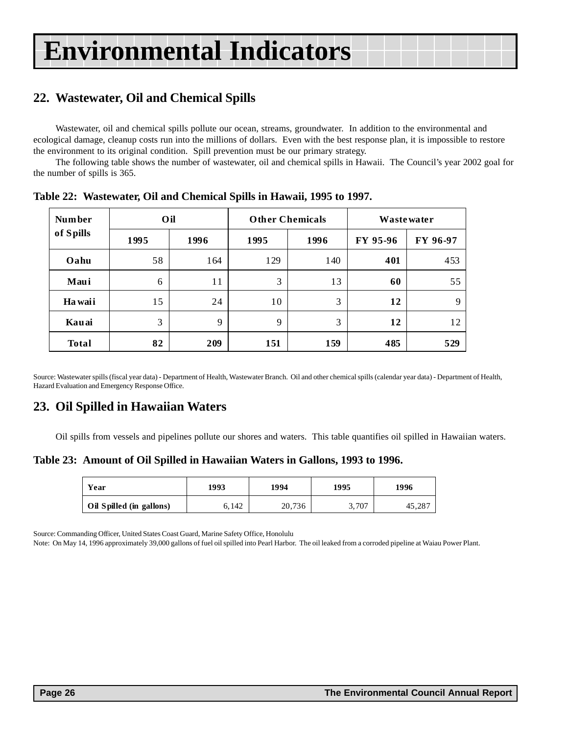# Environmental Indicators

## 22. Wastewater, Oil and Chemical Spills

Wastewater, oil and chemical spills pollute our ocean, streams, groundwater. In addition to the environmental and ecological damage, cleanup costs run into the millions of dollars. Even with the best response plan, it is impossible to restore the environment to its original condition. Spill prevention must be our primary strategy.

The following table shows the number of wastewater, oil and chemical spills in Hawaii. The Council's year 2002 goal for the number of spills is 365.

**Table 22: Wastewater, Oil and Chemical Spills in Hawaii, 1995 to 1997.**

| Number of Spills | Oil | | Other Chemicals | | Wastewater | |
|---|---|---|---|---|---|---|
| | 1995 | 1996 | 1995 | 1996 | FY 95-96 | FY 96-97 |
| **Oahu** | 58 | 164 | 129 | 140 | **401** | 453 |
| **Maui** | 6 | 11 | 3 | 13 | **60** | 55 |
| **Hawaii** | 15 | 24 | 10 | 3 | **12** | 9 |
| **Kauai** | 3 | 9 | 9 | 3 | **12** | 12 |
| **Total** | **82** | **209** | **151** | **159** | **485** | **529** |

Source: Wastewater spills (fiscal year data) - Department of Health, Wastewater Branch. Oil and other chemical spills (calendar year data) - Department of Health, Hazard Evaluation and Emergency Response Office.

## 23. Oil Spilled in Hawaiian Waters

Oil spills from vessels and pipelines pollute our shores and waters. This table quantifies oil spilled in Hawaiian waters.

**Table 23: Amount of Oil Spilled in Hawaiian Waters in Gallons, 1993 to 1996.**

| Year | 1993 | 1994 | 1995 | 1996 |
|---|---|---|---|---|
| Oil Spilled (in gallons) | 6,142 | 20,736 | 3,707 | 45,287 |

Source: Commanding Officer, United States Coast Guard, Marine Safety Office, Honolulu
Note: On May 14, 1996 approximately 39,000 gallons of fuel oil spilled into Pearl Harbor. The oil leaked from a corroded pipeline at Waiau Power Plant.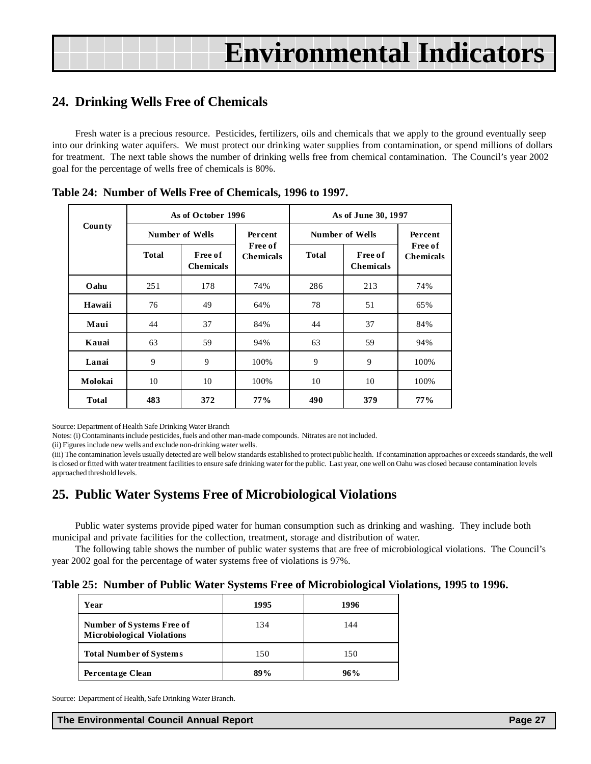# Environmental Indicators

## 24. Drinking Wells Free of Chemicals

Fresh water is a precious resource. Pesticides, fertilizers, oils and chemicals that we apply to the ground eventually seep into our drinking water aquifers. We must protect our drinking water supplies from contamination, or spend millions of dollars for treatment. The next table shows the number of drinking wells free from chemical contamination. The Council's year 2002 goal for the percentage of wells free of chemicals is 80%.

**Table 24: Number of Wells Free of Chemicals, 1996 to 1997.**

| County | As of October 1996 | | | As of June 30, 1997 | | |
|---|---|---|---|---|---|---|
| | Number of Wells | | Percent Free of Chemicals | Number of Wells | | Percent Free of Chemicals |
| | Total | Free of Chemicals | | Total | Free of Chemicals | |
| **Oahu** | 251 | 178 | 74% | 286 | 213 | 74% |
| **Hawaii** | 76 | 49 | 64% | 78 | 51 | 65% |
| **Maui** | 44 | 37 | 84% | 44 | 37 | 84% |
| **Kauai** | 63 | 59 | 94% | 63 | 59 | 94% |
| **Lanai** | 9 | 9 | 100% | 9 | 9 | 100% |
| **Molokai** | 10 | 10 | 100% | 10 | 10 | 100% |
| **Total** | **483** | **372** | **77%** | **490** | **379** | **77%** |

Source: Department of Health Safe Drinking Water Branch

Notes: (i) Contaminants include pesticides, fuels and other man-made compounds. Nitrates are not included.

(ii) Figures include new wells and exclude non-drinking water wells.

(iii) The contamination levels usually detected are well below standards established to protect public health. If contamination approaches or exceeds standards, the well is closed or fitted with water treatment facilities to ensure safe drinking water for the public. Last year, one well on Oahu was closed because contamination levels approached threshold levels.

## 25. Public Water Systems Free of Microbiological Violations

Public water systems provide piped water for human consumption such as drinking and washing. They include both municipal and private facilities for the collection, treatment, storage and distribution of water.

The following table shows the number of public water systems that are free of microbiological violations. The Council's year 2002 goal for the percentage of water systems free of violations is 97%.

**Table 25: Number of Public Water Systems Free of Microbiological Violations, 1995 to 1996.**

| Year | 1995 | 1996 |
|---|---|---|
| **Number of Systems Free of Microbiological Violations** | 134 | 144 |
| **Total Number of Systems** | 150 | 150 |
| **Percentage Clean** | **89%** | **96%** |

Source: Department of Health, Safe Drinking Water Branch.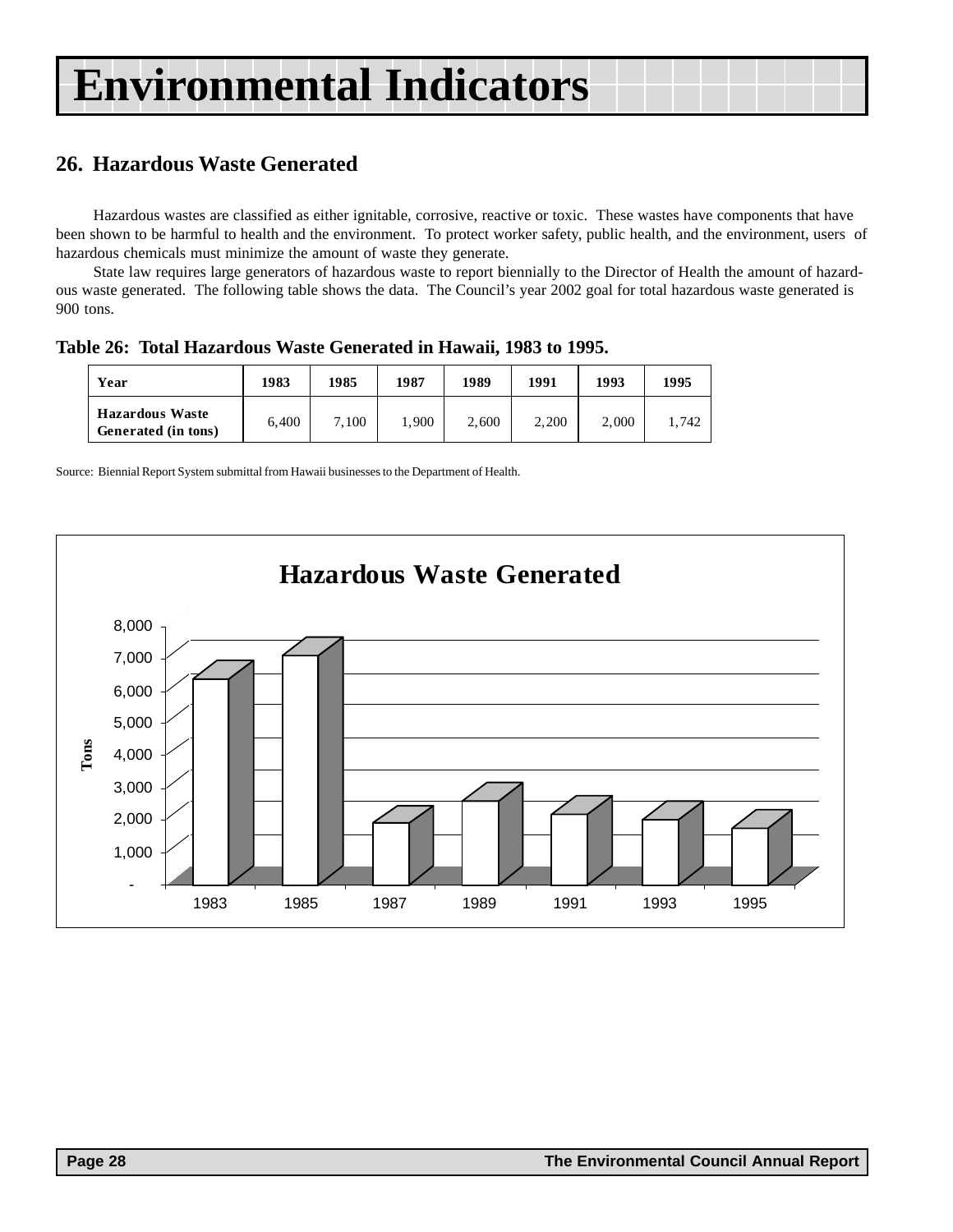# Environmental Indicators

## 26. Hazardous Waste Generated

Hazardous wastes are classified as either ignitable, corrosive, reactive or toxic. These wastes have components that have been shown to be harmful to health and the environment. To protect worker safety, public health, and the environment, users of hazardous chemicals must minimize the amount of waste they generate.

State law requires large generators of hazardous waste to report biennially to the Director of Health the amount of hazardous waste generated. The following table shows the data. The Council's year 2002 goal for total hazardous waste generated is 900 tons.

**Table 26: Total Hazardous Waste Generated in Hawaii, 1983 to 1995.**

| Year | 1983 | 1985 | 1987 | 1989 | 1991 | 1993 | 1995 |
|---|---|---|---|---|---|---|---|
| Hazardous Waste Generated (in tons) | 6,400 | 7,100 | 1,900 | 2,600 | 2,200 | 2,000 | 1,742 |

Source: Biennial Report System submittal from Hawaii businesses to the Department of Health.

**Hazardous Waste Generated**

Tons (y-axis: -, 1,000, 2,000, 3,000, 4,000, 5,000, 6,000, 7,000, 8,000); x-axis: 1983, 1985, 1987, 1989, 1991, 1993, 1995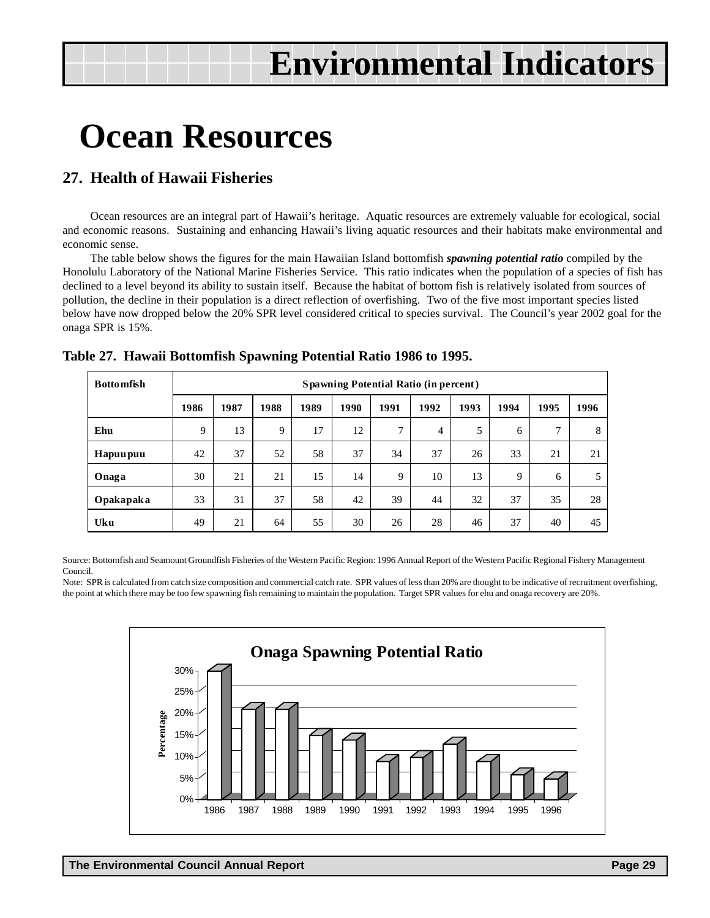# Environmental Indicators

# Ocean Resources

## 27. Health of Hawaii Fisheries

Ocean resources are an integral part of Hawaii's heritage. Aquatic resources are extremely valuable for ecological, social and economic reasons. Sustaining and enhancing Hawaii's living aquatic resources and their habitats make environmental and economic sense.

The table below shows the figures for the main Hawaiian Island bottomfish ***spawning potential ratio*** compiled by the Honolulu Laboratory of the National Marine Fisheries Service. This ratio indicates when the population of a species of fish has declined to a level beyond its ability to sustain itself. Because the habitat of bottom fish is relatively isolated from sources of pollution, the decline in their population is a direct reflection of overfishing. Two of the five most important species listed below have now dropped below the 20% SPR level considered critical to species survival. The Council's year 2002 goal for the onaga SPR is 15%.

**Table 27. Hawaii Bottomfish Spawning Potential Ratio 1986 to 1995.**

| Bottomfish | Spawning Potential Ratio (in percent) | | | | | | | | | | |
|---|---|---|---|---|---|---|---|---|---|---|---|
| | 1986 | 1987 | 1988 | 1989 | 1990 | 1991 | 1992 | 1993 | 1994 | 1995 | 1996 |
| Ehu | 9 | 13 | 9 | 17 | 12 | 7 | 4 | 5 | 6 | 7 | 8 |
| Hapuupuu | 42 | 37 | 52 | 58 | 37 | 34 | 37 | 26 | 33 | 21 | 21 |
| Onaga | 30 | 21 | 21 | 15 | 14 | 9 | 10 | 13 | 9 | 6 | 5 |
| Opakapaka | 33 | 31 | 37 | 58 | 42 | 39 | 44 | 32 | 37 | 35 | 28 |
| Uku | 49 | 21 | 64 | 55 | 30 | 26 | 28 | 46 | 37 | 40 | 45 |

Source: Bottomfish and Seamount Groundfish Fisheries of the Western Pacific Region: 1996 Annual Report of the Western Pacific Regional Fishery Management Council.

Note: SPR is calculated from catch size composition and commercial catch rate. SPR values of less than 20% are thought to be indicative of recruitment overfishing, the point at which there may be too few spawning fish remaining to maintain the population. Target SPR values for ehu and onaga recovery are 20%.

**Onaga Spawning Potential Ratio**

| Year | Percentage |
|---|---|
| 1986 | 30% |
| 1987 | 21% |
| 1988 | 21% |
| 1989 | 15% |
| 1990 | 14% |
| 1991 | 9% |
| 1992 | 10% |
| 1993 | 13% |
| 1994 | 9% |
| 1995 | 6% |
| 1996 | 5% |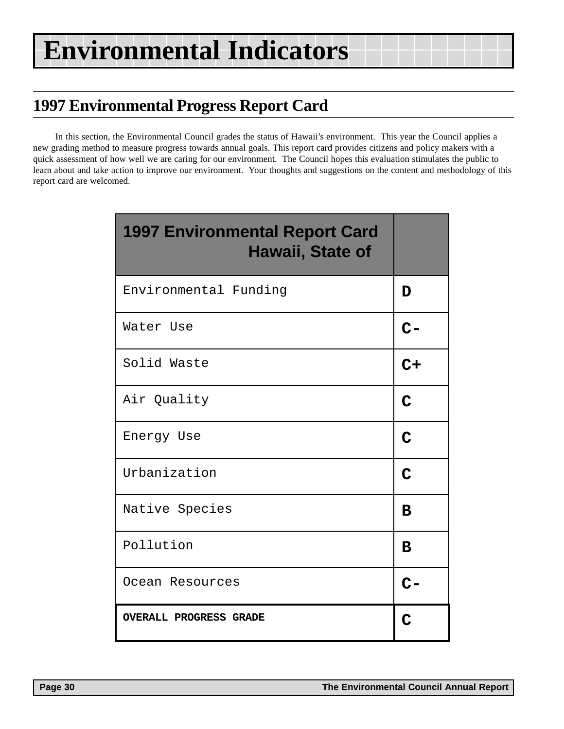# Environmental Indicators

## 1997 Environmental Progress Report Card

In this section, the Environmental Council grades the status of Hawaii's environment. This year the Council applies a new grading method to measure progress towards annual goals. This report card provides citizens and policy makers with a quick assessment of how well we are caring for our environment. The Council hopes this evaluation stimulates the public to learn about and take action to improve our environment. Your thoughts and suggestions on the content and methodology of this report card are welcomed.

| 1997 Environmental Report Card Hawaii, State of | |
|---|---|
| Environmental Funding | **D** |
| Water Use | **C-** |
| Solid Waste | **C+** |
| Air Quality | **C** |
| Energy Use | **C** |
| Urbanization | **C** |
| Native Species | **B** |
| Pollution | **B** |
| Ocean Resources | **C-** |
| **OVERALL PROGRESS GRADE** | **C** |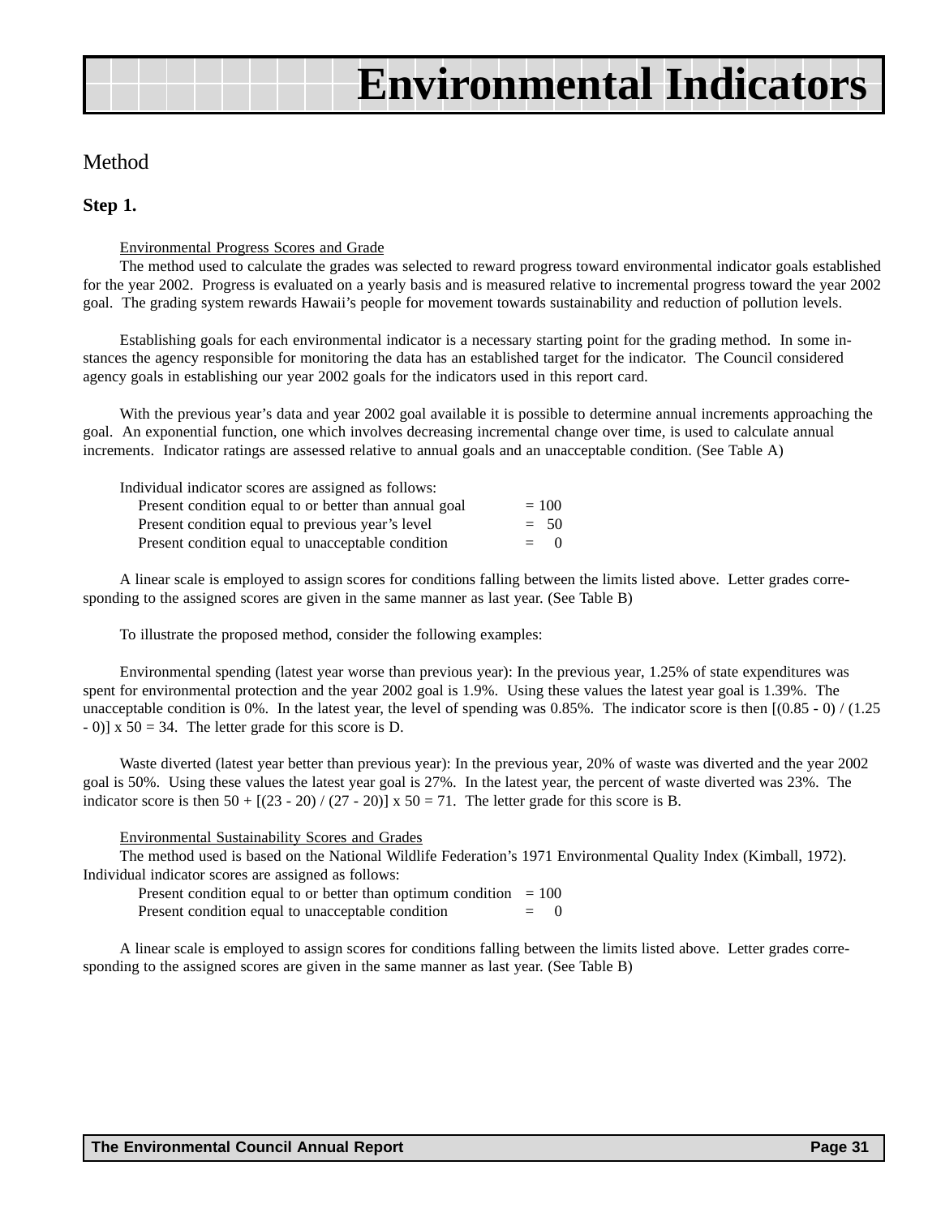# Environmental Indicators

## Method

### Step 1.

<u>Environmental Progress Scores and Grade</u>

The method used to calculate the grades was selected to reward progress toward environmental indicator goals established for the year 2002. Progress is evaluated on a yearly basis and is measured relative to incremental progress toward the year 2002 goal. The grading system rewards Hawaii's people for movement towards sustainability and reduction of pollution levels.

Establishing goals for each environmental indicator is a necessary starting point for the grading method. In some instances the agency responsible for monitoring the data has an established target for the indicator. The Council considered agency goals in establishing our year 2002 goals for the indicators used in this report card.

With the previous year's data and year 2002 goal available it is possible to determine annual increments approaching the goal. An exponential function, one which involves decreasing incremental change over time, is used to calculate annual increments. Indicator ratings are assessed relative to annual goals and an unacceptable condition. (See Table A)

Individual indicator scores are assigned as follows:

| | |
|---|---|
| Present condition equal to or better than annual goal | = 100 |
| Present condition equal to previous year's level | = 50 |
| Present condition equal to unacceptable condition | = 0 |

A linear scale is employed to assign scores for conditions falling between the limits listed above. Letter grades corresponding to the assigned scores are given in the same manner as last year. (See Table B)

To illustrate the proposed method, consider the following examples:

Environmental spending (latest year worse than previous year): In the previous year, 1.25% of state expenditures was spent for environmental protection and the year 2002 goal is 1.9%. Using these values the latest year goal is 1.39%. The unacceptable condition is 0%. In the latest year, the level of spending was 0.85%. The indicator score is then $[(0.85 - 0) / (1.25 - 0)] \times 50 = 34$. The letter grade for this score is D.

Waste diverted (latest year better than previous year): In the previous year, 20% of waste was diverted and the year 2002 goal is 50%. Using these values the latest year goal is 27%. In the latest year, the percent of waste diverted was 23%. The indicator score is then $50 + [(23 - 20) / (27 - 20)] \times 50 = 71$. The letter grade for this score is B.

<u>Environmental Sustainability Scores and Grades</u>

The method used is based on the National Wildlife Federation's 1971 Environmental Quality Index (Kimball, 1972). Individual indicator scores are assigned as follows:

| | |
|---|---|
| Present condition equal to or better than optimum condition | = 100 |
| Present condition equal to unacceptable condition | = 0 |

A linear scale is employed to assign scores for conditions falling between the limits listed above. Letter grades corresponding to the assigned scores are given in the same manner as last year. (See Table B)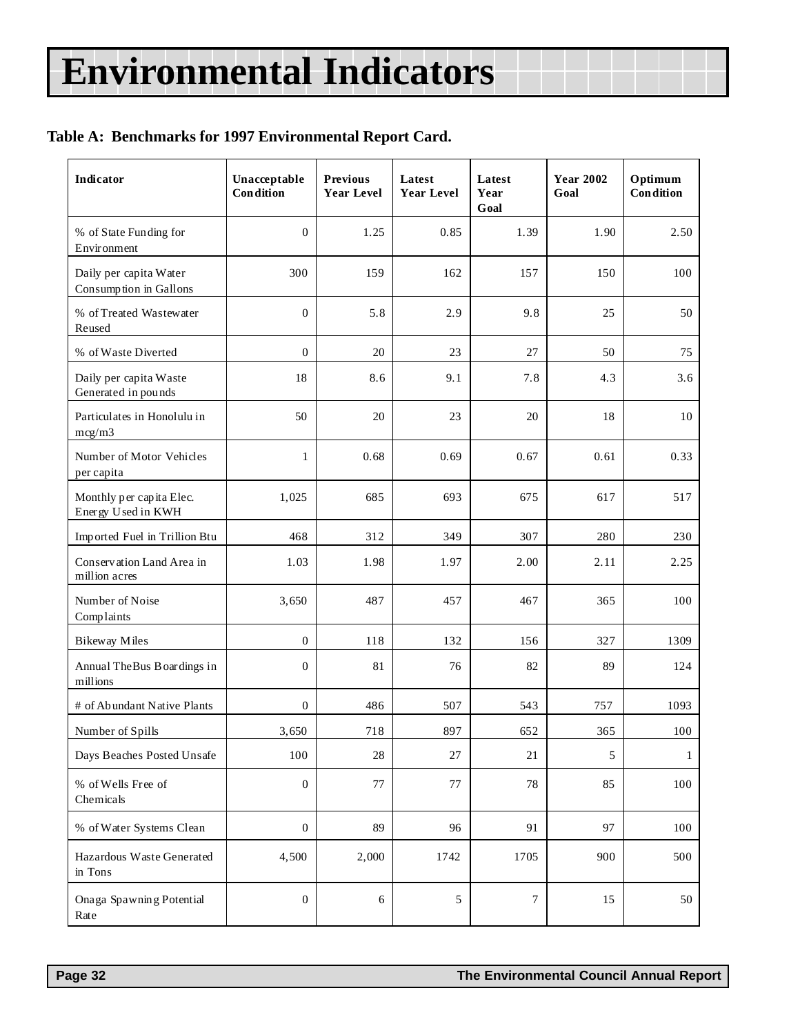# Environmental Indicators

**Table A: Benchmarks for 1997 Environmental Report Card.**

| Indicator | Unacceptable Condition | Previous Year Level | Latest Year Level | Latest Year Goal | Year 2002 Goal | Optimum Condition |
|---|---|---|---|---|---|---|
| % of State Funding for Environment | 0 | 1.25 | 0.85 | 1.39 | 1.90 | 2.50 |
| Daily per capita Water Consumption in Gallons | 300 | 159 | 162 | 157 | 150 | 100 |
| % of Treated Wastewater Reused | 0 | 5.8 | 2.9 | 9.8 | 25 | 50 |
| % of Waste Diverted | 0 | 20 | 23 | 27 | 50 | 75 |
| Daily per capita Waste Generated in pounds | 18 | 8.6 | 9.1 | 7.8 | 4.3 | 3.6 |
| Particulates in Honolulu in mcg/m3 | 50 | 20 | 23 | 20 | 18 | 10 |
| Number of Motor Vehicles per capita | 1 | 0.68 | 0.69 | 0.67 | 0.61 | 0.33 |
| Monthly per capita Elec. Energy Used in KWH | 1,025 | 685 | 693 | 675 | 617 | 517 |
| Imported Fuel in Trillion Btu | 468 | 312 | 349 | 307 | 280 | 230 |
| Conservation Land Area in million acres | 1.03 | 1.98 | 1.97 | 2.00 | 2.11 | 2.25 |
| Number of Noise Complaints | 3,650 | 487 | 457 | 467 | 365 | 100 |
| Bikeway Miles | 0 | 118 | 132 | 156 | 327 | 1309 |
| Annual TheBus Boardings in millions | 0 | 81 | 76 | 82 | 89 | 124 |
| # of Abundant Native Plants | 0 | 486 | 507 | 543 | 757 | 1093 |
| Number of Spills | 3,650 | 718 | 897 | 652 | 365 | 100 |
| Days Beaches Posted Unsafe | 100 | 28 | 27 | 21 | 5 | 1 |
| % of Wells Free of Chemicals | 0 | 77 | 77 | 78 | 85 | 100 |
| % of Water Systems Clean | 0 | 89 | 96 | 91 | 97 | 100 |
| Hazardous Waste Generated in Tons | 4,500 | 2,000 | 1742 | 1705 | 900 | 500 |
| Onaga Spawning Potential Rate | 0 | 6 | 5 | 7 | 15 | 50 |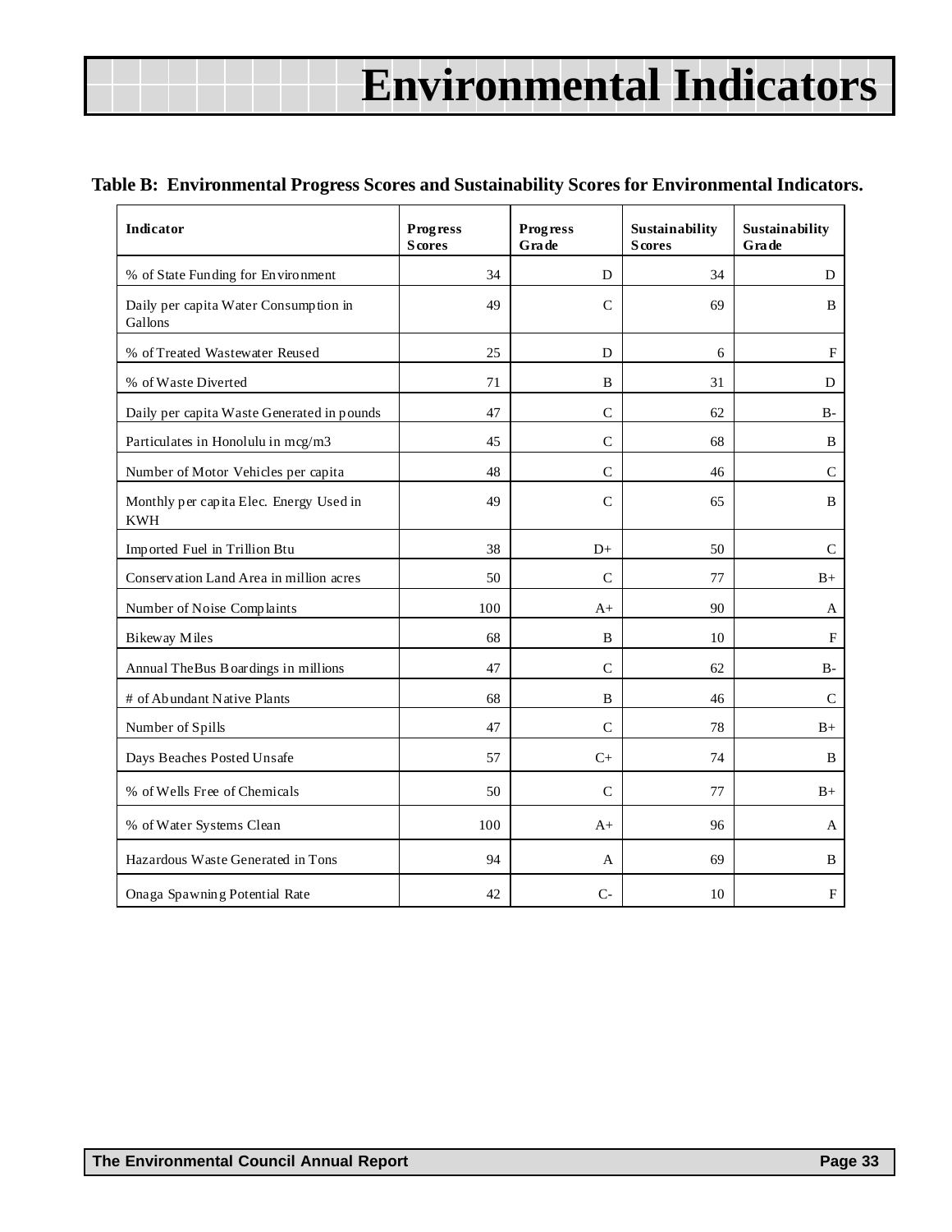# Environmental Indicators

**Table B: Environmental Progress Scores and Sustainability Scores for Environmental Indicators.**

| Indicator | Progress Scores | Progress Grade | Sustainability Scores | Sustainability Grade |
|---|---|---|---|---|
| % of State Funding for Environment | 34 | D | 34 | D |
| Daily per capita Water Consumption in Gallons | 49 | C | 69 | B |
| % of Treated Wastewater Reused | 25 | D | 6 | F |
| % of Waste Diverted | 71 | B | 31 | D |
| Daily per capita Waste Generated in pounds | 47 | C | 62 | B- |
| Particulates in Honolulu in mcg/m3 | 45 | C | 68 | B |
| Number of Motor Vehicles per capita | 48 | C | 46 | C |
| Monthly per capita Elec. Energy Used in KWH | 49 | C | 65 | B |
| Imported Fuel in Trillion Btu | 38 | D+ | 50 | C |
| Conservation Land Area in million acres | 50 | C | 77 | B+ |
| Number of Noise Complaints | 100 | A+ | 90 | A |
| Bikeway Miles | 68 | B | 10 | F |
| Annual TheBus Boardings in millions | 47 | C | 62 | B- |
| # of Abundant Native Plants | 68 | B | 46 | C |
| Number of Spills | 47 | C | 78 | B+ |
| Days Beaches Posted Unsafe | 57 | C+ | 74 | B |
| % of Wells Free of Chemicals | 50 | C | 77 | B+ |
| % of Water Systems Clean | 100 | A+ | 96 | A |
| Hazardous Waste Generated in Tons | 94 | A | 69 | B |
| Onaga Spawning Potential Rate | 42 | C- | 10 | F |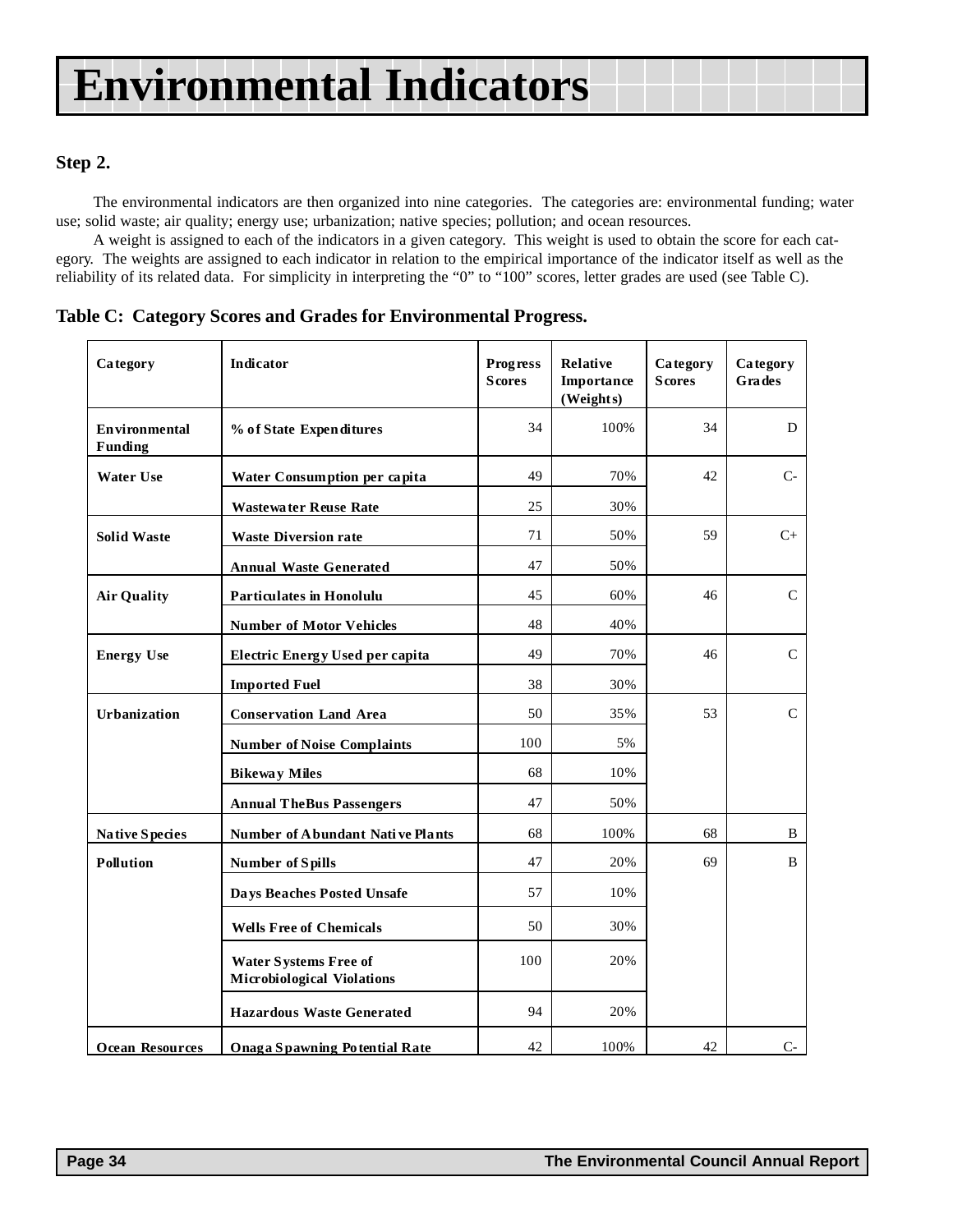# Environmental Indicators

## Step 2.

The environmental indicators are then organized into nine categories. The categories are: environmental funding; water use; solid waste; air quality; energy use; urbanization; native species; pollution; and ocean resources.

A weight is assigned to each of the indicators in a given category. This weight is used to obtain the score for each category. The weights are assigned to each indicator in relation to the empirical importance of the indicator itself as well as the reliability of its related data. For simplicity in interpreting the "0" to "100" scores, letter grades are used (see Table C).

**Table C: Category Scores and Grades for Environmental Progress.**

| Category | Indicator | Progress Scores | Relative Importance (Weights) | Category Scores | Category Grades |
|---|---|---|---|---|---|
| Environmental Funding | % of State Expenditures | 34 | 100% | 34 | D |
| Water Use | Water Consumption per capita | 49 | 70% | 42 | C- |
| | Wastewater Reuse Rate | 25 | 30% | | |
| Solid Waste | Waste Diversion rate | 71 | 50% | 59 | C+ |
| | Annual Waste Generated | 47 | 50% | | |
| Air Quality | Particulates in Honolulu | 45 | 60% | 46 | C |
| | Number of Motor Vehicles | 48 | 40% | | |
| Energy Use | Electric Energy Used per capita | 49 | 70% | 46 | C |
| | Imported Fuel | 38 | 30% | | |
| Urbanization | Conservation Land Area | 50 | 35% | 53 | C |
| | Number of Noise Complaints | 100 | 5% | | |
| | Bikeway Miles | 68 | 10% | | |
| | Annual TheBus Passengers | 47 | 50% | | |
| Native Species | Number of Abundant Native Plants | 68 | 100% | 68 | B |
| Pollution | Number of Spills | 47 | 20% | 69 | B |
| | Days Beaches Posted Unsafe | 57 | 10% | | |
| | Wells Free of Chemicals | 50 | 30% | | |
| | Water Systems Free of Microbiological Violations | 100 | 20% | | |
| | Hazardous Waste Generated | 94 | 20% | | |
| Ocean Resources | Onaga Spawning Potential Rate | 42 | 100% | 42 | C- |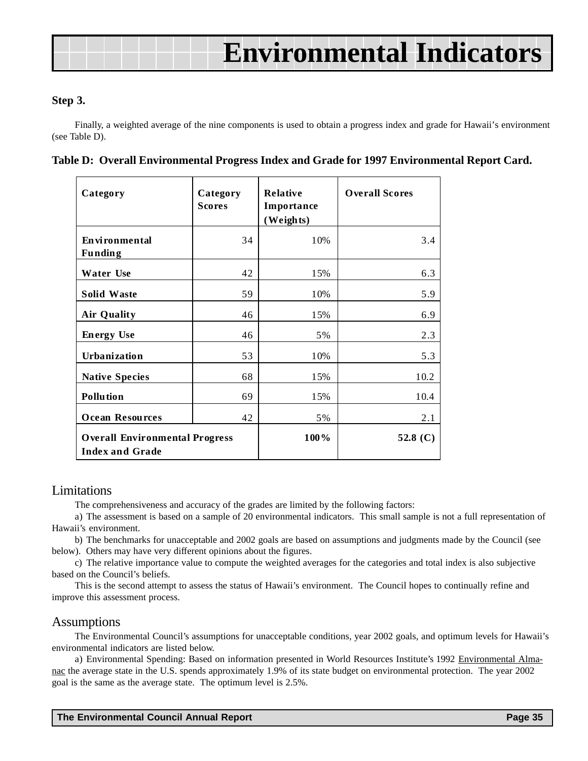# Environmental Indicators

**Step 3.**

Finally, a weighted average of the nine components is used to obtain a progress index and grade for Hawaii's environment (see Table D).

**Table D: Overall Environmental Progress Index and Grade for 1997 Environmental Report Card.**

| Category | Category Scores | Relative Importance (Weights) | Overall Scores |
|---|---|---|---|
| **Environmental Funding** | 34 | 10% | 3.4 |
| **Water Use** | 42 | 15% | 6.3 |
| **Solid Waste** | 59 | 10% | 5.9 |
| **Air Quality** | 46 | 15% | 6.9 |
| **Energy Use** | 46 | 5% | 2.3 |
| **Urbanization** | 53 | 10% | 5.3 |
| **Native Species** | 68 | 15% | 10.2 |
| **Pollution** | 69 | 15% | 10.4 |
| **Ocean Resources** | 42 | 5% | 2.1 |
| **Overall Environmental Progress Index and Grade** | | **100%** | **52.8 (C)** |

## Limitations

The comprehensiveness and accuracy of the grades are limited by the following factors:

a) The assessment is based on a sample of 20 environmental indicators. This small sample is not a full representation of Hawaii's environment.

b) The benchmarks for unacceptable and 2002 goals are based on assumptions and judgments made by the Council (see below). Others may have very different opinions about the figures.

c) The relative importance value to compute the weighted averages for the categories and total index is also subjective based on the Council's beliefs.

This is the second attempt to assess the status of Hawaii's environment. The Council hopes to continually refine and improve this assessment process.

## Assumptions

The Environmental Council's assumptions for unacceptable conditions, year 2002 goals, and optimum levels for Hawaii's environmental indicators are listed below.

a) Environmental Spending: Based on information presented in World Resources Institute's 1992 Environmental Almanac the average state in the U.S. spends approximately 1.9% of its state budget on environmental protection. The year 2002 goal is the same as the average state. The optimum level is 2.5%.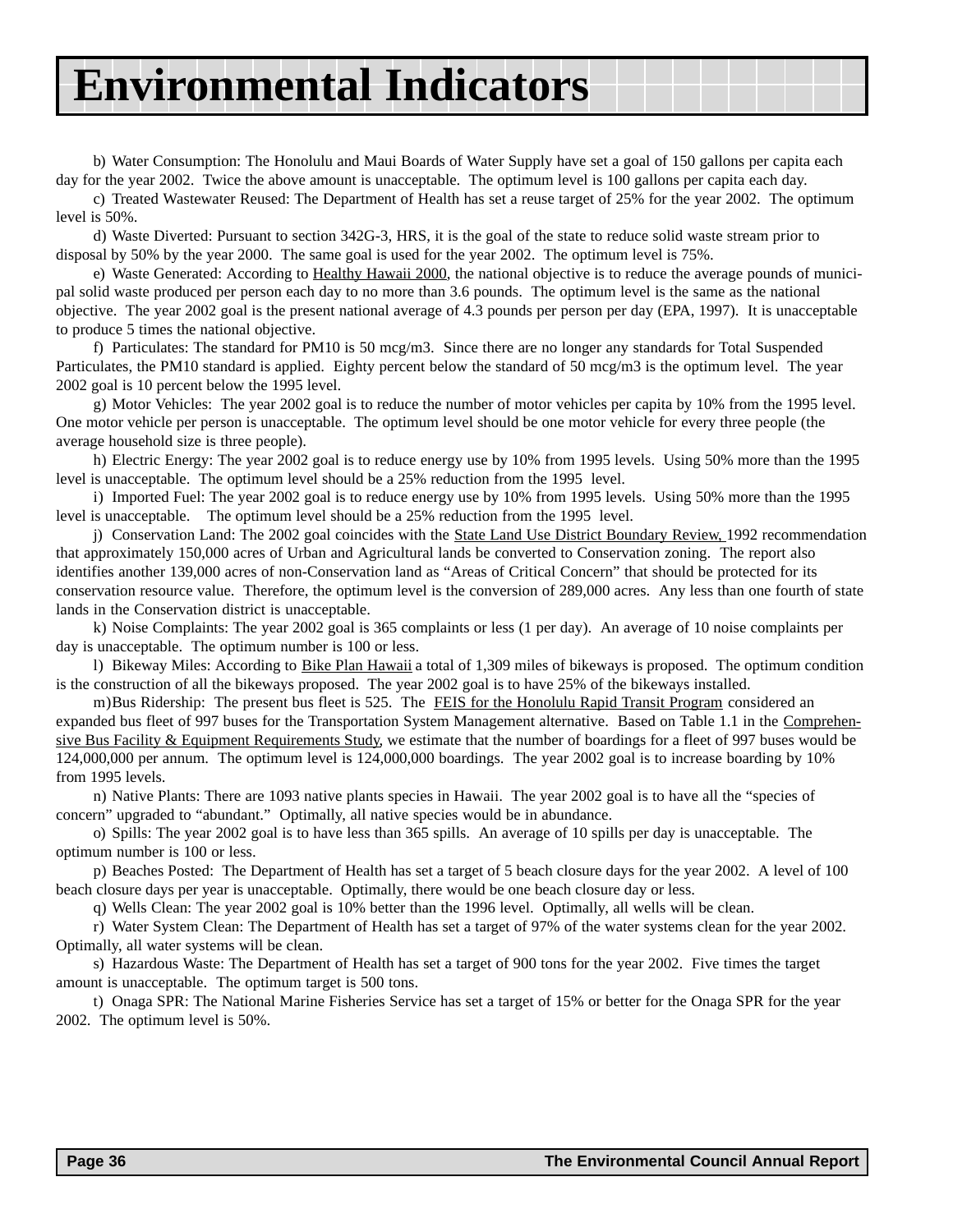# Environmental Indicators

b) Water Consumption: The Honolulu and Maui Boards of Water Supply have set a goal of 150 gallons per capita each day for the year 2002. Twice the above amount is unacceptable. The optimum level is 100 gallons per capita each day.

c) Treated Wastewater Reused: The Department of Health has set a reuse target of 25% for the year 2002. The optimum level is 50%.

d) Waste Diverted: Pursuant to section 342G-3, HRS, it is the goal of the state to reduce solid waste stream prior to disposal by 50% by the year 2000. The same goal is used for the year 2002. The optimum level is 75%.

e) Waste Generated: According to Healthy Hawaii 2000, the national objective is to reduce the average pounds of municipal solid waste produced per person each day to no more than 3.6 pounds. The optimum level is the same as the national objective. The year 2002 goal is the present national average of 4.3 pounds per person per day (EPA, 1997). It is unacceptable to produce 5 times the national objective.

f) Particulates: The standard for PM10 is 50 mcg/m3. Since there are no longer any standards for Total Suspended Particulates, the PM10 standard is applied. Eighty percent below the standard of 50 mcg/m3 is the optimum level. The year 2002 goal is 10 percent below the 1995 level.

g) Motor Vehicles: The year 2002 goal is to reduce the number of motor vehicles per capita by 10% from the 1995 level. One motor vehicle per person is unacceptable. The optimum level should be one motor vehicle for every three people (the average household size is three people).

h) Electric Energy: The year 2002 goal is to reduce energy use by 10% from 1995 levels. Using 50% more than the 1995 level is unacceptable. The optimum level should be a 25% reduction from the 1995 level.

i) Imported Fuel: The year 2002 goal is to reduce energy use by 10% from 1995 levels. Using 50% more than the 1995 level is unacceptable. The optimum level should be a 25% reduction from the 1995 level.

j) Conservation Land: The 2002 goal coincides with the State Land Use District Boundary Review, 1992 recommendation that approximately 150,000 acres of Urban and Agricultural lands be converted to Conservation zoning. The report also identifies another 139,000 acres of non-Conservation land as "Areas of Critical Concern" that should be protected for its conservation resource value. Therefore, the optimum level is the conversion of 289,000 acres. Any less than one fourth of state lands in the Conservation district is unacceptable.

k) Noise Complaints: The year 2002 goal is 365 complaints or less (1 per day). An average of 10 noise complaints per day is unacceptable. The optimum number is 100 or less.

l) Bikeway Miles: According to Bike Plan Hawaii a total of 1,309 miles of bikeways is proposed. The optimum condition is the construction of all the bikeways proposed. The year 2002 goal is to have 25% of the bikeways installed.

m) Bus Ridership: The present bus fleet is 525. The FEIS for the Honolulu Rapid Transit Program considered an expanded bus fleet of 997 buses for the Transportation System Management alternative. Based on Table 1.1 in the Comprehensive Bus Facility & Equipment Requirements Study, we estimate that the number of boardings for a fleet of 997 buses would be 124,000,000 per annum. The optimum level is 124,000,000 boardings. The year 2002 goal is to increase boarding by 10% from 1995 levels.

n) Native Plants: There are 1093 native plants species in Hawaii. The year 2002 goal is to have all the "species of concern" upgraded to "abundant." Optimally, all native species would be in abundance.

o) Spills: The year 2002 goal is to have less than 365 spills. An average of 10 spills per day is unacceptable. The optimum number is 100 or less.

p) Beaches Posted: The Department of Health has set a target of 5 beach closure days for the year 2002. A level of 100 beach closure days per year is unacceptable. Optimally, there would be one beach closure day or less.

q) Wells Clean: The year 2002 goal is 10% better than the 1996 level. Optimally, all wells will be clean.

r) Water System Clean: The Department of Health has set a target of 97% of the water systems clean for the year 2002. Optimally, all water systems will be clean.

s) Hazardous Waste: The Department of Health has set a target of 900 tons for the year 2002. Five times the target amount is unacceptable. The optimum target is 500 tons.

t) Onaga SPR: The National Marine Fisheries Service has set a target of 15% or better for the Onaga SPR for the year 2002. The optimum level is 50%.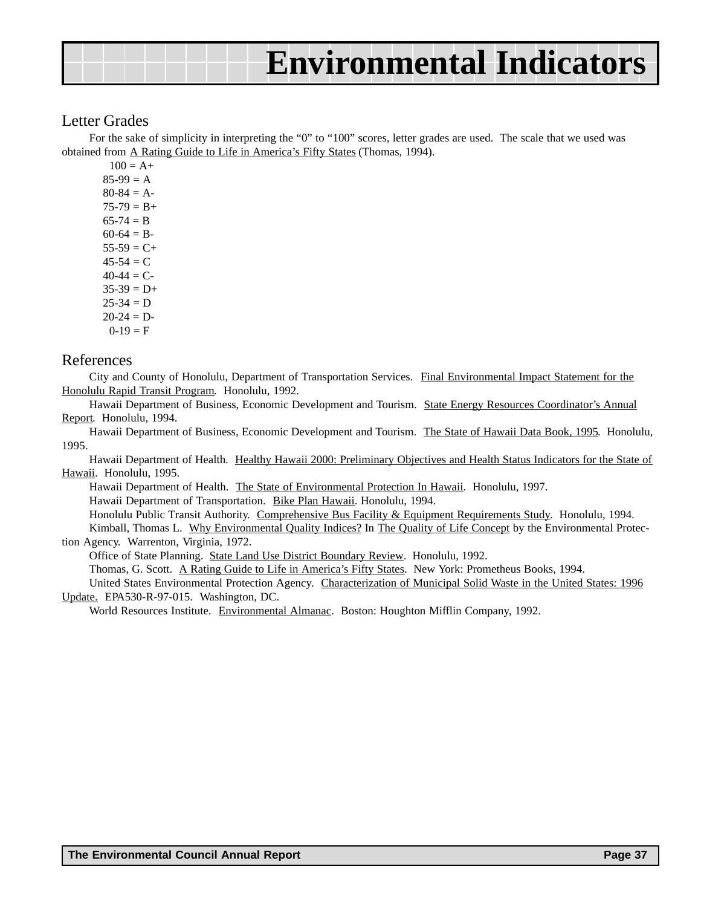# Environmental Indicators

## Letter Grades

For the sake of simplicity in interpreting the "0" to "100" scores, letter grades are used. The scale that we used was obtained from A Rating Guide to Life in America's Fifty States (Thomas, 1994).

100 = A+
85-99 = A
80-84 = A-
75-79 = B+
65-74 = B
60-64 = B-
55-59 = C+
45-54 = C
40-44 = C-
35-39 = D+
25-34 = D
20-24 = D-
0-19 = F

## References

City and County of Honolulu, Department of Transportation Services. Final Environmental Impact Statement for the Honolulu Rapid Transit Program. Honolulu, 1992.

Hawaii Department of Business, Economic Development and Tourism. State Energy Resources Coordinator's Annual Report. Honolulu, 1994.

Hawaii Department of Business, Economic Development and Tourism. The State of Hawaii Data Book, 1995. Honolulu, 1995.

Hawaii Department of Health. Healthy Hawaii 2000: Preliminary Objectives and Health Status Indicators for the State of Hawaii. Honolulu, 1995.

Hawaii Department of Health. The State of Environmental Protection In Hawaii. Honolulu, 1997.

Hawaii Department of Transportation. Bike Plan Hawaii. Honolulu, 1994.

Honolulu Public Transit Authority. Comprehensive Bus Facility & Equipment Requirements Study. Honolulu, 1994.

Kimball, Thomas L. Why Environmental Quality Indices? In The Quality of Life Concept by the Environmental Protection Agency. Warrenton, Virginia, 1972.

Office of State Planning. State Land Use District Boundary Review. Honolulu, 1992.

Thomas, G. Scott. A Rating Guide to Life in America's Fifty States. New York: Prometheus Books, 1994.

United States Environmental Protection Agency. Characterization of Municipal Solid Waste in the United States: 1996 Update. EPA530-R-97-015. Washington, DC.

World Resources Institute. Environmental Almanac. Boston: Houghton Mifflin Company, 1992.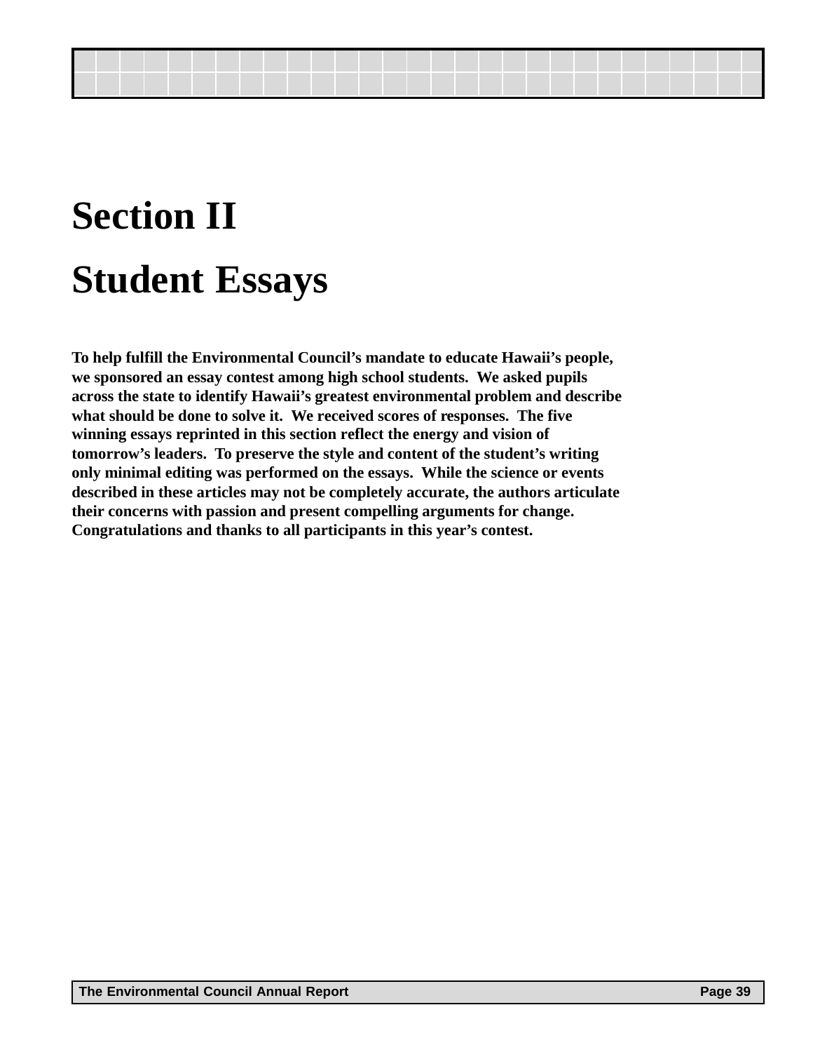# Section II

# Student Essays

**To help fulfill the Environmental Council's mandate to educate Hawaii's people, we sponsored an essay contest among high school students. We asked pupils across the state to identify Hawaii's greatest environmental problem and describe what should be done to solve it. We received scores of responses. The five winning essays reprinted in this section reflect the energy and vision of tomorrow's leaders. To preserve the style and content of the student's writing only minimal editing was performed on the essays. While the science or events described in these articles may not be completely accurate, the authors articulate their concerns with passion and present compelling arguments for change. Congratulations and thanks to all participants in this year's contest.**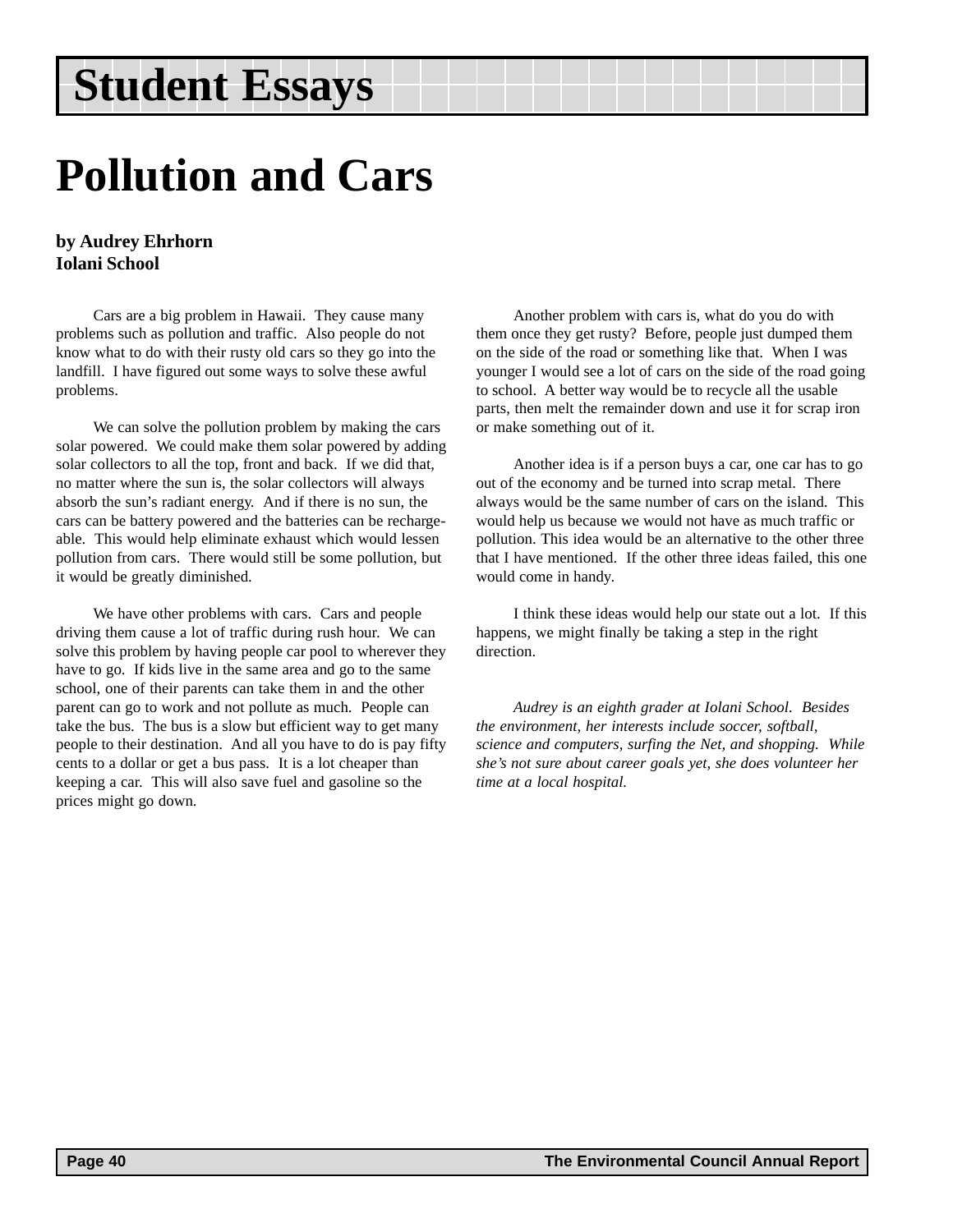# Student Essays

# Pollution and Cars

**by Audrey Ehrhorn**
**Iolani School**

Cars are a big problem in Hawaii. They cause many problems such as pollution and traffic. Also people do not know what to do with their rusty old cars so they go into the landfill. I have figured out some ways to solve these awful problems.

We can solve the pollution problem by making the cars solar powered. We could make them solar powered by adding solar collectors to all the top, front and back. If we did that, no matter where the sun is, the solar collectors will always absorb the sun's radiant energy. And if there is no sun, the cars can be battery powered and the batteries can be rechargeable. This would help eliminate exhaust which would lessen pollution from cars. There would still be some pollution, but it would be greatly diminished.

We have other problems with cars. Cars and people driving them cause a lot of traffic during rush hour. We can solve this problem by having people car pool to wherever they have to go. If kids live in the same area and go to the same school, one of their parents can take them in and the other parent can go to work and not pollute as much. People can take the bus. The bus is a slow but efficient way to get many people to their destination. And all you have to do is pay fifty cents to a dollar or get a bus pass. It is a lot cheaper than keeping a car. This will also save fuel and gasoline so the prices might go down.

Another problem with cars is, what do you do with them once they get rusty? Before, people just dumped them on the side of the road or something like that. When I was younger I would see a lot of cars on the side of the road going to school. A better way would be to recycle all the usable parts, then melt the remainder down and use it for scrap iron or make something out of it.

Another idea is if a person buys a car, one car has to go out of the economy and be turned into scrap metal. There always would be the same number of cars on the island. This would help us because we would not have as much traffic or pollution. This idea would be an alternative to the other three that I have mentioned. If the other three ideas failed, this one would come in handy.

I think these ideas would help our state out a lot. If this happens, we might finally be taking a step in the right direction.

*Audrey is an eighth grader at Iolani School. Besides the environment, her interests include soccer, softball, science and computers, surfing the Net, and shopping. While she's not sure about career goals yet, she does volunteer her time at a local hospital.*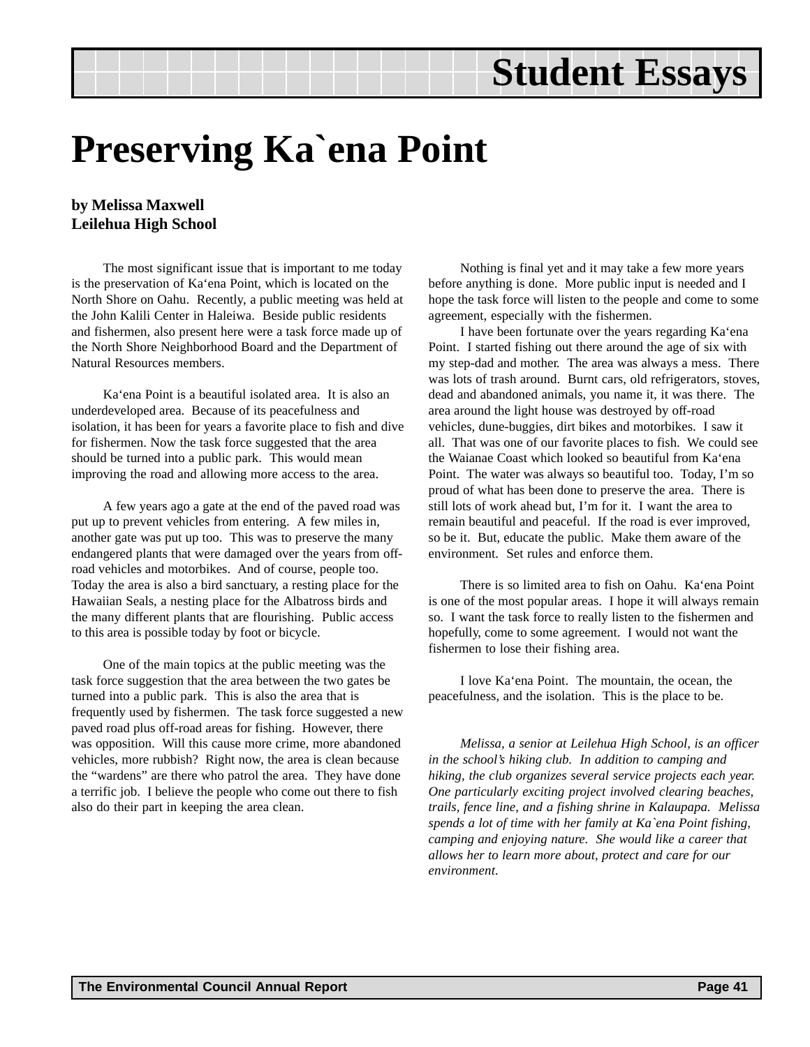# Student Essays

# Preserving Ka`ena Point

**by Melissa Maxwell**
**Leilehua High School**

The most significant issue that is important to me today is the preservation of Ka‘ena Point, which is located on the North Shore on Oahu. Recently, a public meeting was held at the John Kalili Center in Haleiwa. Beside public residents and fishermen, also present here were a task force made up of the North Shore Neighborhood Board and the Department of Natural Resources members.

Ka‘ena Point is a beautiful isolated area. It is also an underdeveloped area. Because of its peacefulness and isolation, it has been for years a favorite place to fish and dive for fishermen. Now the task force suggested that the area should be turned into a public park. This would mean improving the road and allowing more access to the area.

A few years ago a gate at the end of the paved road was put up to prevent vehicles from entering. A few miles in, another gate was put up too. This was to preserve the many endangered plants that were damaged over the years from off-road vehicles and motorbikes. And of course, people too. Today the area is also a bird sanctuary, a resting place for the Hawaiian Seals, a nesting place for the Albatross birds and the many different plants that are flourishing. Public access to this area is possible today by foot or bicycle.

One of the main topics at the public meeting was the task force suggestion that the area between the two gates be turned into a public park. This is also the area that is frequently used by fishermen. The task force suggested a new paved road plus off-road areas for fishing. However, there was opposition. Will this cause more crime, more abandoned vehicles, more rubbish? Right now, the area is clean because the “wardens” are there who patrol the area. They have done a terrific job. I believe the people who come out there to fish also do their part in keeping the area clean.

Nothing is final yet and it may take a few more years before anything is done. More public input is needed and I hope the task force will listen to the people and come to some agreement, especially with the fishermen.

I have been fortunate over the years regarding Ka‘ena Point. I started fishing out there around the age of six with my step-dad and mother. The area was always a mess. There was lots of trash around. Burnt cars, old refrigerators, stoves, dead and abandoned animals, you name it, it was there. The area around the light house was destroyed by off-road vehicles, dune-buggies, dirt bikes and motorbikes. I saw it all. That was one of our favorite places to fish. We could see the Waianae Coast which looked so beautiful from Ka‘ena Point. The water was always so beautiful too. Today, I’m so proud of what has been done to preserve the area. There is still lots of work ahead but, I’m for it. I want the area to remain beautiful and peaceful. If the road is ever improved, so be it. But, educate the public. Make them aware of the environment. Set rules and enforce them.

There is so limited area to fish on Oahu. Ka‘ena Point is one of the most popular areas. I hope it will always remain so. I want the task force to really listen to the fishermen and hopefully, come to some agreement. I would not want the fishermen to lose their fishing area.

I love Ka‘ena Point. The mountain, the ocean, the peacefulness, and the isolation. This is the place to be.

*Melissa, a senior at Leilehua High School, is an officer in the school’s hiking club. In addition to camping and hiking, the club organizes several service projects each year. One particularly exciting project involved clearing beaches, trails, fence line, and a fishing shrine in Kalaupapa. Melissa spends a lot of time with her family at Ka`ena Point fishing, camping and enjoying nature. She would like a career that allows her to learn more about, protect and care for our environment.*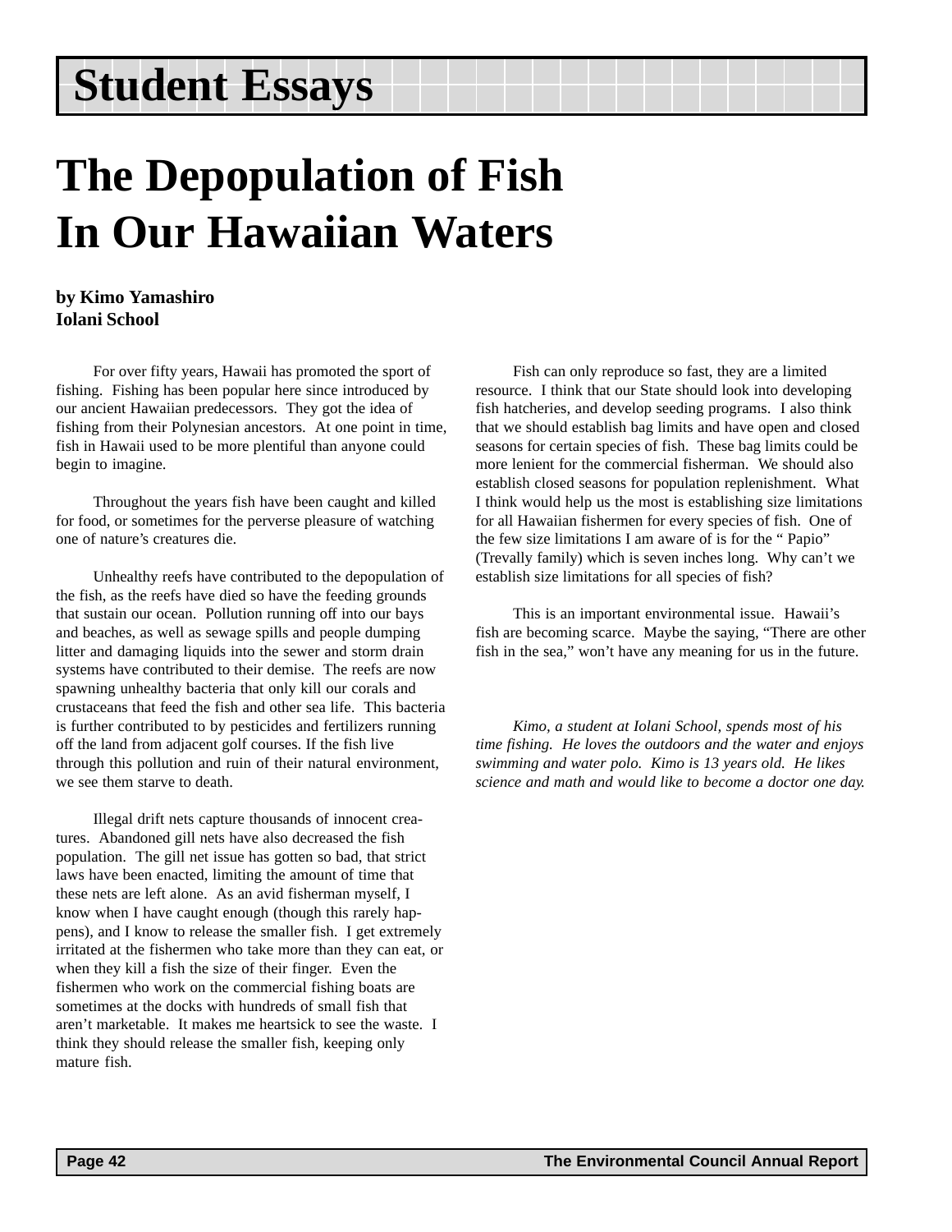# Student Essays

## The Depopulation of Fish In Our Hawaiian Waters

**by Kimo Yamashiro**
**Iolani School**

For over fifty years, Hawaii has promoted the sport of fishing. Fishing has been popular here since introduced by our ancient Hawaiian predecessors. They got the idea of fishing from their Polynesian ancestors. At one point in time, fish in Hawaii used to be more plentiful than anyone could begin to imagine.

Throughout the years fish have been caught and killed for food, or sometimes for the perverse pleasure of watching one of nature's creatures die.

Unhealthy reefs have contributed to the depopulation of the fish, as the reefs have died so have the feeding grounds that sustain our ocean. Pollution running off into our bays and beaches, as well as sewage spills and people dumping litter and damaging liquids into the sewer and storm drain systems have contributed to their demise. The reefs are now spawning unhealthy bacteria that only kill our corals and crustaceans that feed the fish and other sea life. This bacteria is further contributed to by pesticides and fertilizers running off the land from adjacent golf courses. If the fish live through this pollution and ruin of their natural environment, we see them starve to death.

Illegal drift nets capture thousands of innocent creatures. Abandoned gill nets have also decreased the fish population. The gill net issue has gotten so bad, that strict laws have been enacted, limiting the amount of time that these nets are left alone. As an avid fisherman myself, I know when I have caught enough (though this rarely happens), and I know to release the smaller fish. I get extremely irritated at the fishermen who take more than they can eat, or when they kill a fish the size of their finger. Even the fishermen who work on the commercial fishing boats are sometimes at the docks with hundreds of small fish that aren't marketable. It makes me heartsick to see the waste. I think they should release the smaller fish, keeping only mature fish.

Fish can only reproduce so fast, they are a limited resource. I think that our State should look into developing fish hatcheries, and develop seeding programs. I also think that we should establish bag limits and have open and closed seasons for certain species of fish. These bag limits could be more lenient for the commercial fisherman. We should also establish closed seasons for population replenishment. What I think would help us the most is establishing size limitations for all Hawaiian fishermen for every species of fish. One of the few size limitations I am aware of is for the " Papio" (Trevally family) which is seven inches long. Why can't we establish size limitations for all species of fish?

This is an important environmental issue. Hawaii's fish are becoming scarce. Maybe the saying, "There are other fish in the sea," won't have any meaning for us in the future.

*Kimo, a student at Iolani School, spends most of his time fishing. He loves the outdoors and the water and enjoys swimming and water polo. Kimo is 13 years old. He likes science and math and would like to become a doctor one day.*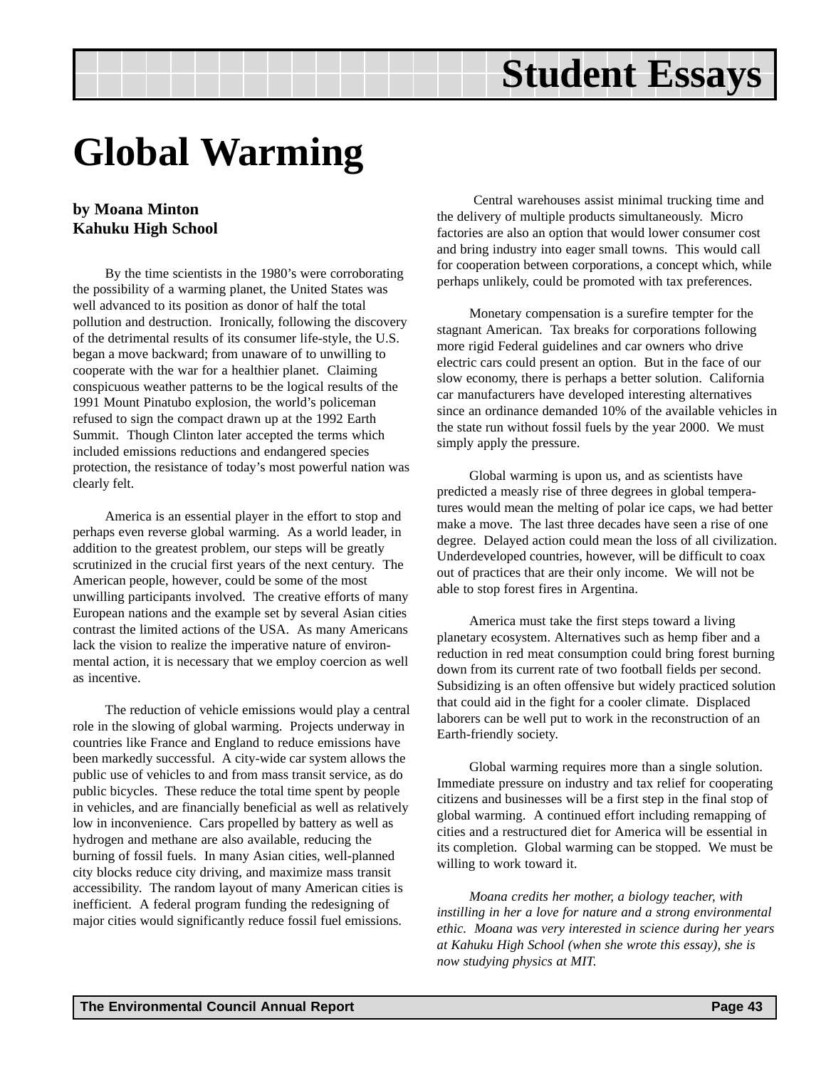# Student Essays

# Global Warming

**by Moana Minton**
**Kahuku High School**

By the time scientists in the 1980's were corroborating the possibility of a warming planet, the United States was well advanced to its position as donor of half the total pollution and destruction. Ironically, following the discovery of the detrimental results of its consumer life-style, the U.S. began a move backward; from unaware of to unwilling to cooperate with the war for a healthier planet. Claiming conspicuous weather patterns to be the logical results of the 1991 Mount Pinatubo explosion, the world's policeman refused to sign the compact drawn up at the 1992 Earth Summit. Though Clinton later accepted the terms which included emissions reductions and endangered species protection, the resistance of today's most powerful nation was clearly felt.

America is an essential player in the effort to stop and perhaps even reverse global warming. As a world leader, in addition to the greatest problem, our steps will be greatly scrutinized in the crucial first years of the next century. The American people, however, could be some of the most unwilling participants involved. The creative efforts of many European nations and the example set by several Asian cities contrast the limited actions of the USA. As many Americans lack the vision to realize the imperative nature of environmental action, it is necessary that we employ coercion as well as incentive.

The reduction of vehicle emissions would play a central role in the slowing of global warming. Projects underway in countries like France and England to reduce emissions have been markedly successful. A city-wide car system allows the public use of vehicles to and from mass transit service, as do public bicycles. These reduce the total time spent by people in vehicles, and are financially beneficial as well as relatively low in inconvenience. Cars propelled by battery as well as hydrogen and methane are also available, reducing the burning of fossil fuels. In many Asian cities, well-planned city blocks reduce city driving, and maximize mass transit accessibility. The random layout of many American cities is inefficient. A federal program funding the redesigning of major cities would significantly reduce fossil fuel emissions.

Central warehouses assist minimal trucking time and the delivery of multiple products simultaneously. Micro factories are also an option that would lower consumer cost and bring industry into eager small towns. This would call for cooperation between corporations, a concept which, while perhaps unlikely, could be promoted with tax preferences.

Monetary compensation is a surefire tempter for the stagnant American. Tax breaks for corporations following more rigid Federal guidelines and car owners who drive electric cars could present an option. But in the face of our slow economy, there is perhaps a better solution. California car manufacturers have developed interesting alternatives since an ordinance demanded 10% of the available vehicles in the state run without fossil fuels by the year 2000. We must simply apply the pressure.

Global warming is upon us, and as scientists have predicted a measly rise of three degrees in global temperatures would mean the melting of polar ice caps, we had better make a move. The last three decades have seen a rise of one degree. Delayed action could mean the loss of all civilization. Underdeveloped countries, however, will be difficult to coax out of practices that are their only income. We will not be able to stop forest fires in Argentina.

America must take the first steps toward a living planetary ecosystem. Alternatives such as hemp fiber and a reduction in red meat consumption could bring forest burning down from its current rate of two football fields per second. Subsidizing is an often offensive but widely practiced solution that could aid in the fight for a cooler climate. Displaced laborers can be well put to work in the reconstruction of an Earth-friendly society.

Global warming requires more than a single solution. Immediate pressure on industry and tax relief for cooperating citizens and businesses will be a first step in the final stop of global warming. A continued effort including remapping of cities and a restructured diet for America will be essential in its completion. Global warming can be stopped. We must be willing to work toward it.

*Moana credits her mother, a biology teacher, with instilling in her a love for nature and a strong environmental ethic. Moana was very interested in science during her years at Kahuku High School (when she wrote this essay), she is now studying physics at MIT.*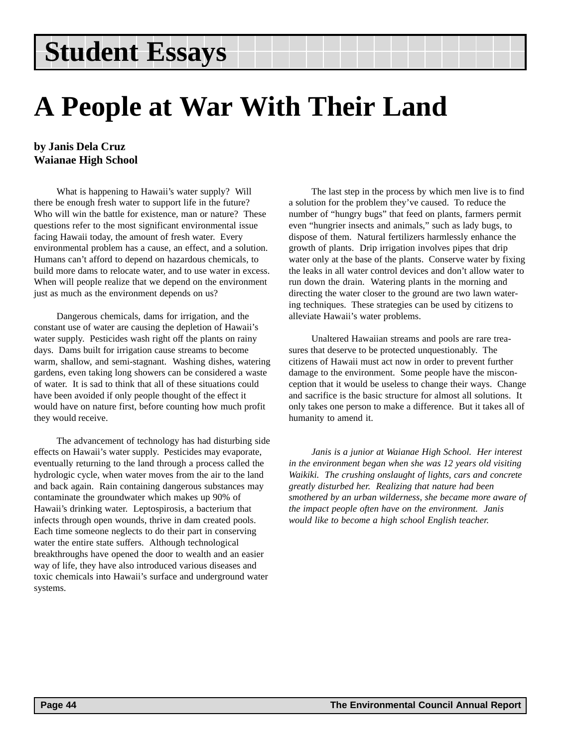# Student Essays

## A People at War With Their Land

**by Janis Dela Cruz**
**Waianae High School**

What is happening to Hawaii's water supply? Will there be enough fresh water to support life in the future? Who will win the battle for existence, man or nature? These questions refer to the most significant environmental issue facing Hawaii today, the amount of fresh water. Every environmental problem has a cause, an effect, and a solution. Humans can't afford to depend on hazardous chemicals, to build more dams to relocate water, and to use water in excess. When will people realize that we depend on the environment just as much as the environment depends on us?

Dangerous chemicals, dams for irrigation, and the constant use of water are causing the depletion of Hawaii's water supply. Pesticides wash right off the plants on rainy days. Dams built for irrigation cause streams to become warm, shallow, and semi-stagnant. Washing dishes, watering gardens, even taking long showers can be considered a waste of water. It is sad to think that all of these situations could have been avoided if only people thought of the effect it would have on nature first, before counting how much profit they would receive.

The advancement of technology has had disturbing side effects on Hawaii's water supply. Pesticides may evaporate, eventually returning to the land through a process called the hydrologic cycle, when water moves from the air to the land and back again. Rain containing dangerous substances may contaminate the groundwater which makes up 90% of Hawaii's drinking water. Leptospirosis, a bacterium that infects through open wounds, thrive in dam created pools. Each time someone neglects to do their part in conserving water the entire state suffers. Although technological breakthroughs have opened the door to wealth and an easier way of life, they have also introduced various diseases and toxic chemicals into Hawaii's surface and underground water systems.

The last step in the process by which men live is to find a solution for the problem they've caused. To reduce the number of "hungry bugs" that feed on plants, farmers permit even "hungrier insects and animals," such as lady bugs, to dispose of them. Natural fertilizers harmlessly enhance the growth of plants. Drip irrigation involves pipes that drip water only at the base of the plants. Conserve water by fixing the leaks in all water control devices and don't allow water to run down the drain. Watering plants in the morning and directing the water closer to the ground are two lawn watering techniques. These strategies can be used by citizens to alleviate Hawaii's water problems.

Unaltered Hawaiian streams and pools are rare treasures that deserve to be protected unquestionably. The citizens of Hawaii must act now in order to prevent further damage to the environment. Some people have the misconception that it would be useless to change their ways. Change and sacrifice is the basic structure for almost all solutions. It only takes one person to make a difference. But it takes all of humanity to amend it.

*Janis is a junior at Waianae High School. Her interest in the environment began when she was 12 years old visiting Waikiki. The crushing onslaught of lights, cars and concrete greatly disturbed her. Realizing that nature had been smothered by an urban wilderness, she became more aware of the impact people often have on the environment. Janis would like to become a high school English teacher.*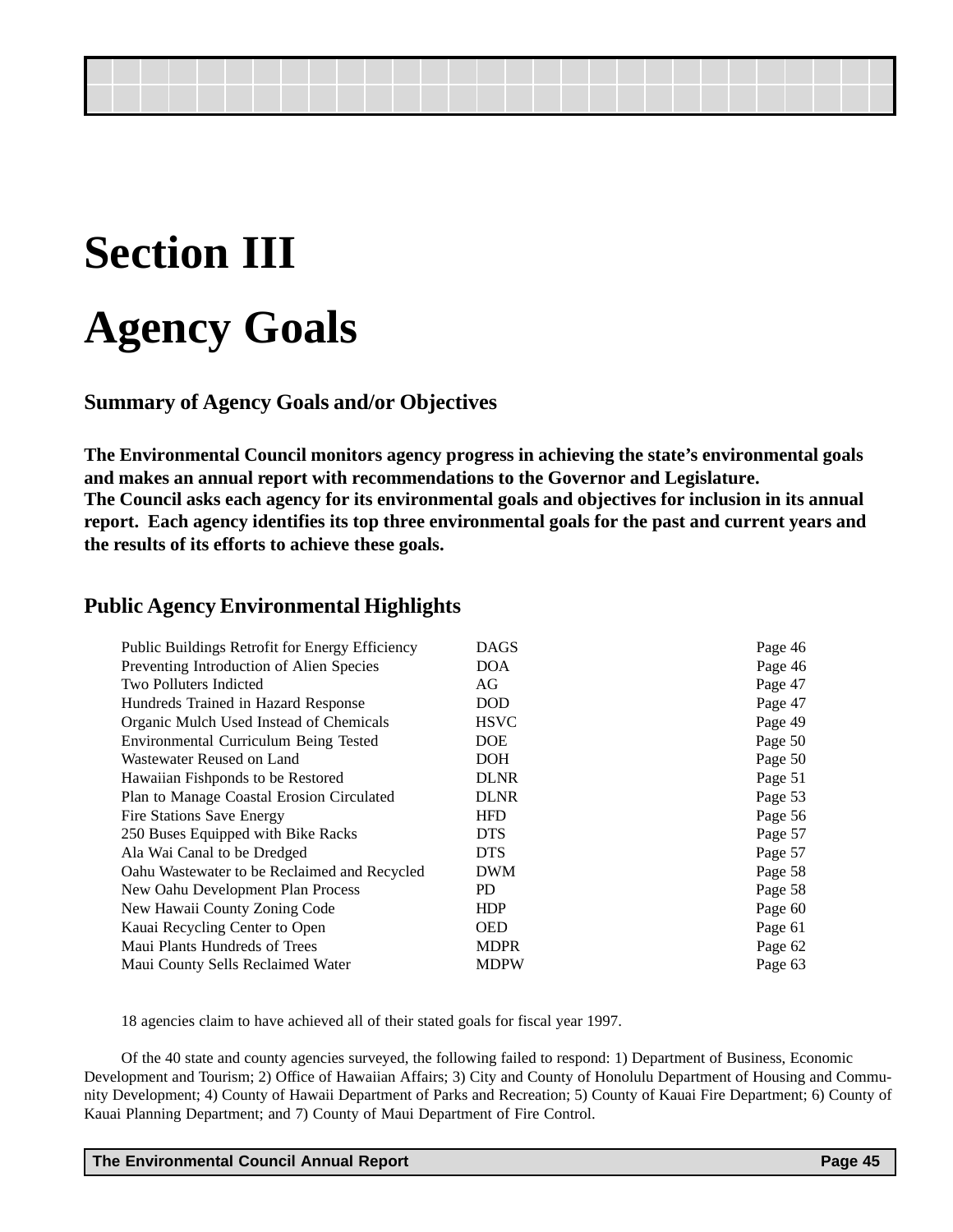# Section III

# Agency Goals

### Summary of Agency Goals and/or Objectives

**The Environmental Council monitors agency progress in achieving the state's environmental goals and makes an annual report with recommendations to the Governor and Legislature. The Council asks each agency for its environmental goals and objectives for inclusion in its annual report. Each agency identifies its top three environmental goals for the past and current years and the results of its efforts to achieve these goals.**

### Public Agency Environmental Highlights

| | | |
|---|---|---|
| Public Buildings Retrofit for Energy Efficiency | DAGS | Page 46 |
| Preventing Introduction of Alien Species | DOA | Page 46 |
| Two Polluters Indicted | AG | Page 47 |
| Hundreds Trained in Hazard Response | DOD | Page 47 |
| Organic Mulch Used Instead of Chemicals | HSVC | Page 49 |
| Environmental Curriculum Being Tested | DOE | Page 50 |
| Wastewater Reused on Land | DOH | Page 50 |
| Hawaiian Fishponds to be Restored | DLNR | Page 51 |
| Plan to Manage Coastal Erosion Circulated | DLNR | Page 53 |
| Fire Stations Save Energy | HFD | Page 56 |
| 250 Buses Equipped with Bike Racks | DTS | Page 57 |
| Ala Wai Canal to be Dredged | DTS | Page 57 |
| Oahu Wastewater to be Reclaimed and Recycled | DWM | Page 58 |
| New Oahu Development Plan Process | PD | Page 58 |
| New Hawaii County Zoning Code | HDP | Page 60 |
| Kauai Recycling Center to Open | OED | Page 61 |
| Maui Plants Hundreds of Trees | MDPR | Page 62 |
| Maui County Sells Reclaimed Water | MDPW | Page 63 |

18 agencies claim to have achieved all of their stated goals for fiscal year 1997.

Of the 40 state and county agencies surveyed, the following failed to respond: 1) Department of Business, Economic Development and Tourism; 2) Office of Hawaiian Affairs; 3) City and County of Honolulu Department of Housing and Community Development; 4) County of Hawaii Department of Parks and Recreation; 5) County of Kauai Fire Department; 6) County of Kauai Planning Department; and 7) County of Maui Department of Fire Control.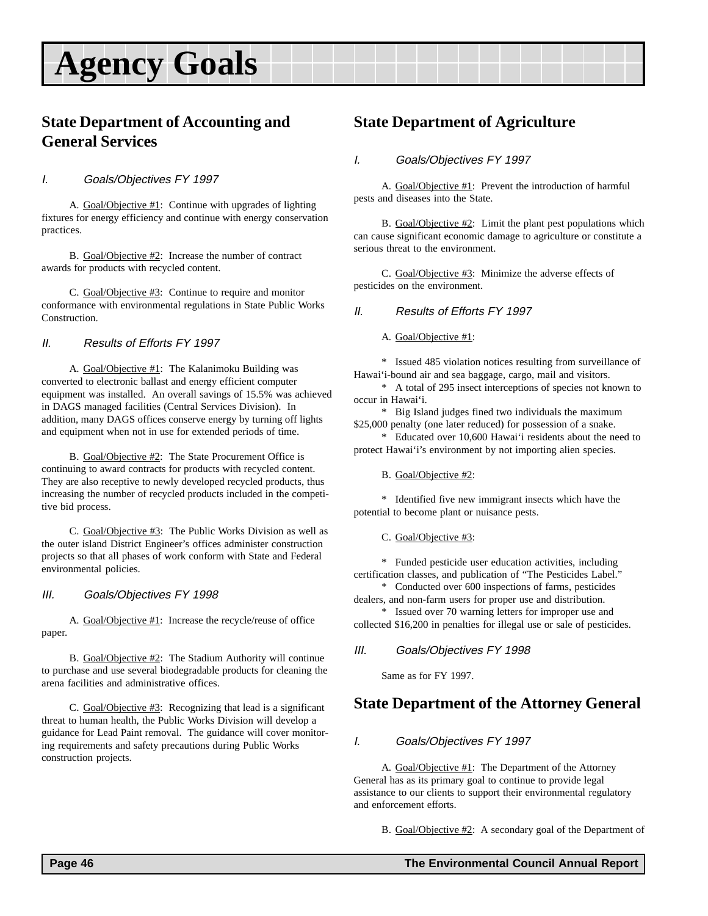# Agency Goals

## State Department of Accounting and General Services

### I. Goals/Objectives FY 1997

A. Goal/Objective #1: Continue with upgrades of lighting fixtures for energy efficiency and continue with energy conservation practices.

B. Goal/Objective #2: Increase the number of contract awards for products with recycled content.

C. Goal/Objective #3: Continue to require and monitor conformance with environmental regulations in State Public Works Construction.

### II. Results of Efforts FY 1997

A. Goal/Objective #1: The Kalanimoku Building was converted to electronic ballast and energy efficient computer equipment was installed. An overall savings of 15.5% was achieved in DAGS managed facilities (Central Services Division). In addition, many DAGS offices conserve energy by turning off lights and equipment when not in use for extended periods of time.

B. Goal/Objective #2: The State Procurement Office is continuing to award contracts for products with recycled content. They are also receptive to newly developed recycled products, thus increasing the number of recycled products included in the competitive bid process.

C. Goal/Objective #3: The Public Works Division as well as the outer island District Engineer's offices administer construction projects so that all phases of work conform with State and Federal environmental policies.

### III. Goals/Objectives FY 1998

A. Goal/Objective #1: Increase the recycle/reuse of office paper.

B. Goal/Objective #2: The Stadium Authority will continue to purchase and use several biodegradable products for cleaning the arena facilities and administrative offices.

C. Goal/Objective #3: Recognizing that lead is a significant threat to human health, the Public Works Division will develop a guidance for Lead Paint removal. The guidance will cover monitoring requirements and safety precautions during Public Works construction projects.

## State Department of Agriculture

### I. Goals/Objectives FY 1997

A. Goal/Objective #1: Prevent the introduction of harmful pests and diseases into the State.

B. Goal/Objective #2: Limit the plant pest populations which can cause significant economic damage to agriculture or constitute a serious threat to the environment.

C. Goal/Objective #3: Minimize the adverse effects of pesticides on the environment.

### II. Results of Efforts FY 1997

A. Goal/Objective #1:

* Issued 485 violation notices resulting from surveillance of Hawai'i-bound air and sea baggage, cargo, mail and visitors.
* A total of 295 insect interceptions of species not known to occur in Hawai'i.
* Big Island judges fined two individuals the maximum $25,000 penalty (one later reduced) for possession of a snake.
* Educated over 10,600 Hawai'i residents about the need to protect Hawai'i's environment by not importing alien species.

B. Goal/Objective #2:

* Identified five new immigrant insects which have the potential to become plant or nuisance pests.

C. Goal/Objective #3:

* Funded pesticide user education activities, including certification classes, and publication of "The Pesticides Label."
* Conducted over 600 inspections of farms, pesticides dealers, and non-farm users for proper use and distribution.
* Issued over 70 warning letters for improper use and collected $16,200 in penalties for illegal use or sale of pesticides.

### III. Goals/Objectives FY 1998

Same as for FY 1997.

## State Department of the Attorney General

### I. Goals/Objectives FY 1997

A. Goal/Objective #1: The Department of the Attorney General has as its primary goal to continue to provide legal assistance to our clients to support their environmental regulatory and enforcement efforts.

B. Goal/Objective #2: A secondary goal of the Department of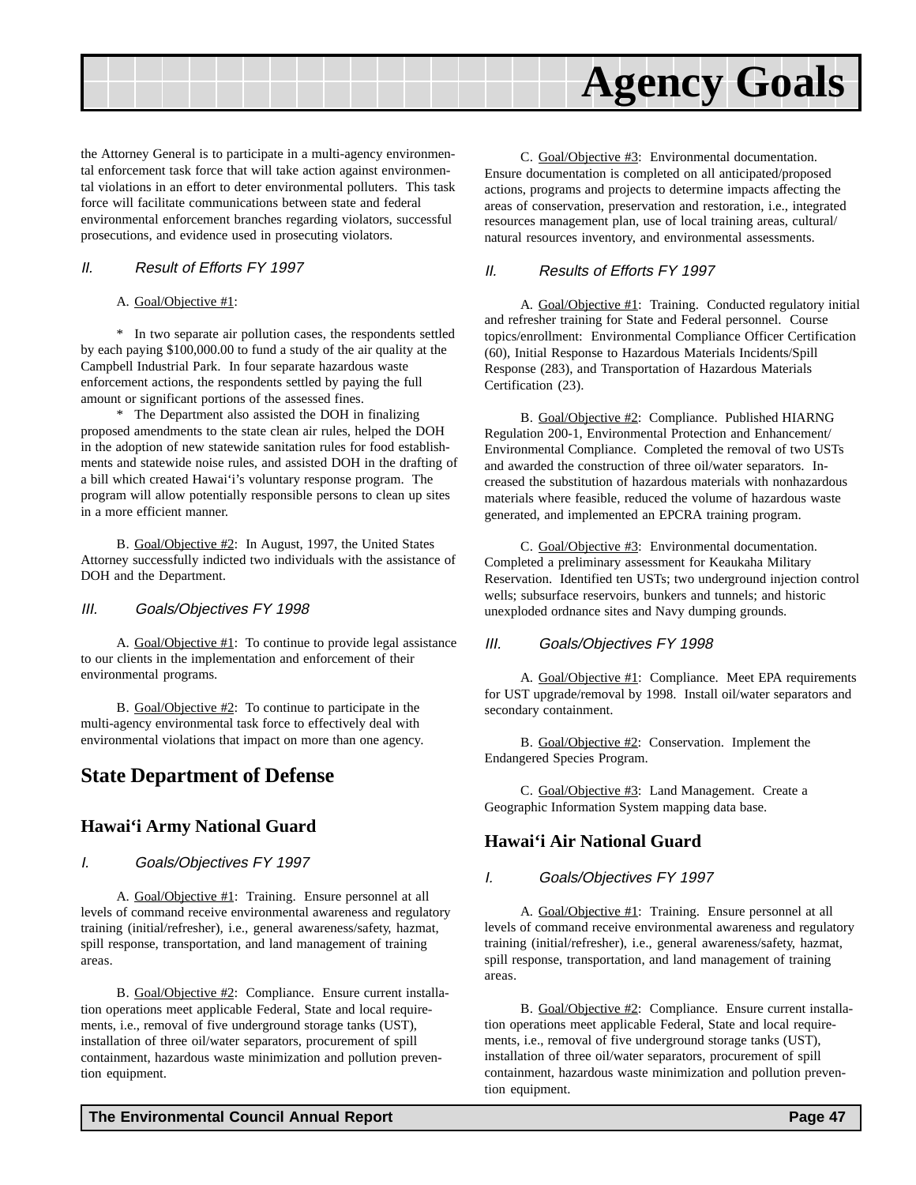the Attorney General is to participate in a multi-agency environmental enforcement task force that will take action against environmental violations in an effort to deter environmental polluters. This task force will facilitate communications between state and federal environmental enforcement branches regarding violators, successful prosecutions, and evidence used in prosecuting violators.

*II. Result of Efforts FY 1997*

A. Goal/Objective #1:

* In two separate air pollution cases, the respondents settled by each paying $100,000.00 to fund a study of the air quality at the Campbell Industrial Park. In four separate hazardous waste enforcement actions, the respondents settled by paying the full amount or significant portions of the assessed fines.

* The Department also assisted the DOH in finalizing proposed amendments to the state clean air rules, helped the DOH in the adoption of new statewide sanitation rules for food establishments and statewide noise rules, and assisted DOH in the drafting of a bill which created Hawai'i's voluntary response program. The program will allow potentially responsible persons to clean up sites in a more efficient manner.

B. Goal/Objective #2: In August, 1997, the United States Attorney successfully indicted two individuals with the assistance of DOH and the Department.

*III. Goals/Objectives FY 1998*

A. Goal/Objective #1: To continue to provide legal assistance to our clients in the implementation and enforcement of their environmental programs.

B. Goal/Objective #2: To continue to participate in the multi-agency environmental task force to effectively deal with environmental violations that impact on more than one agency.

## State Department of Defense

### Hawai'i Army National Guard

*I. Goals/Objectives FY 1997*

A. Goal/Objective #1: Training. Ensure personnel at all levels of command receive environmental awareness and regulatory training (initial/refresher), i.e., general awareness/safety, hazmat, spill response, transportation, and land management of training areas.

B. Goal/Objective #2: Compliance. Ensure current installation operations meet applicable Federal, State and local requirements, i.e., removal of five underground storage tanks (UST), installation of three oil/water separators, procurement of spill containment, hazardous waste minimization and pollution prevention equipment.

C. Goal/Objective #3: Environmental documentation. Ensure documentation is completed on all anticipated/proposed actions, programs and projects to determine impacts affecting the areas of conservation, preservation and restoration, i.e., integrated resources management plan, use of local training areas, cultural/natural resources inventory, and environmental assessments.

*II. Results of Efforts FY 1997*

A. Goal/Objective #1: Training. Conducted regulatory initial and refresher training for State and Federal personnel. Course topics/enrollment: Environmental Compliance Officer Certification (60), Initial Response to Hazardous Materials Incidents/Spill Response (283), and Transportation of Hazardous Materials Certification (23).

B. Goal/Objective #2: Compliance. Published HIARNG Regulation 200-1, Environmental Protection and Enhancement/Environmental Compliance. Completed the removal of two USTs and awarded the construction of three oil/water separators. Increased the substitution of hazardous materials with nonhazardous materials where feasible, reduced the volume of hazardous waste generated, and implemented an EPCRA training program.

C. Goal/Objective #3: Environmental documentation. Completed a preliminary assessment for Keaukaha Military Reservation. Identified ten USTs; two underground injection control wells; subsurface reservoirs, bunkers and tunnels; and historic unexploded ordnance sites and Navy dumping grounds.

*III. Goals/Objectives FY 1998*

A. Goal/Objective #1: Compliance. Meet EPA requirements for UST upgrade/removal by 1998. Install oil/water separators and secondary containment.

B. Goal/Objective #2: Conservation. Implement the Endangered Species Program.

C. Goal/Objective #3: Land Management. Create a Geographic Information System mapping data base.

### Hawai'i Air National Guard

*I. Goals/Objectives FY 1997*

A. Goal/Objective #1: Training. Ensure personnel at all levels of command receive environmental awareness and regulatory training (initial/refresher), i.e., general awareness/safety, hazmat, spill response, transportation, and land management of training areas.

B. Goal/Objective #2: Compliance. Ensure current installation operations meet applicable Federal, State and local requirements, i.e., removal of five underground storage tanks (UST), installation of three oil/water separators, procurement of spill containment, hazardous waste minimization and pollution prevention equipment.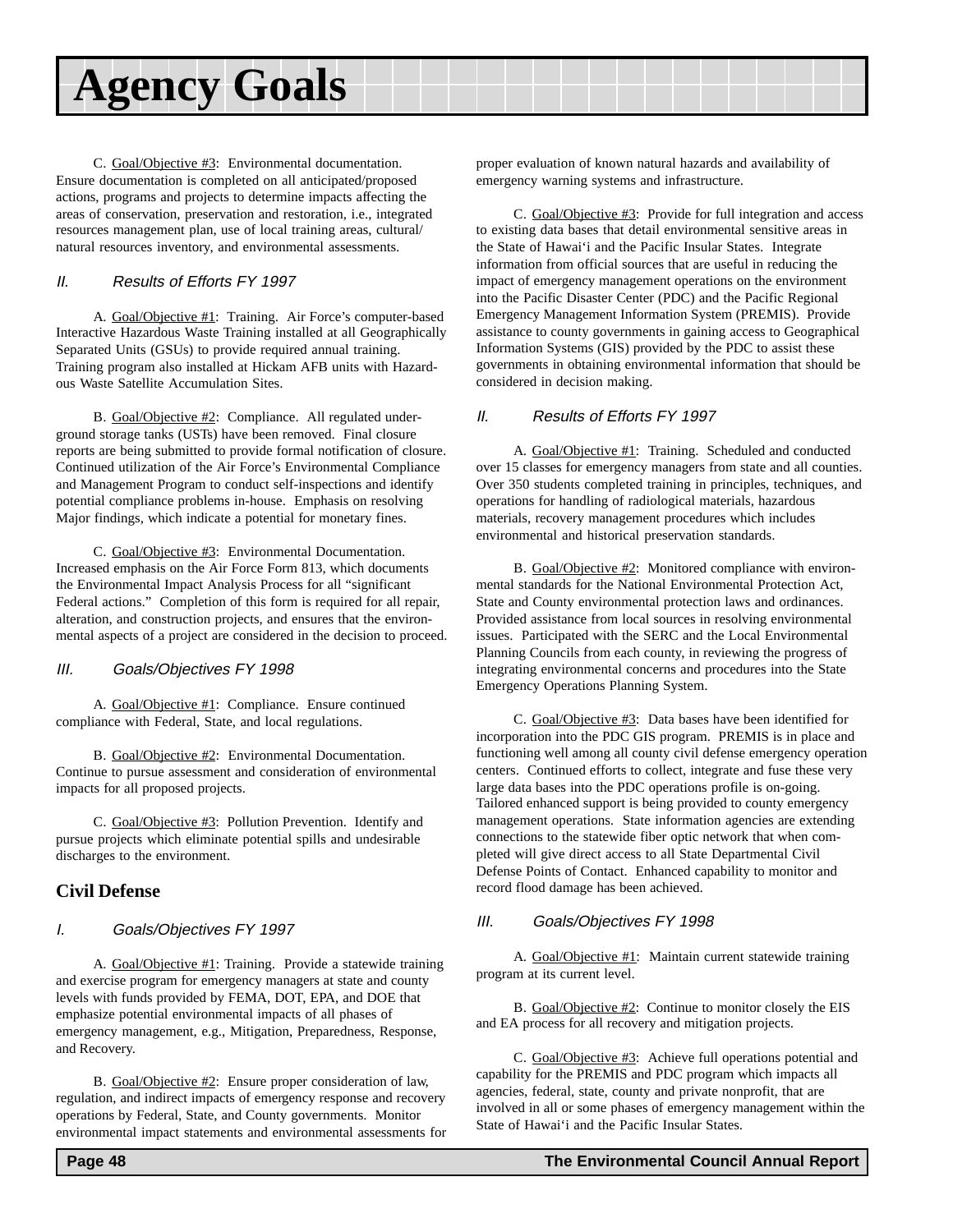# Agency Goals

C. Goal/Objective #3: Environmental documentation. Ensure documentation is completed on all anticipated/proposed actions, programs and projects to determine impacts affecting the areas of conservation, preservation and restoration, i.e., integrated resources management plan, use of local training areas, cultural/natural resources inventory, and environmental assessments.

*II. Results of Efforts FY 1997*

A. Goal/Objective #1: Training. Air Force's computer-based Interactive Hazardous Waste Training installed at all Geographically Separated Units (GSUs) to provide required annual training. Training program also installed at Hickam AFB units with Hazardous Waste Satellite Accumulation Sites.

B. Goal/Objective #2: Compliance. All regulated underground storage tanks (USTs) have been removed. Final closure reports are being submitted to provide formal notification of closure. Continued utilization of the Air Force's Environmental Compliance and Management Program to conduct self-inspections and identify potential compliance problems in-house. Emphasis on resolving Major findings, which indicate a potential for monetary fines.

C. Goal/Objective #3: Environmental Documentation. Increased emphasis on the Air Force Form 813, which documents the Environmental Impact Analysis Process for all "significant Federal actions." Completion of this form is required for all repair, alteration, and construction projects, and ensures that the environmental aspects of a project are considered in the decision to proceed.

*III. Goals/Objectives FY 1998*

A. Goal/Objective #1: Compliance. Ensure continued compliance with Federal, State, and local regulations.

B. Goal/Objective #2: Environmental Documentation. Continue to pursue assessment and consideration of environmental impacts for all proposed projects.

C. Goal/Objective #3: Pollution Prevention. Identify and pursue projects which eliminate potential spills and undesirable discharges to the environment.

## Civil Defense

*I. Goals/Objectives FY 1997*

A. Goal/Objective #1: Training. Provide a statewide training and exercise program for emergency managers at state and county levels with funds provided by FEMA, DOT, EPA, and DOE that emphasize potential environmental impacts of all phases of emergency management, e.g., Mitigation, Preparedness, Response, and Recovery.

B. Goal/Objective #2: Ensure proper consideration of law, regulation, and indirect impacts of emergency response and recovery operations by Federal, State, and County governments. Monitor environmental impact statements and environmental assessments for proper evaluation of known natural hazards and availability of emergency warning systems and infrastructure.

C. Goal/Objective #3: Provide for full integration and access to existing data bases that detail environmental sensitive areas in the State of Hawai'i and the Pacific Insular States. Integrate information from official sources that are useful in reducing the impact of emergency management operations on the environment into the Pacific Disaster Center (PDC) and the Pacific Regional Emergency Management Information System (PREMIS). Provide assistance to county governments in gaining access to Geographical Information Systems (GIS) provided by the PDC to assist these governments in obtaining environmental information that should be considered in decision making.

*II. Results of Efforts FY 1997*

A. Goal/Objective #1: Training. Scheduled and conducted over 15 classes for emergency managers from state and all counties. Over 350 students completed training in principles, techniques, and operations for handling of radiological materials, hazardous materials, recovery management procedures which includes environmental and historical preservation standards.

B. Goal/Objective #2: Monitored compliance with environmental standards for the National Environmental Protection Act, State and County environmental protection laws and ordinances. Provided assistance from local sources in resolving environmental issues. Participated with the SERC and the Local Environmental Planning Councils from each county, in reviewing the progress of integrating environmental concerns and procedures into the State Emergency Operations Planning System.

C. Goal/Objective #3: Data bases have been identified for incorporation into the PDC GIS program. PREMIS is in place and functioning well among all county civil defense emergency operation centers. Continued efforts to collect, integrate and fuse these very large data bases into the PDC operations profile is on-going. Tailored enhanced support is being provided to county emergency management operations. State information agencies are extending connections to the statewide fiber optic network that when completed will give direct access to all State Departmental Civil Defense Points of Contact. Enhanced capability to monitor and record flood damage has been achieved.

*III. Goals/Objectives FY 1998*

A. Goal/Objective #1: Maintain current statewide training program at its current level.

B. Goal/Objective #2: Continue to monitor closely the EIS and EA process for all recovery and mitigation projects.

C. Goal/Objective #3: Achieve full operations potential and capability for the PREMIS and PDC program which impacts all agencies, federal, state, county and private nonprofit, that are involved in all or some phases of emergency management within the State of Hawai'i and the Pacific Insular States.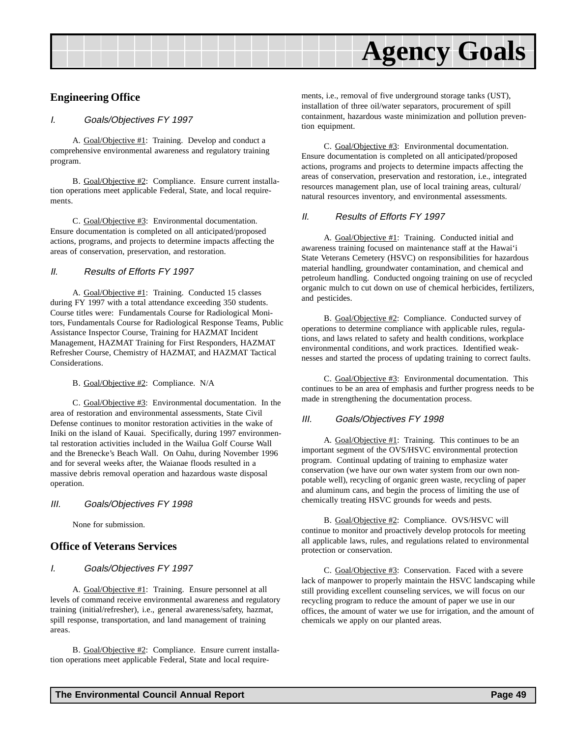# Agency Goals

## Engineering Office

*I. Goals/Objectives FY 1997*

A. Goal/Objective #1: Training. Develop and conduct a comprehensive environmental awareness and regulatory training program.

B. Goal/Objective #2: Compliance. Ensure current installation operations meet applicable Federal, State, and local requirements.

C. Goal/Objective #3: Environmental documentation. Ensure documentation is completed on all anticipated/proposed actions, programs, and projects to determine impacts affecting the areas of conservation, preservation, and restoration.

*II. Results of Efforts FY 1997*

A. Goal/Objective #1: Training. Conducted 15 classes during FY 1997 with a total attendance exceeding 350 students. Course titles were: Fundamentals Course for Radiological Monitors, Fundamentals Course for Radiological Response Teams, Public Assistance Inspector Course, Training for HAZMAT Incident Management, HAZMAT Training for First Responders, HAZMAT Refresher Course, Chemistry of HAZMAT, and HAZMAT Tactical Considerations.

B. Goal/Objective #2: Compliance. N/A

C. Goal/Objective #3: Environmental documentation. In the area of restoration and environmental assessments, State Civil Defense continues to monitor restoration activities in the wake of Iniki on the island of Kauai. Specifically, during 1997 environmental restoration activities included in the Wailua Golf Course Wall and the Brenecke's Beach Wall. On Oahu, during November 1996 and for several weeks after, the Waianae floods resulted in a massive debris removal operation and hazardous waste disposal operation.

*III. Goals/Objectives FY 1998*

None for submission.

## Office of Veterans Services

*I. Goals/Objectives FY 1997*

A. Goal/Objective #1: Training. Ensure personnel at all levels of command receive environmental awareness and regulatory training (initial/refresher), i.e., general awareness/safety, hazmat, spill response, transportation, and land management of training areas.

B. Goal/Objective #2: Compliance. Ensure current installation operations meet applicable Federal, State and local requirements, i.e., removal of five underground storage tanks (UST), installation of three oil/water separators, procurement of spill containment, hazardous waste minimization and pollution prevention equipment.

C. Goal/Objective #3: Environmental documentation. Ensure documentation is completed on all anticipated/proposed actions, programs and projects to determine impacts affecting the areas of conservation, preservation and restoration, i.e., integrated resources management plan, use of local training areas, cultural/natural resources inventory, and environmental assessments.

*II. Results of Efforts FY 1997*

A. Goal/Objective #1: Training. Conducted initial and awareness training focused on maintenance staff at the Hawai'i State Veterans Cemetery (HSVC) on responsibilities for hazardous material handling, groundwater contamination, and chemical and petroleum handling. Conducted ongoing training on use of recycled organic mulch to cut down on use of chemical herbicides, fertilizers, and pesticides.

B. Goal/Objective #2: Compliance. Conducted survey of operations to determine compliance with applicable rules, regulations, and laws related to safety and health conditions, workplace environmental conditions, and work practices. Identified weaknesses and started the process of updating training to correct faults.

C. Goal/Objective #3: Environmental documentation. This continues to be an area of emphasis and further progress needs to be made in strengthening the documentation process.

*III. Goals/Objectives FY 1998*

A. Goal/Objective #1: Training. This continues to be an important segment of the OVS/HSVC environmental protection program. Continual updating of training to emphasize water conservation (we have our own water system from our own non-potable well), recycling of organic green waste, recycling of paper and aluminum cans, and begin the process of limiting the use of chemically treating HSVC grounds for weeds and pests.

B. Goal/Objective #2: Compliance. OVS/HSVC will continue to monitor and proactively develop protocols for meeting all applicable laws, rules, and regulations related to environmental protection or conservation.

C. Goal/Objective #3: Conservation. Faced with a severe lack of manpower to properly maintain the HSVC landscaping while still providing excellent counseling services, we will focus on our recycling program to reduce the amount of paper we use in our offices, the amount of water we use for irrigation, and the amount of chemicals we apply on our planted areas.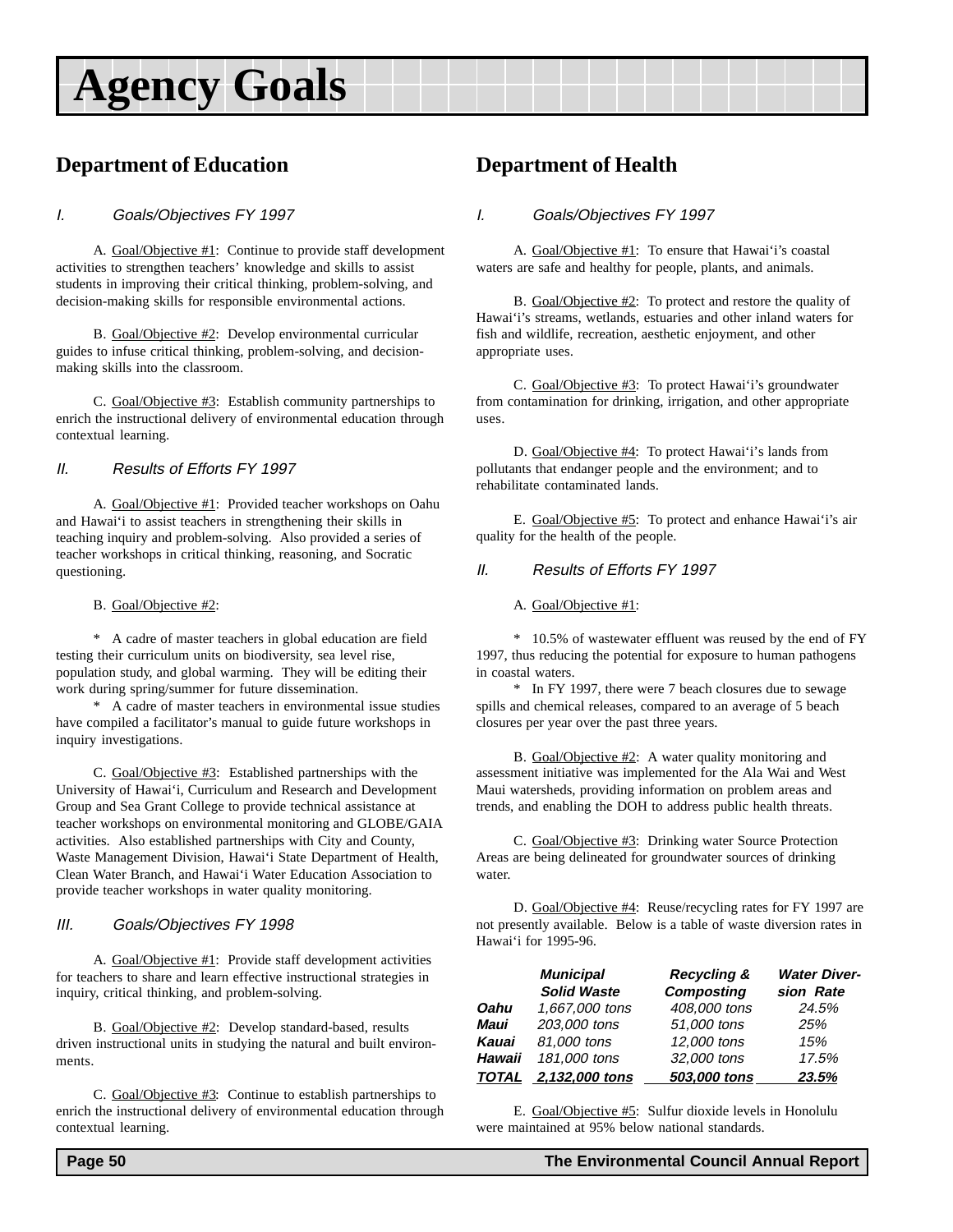# Agency Goals

## Department of Education

### *I. Goals/Objectives FY 1997*

A. Goal/Objective #1: Continue to provide staff development activities to strengthen teachers' knowledge and skills to assist students in improving their critical thinking, problem-solving, and decision-making skills for responsible environmental actions.

B. Goal/Objective #2: Develop environmental curricular guides to infuse critical thinking, problem-solving, and decision-making skills into the classroom.

C. Goal/Objective #3: Establish community partnerships to enrich the instructional delivery of environmental education through contextual learning.

### *II. Results of Efforts FY 1997*

A. Goal/Objective #1: Provided teacher workshops on Oahu and Hawai'i to assist teachers in strengthening their skills in teaching inquiry and problem-solving. Also provided a series of teacher workshops in critical thinking, reasoning, and Socratic questioning.

B. Goal/Objective #2:

* A cadre of master teachers in global education are field testing their curriculum units on biodiversity, sea level rise, population study, and global warming. They will be editing their work during spring/summer for future dissemination.
* A cadre of master teachers in environmental issue studies have compiled a facilitator's manual to guide future workshops in inquiry investigations.

C. Goal/Objective #3: Established partnerships with the University of Hawai'i, Curriculum and Research and Development Group and Sea Grant College to provide technical assistance at teacher workshops on environmental monitoring and GLOBE/GAIA activities. Also established partnerships with City and County, Waste Management Division, Hawai'i State Department of Health, Clean Water Branch, and Hawai'i Water Education Association to provide teacher workshops in water quality monitoring.

### *III. Goals/Objectives FY 1998*

A. Goal/Objective #1: Provide staff development activities for teachers to share and learn effective instructional strategies in inquiry, critical thinking, and problem-solving.

B. Goal/Objective #2: Develop standard-based, results driven instructional units in studying the natural and built environments.

C. Goal/Objective #3: Continue to establish partnerships to enrich the instructional delivery of environmental education through contextual learning.

## Department of Health

### *I. Goals/Objectives FY 1997*

A. Goal/Objective #1: To ensure that Hawai'i's coastal waters are safe and healthy for people, plants, and animals.

B. Goal/Objective #2: To protect and restore the quality of Hawai'i's streams, wetlands, estuaries and other inland waters for fish and wildlife, recreation, aesthetic enjoyment, and other appropriate uses.

C. Goal/Objective #3: To protect Hawai'i's groundwater from contamination for drinking, irrigation, and other appropriate uses.

D. Goal/Objective #4: To protect Hawai'i's lands from pollutants that endanger people and the environment; and to rehabilitate contaminated lands.

E. Goal/Objective #5: To protect and enhance Hawai'i's air quality for the health of the people.

### *II. Results of Efforts FY 1997*

A. Goal/Objective #1:

* 10.5% of wastewater effluent was reused by the end of FY 1997, thus reducing the potential for exposure to human pathogens in coastal waters.
* In FY 1997, there were 7 beach closures due to sewage spills and chemical releases, compared to an average of 5 beach closures per year over the past three years.

B. Goal/Objective #2: A water quality monitoring and assessment initiative was implemented for the Ala Wai and West Maui watersheds, providing information on problem areas and trends, and enabling the DOH to address public health threats.

C. Goal/Objective #3: Drinking water Source Protection Areas are being delineated for groundwater sources of drinking water.

D. Goal/Objective #4: Reuse/recycling rates for FY 1997 are not presently available. Below is a table of waste diversion rates in Hawai'i for 1995-96.

| | Municipal Solid Waste | Recycling & Composting | Water Diversion Rate |
|---|---|---|---|
| **Oahu** | 1,667,000 tons | 408,000 tons | 24.5% |
| **Maui** | 203,000 tons | 51,000 tons | 25% |
| **Kauai** | 81,000 tons | 12,000 tons | 15% |
| **Hawaii** | 181,000 tons | 32,000 tons | 17.5% |
| **TOTAL** | **2,132,000 tons** | **503,000 tons** | **23.5%** |

E. Goal/Objective #5: Sulfur dioxide levels in Honolulu were maintained at 95% below national standards.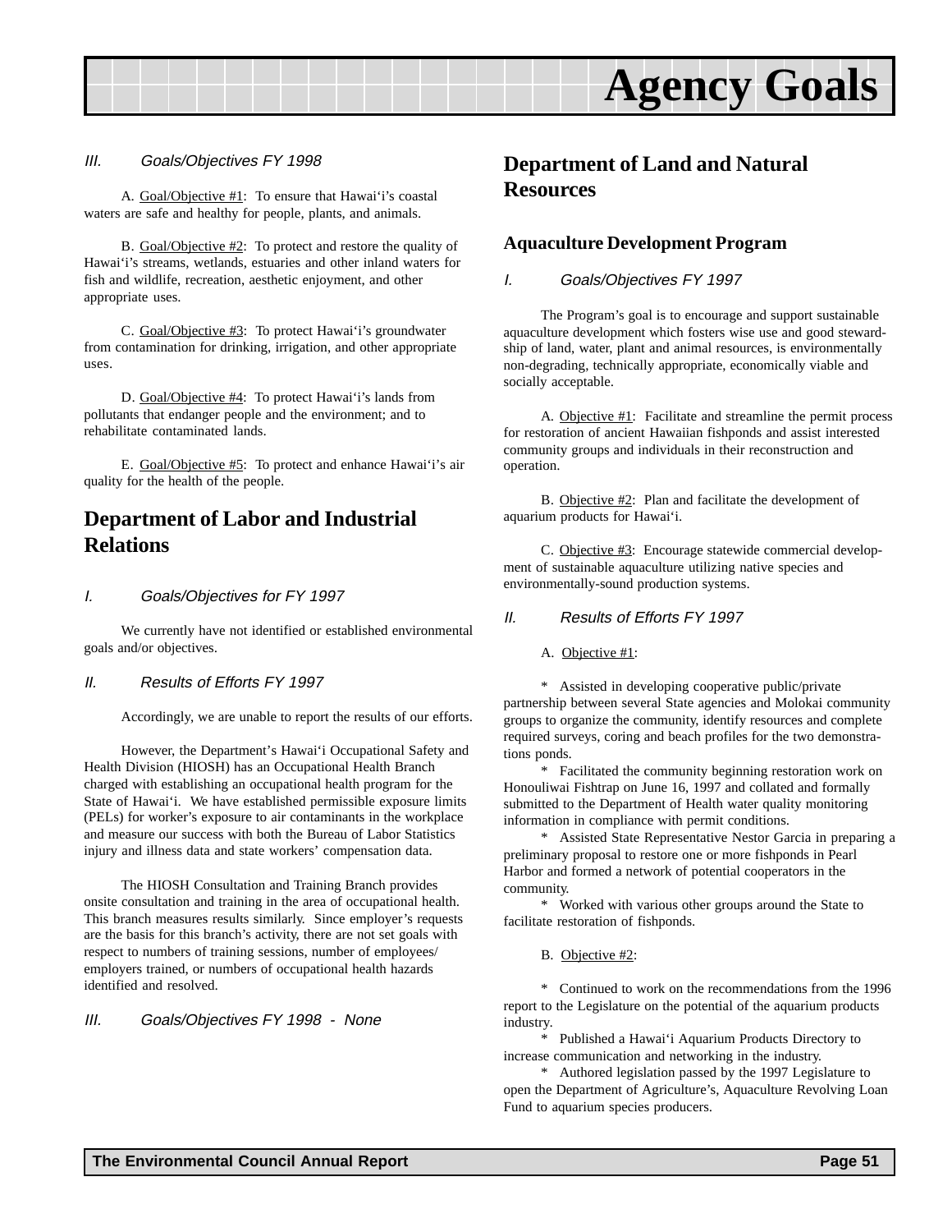*III. Goals/Objectives FY 1998*

A. Goal/Objective #1: To ensure that Hawai'i's coastal waters are safe and healthy for people, plants, and animals.

B. Goal/Objective #2: To protect and restore the quality of Hawai'i's streams, wetlands, estuaries and other inland waters for fish and wildlife, recreation, aesthetic enjoyment, and other appropriate uses.

C. Goal/Objective #3: To protect Hawai'i's groundwater from contamination for drinking, irrigation, and other appropriate uses.

D. Goal/Objective #4: To protect Hawai'i's lands from pollutants that endanger people and the environment; and to rehabilitate contaminated lands.

E. Goal/Objective #5: To protect and enhance Hawai'i's air quality for the health of the people.

## Department of Labor and Industrial Relations

*I. Goals/Objectives for FY 1997*

We currently have not identified or established environmental goals and/or objectives.

*II. Results of Efforts FY 1997*

Accordingly, we are unable to report the results of our efforts.

However, the Department's Hawai'i Occupational Safety and Health Division (HIOSH) has an Occupational Health Branch charged with establishing an occupational health program for the State of Hawai'i. We have established permissible exposure limits (PELs) for worker's exposure to air contaminants in the workplace and measure our success with both the Bureau of Labor Statistics injury and illness data and state workers' compensation data.

The HIOSH Consultation and Training Branch provides onsite consultation and training in the area of occupational health. This branch measures results similarly. Since employer's requests are the basis for this branch's activity, there are not set goals with respect to numbers of training sessions, number of employees/ employers trained, or numbers of occupational health hazards identified and resolved.

*III. Goals/Objectives FY 1998 - None*

## Department of Land and Natural Resources

### Aquaculture Development Program

*I. Goals/Objectives FY 1997*

The Program's goal is to encourage and support sustainable aquaculture development which fosters wise use and good stewardship of land, water, plant and animal resources, is environmentally non-degrading, technically appropriate, economically viable and socially acceptable.

A. Objective #1: Facilitate and streamline the permit process for restoration of ancient Hawaiian fishponds and assist interested community groups and individuals in their reconstruction and operation.

B. Objective #2: Plan and facilitate the development of aquarium products for Hawai'i.

C. Objective #3: Encourage statewide commercial development of sustainable aquaculture utilizing native species and environmentally-sound production systems.

*II. Results of Efforts FY 1997*

A. Objective #1:

* Assisted in developing cooperative public/private partnership between several State agencies and Molokai community groups to organize the community, identify resources and complete required surveys, coring and beach profiles for the two demonstrations ponds.

* Facilitated the community beginning restoration work on Honouliwai Fishtrap on June 16, 1997 and collated and formally submitted to the Department of Health water quality monitoring information in compliance with permit conditions.

* Assisted State Representative Nestor Garcia in preparing a preliminary proposal to restore one or more fishponds in Pearl Harbor and formed a network of potential cooperators in the community.

* Worked with various other groups around the State to facilitate restoration of fishponds.

B. Objective #2:

* Continued to work on the recommendations from the 1996 report to the Legislature on the potential of the aquarium products industry.

* Published a Hawai'i Aquarium Products Directory to increase communication and networking in the industry.

* Authored legislation passed by the 1997 Legislature to open the Department of Agriculture's, Aquaculture Revolving Loan Fund to aquarium species producers.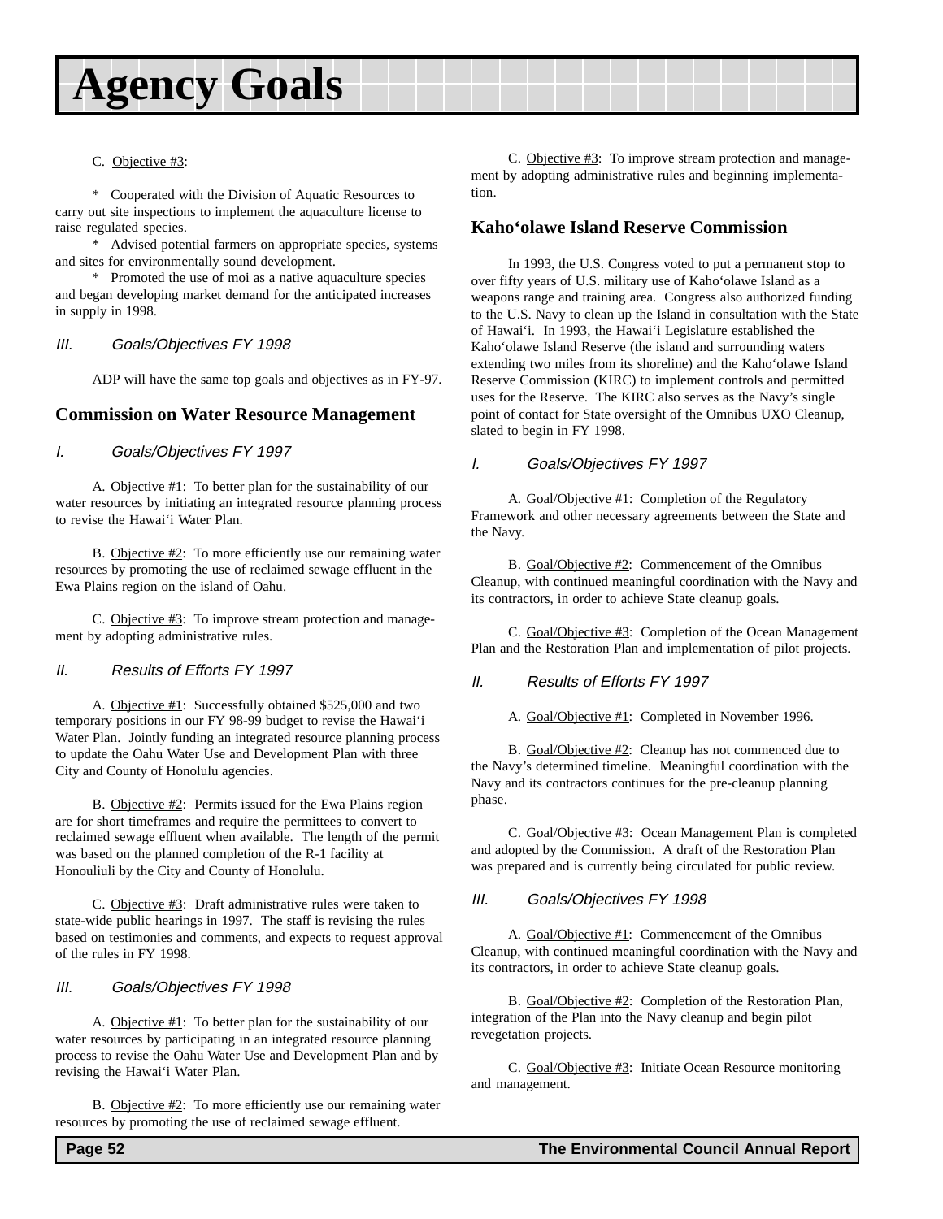# Agency Goals

C. Objective #3:

\* Cooperated with the Division of Aquatic Resources to carry out site inspections to implement the aquaculture license to raise regulated species.

\* Advised potential farmers on appropriate species, systems and sites for environmentally sound development.

\* Promoted the use of moi as a native aquaculture species and began developing market demand for the anticipated increases in supply in 1998.

*III. Goals/Objectives FY 1998*

ADP will have the same top goals and objectives as in FY-97.

## Commission on Water Resource Management

*I. Goals/Objectives FY 1997*

A. Objective #1: To better plan for the sustainability of our water resources by initiating an integrated resource planning process to revise the Hawai‘i Water Plan.

B. Objective #2: To more efficiently use our remaining water resources by promoting the use of reclaimed sewage effluent in the Ewa Plains region on the island of Oahu.

C. Objective #3: To improve stream protection and management by adopting administrative rules.

*II. Results of Efforts FY 1997*

A. Objective #1: Successfully obtained $525,000 and two temporary positions in our FY 98-99 budget to revise the Hawai‘i Water Plan. Jointly funding an integrated resource planning process to update the Oahu Water Use and Development Plan with three City and County of Honolulu agencies.

B. Objective #2: Permits issued for the Ewa Plains region are for short timeframes and require the permittees to convert to reclaimed sewage effluent when available. The length of the permit was based on the planned completion of the R-1 facility at Honouliuli by the City and County of Honolulu.

C. Objective #3: Draft administrative rules were taken to state-wide public hearings in 1997. The staff is revising the rules based on testimonies and comments, and expects to request approval of the rules in FY 1998.

*III. Goals/Objectives FY 1998*

A. Objective #1: To better plan for the sustainability of our water resources by participating in an integrated resource planning process to revise the Oahu Water Use and Development Plan and by revising the Hawai‘i Water Plan.

B. Objective #2: To more efficiently use our remaining water resources by promoting the use of reclaimed sewage effluent.

C. Objective #3: To improve stream protection and management by adopting administrative rules and beginning implementation.

## Kaho‘olawe Island Reserve Commission

In 1993, the U.S. Congress voted to put a permanent stop to over fifty years of U.S. military use of Kaho‘olawe Island as a weapons range and training area. Congress also authorized funding to the U.S. Navy to clean up the Island in consultation with the State of Hawai‘i. In 1993, the Hawai‘i Legislature established the Kaho‘olawe Island Reserve (the island and surrounding waters extending two miles from its shoreline) and the Kaho‘olawe Island Reserve Commission (KIRC) to implement controls and permitted uses for the Reserve. The KIRC also serves as the Navy’s single point of contact for State oversight of the Omnibus UXO Cleanup, slated to begin in FY 1998.

*I. Goals/Objectives FY 1997*

A. Goal/Objective #1: Completion of the Regulatory Framework and other necessary agreements between the State and the Navy.

B. Goal/Objective #2: Commencement of the Omnibus Cleanup, with continued meaningful coordination with the Navy and its contractors, in order to achieve State cleanup goals.

C. Goal/Objective #3: Completion of the Ocean Management Plan and the Restoration Plan and implementation of pilot projects.

*II. Results of Efforts FY 1997*

A. Goal/Objective #1: Completed in November 1996.

B. Goal/Objective #2: Cleanup has not commenced due to the Navy’s determined timeline. Meaningful coordination with the Navy and its contractors continues for the pre-cleanup planning phase.

C. Goal/Objective #3: Ocean Management Plan is completed and adopted by the Commission. A draft of the Restoration Plan was prepared and is currently being circulated for public review.

*III. Goals/Objectives FY 1998*

A. Goal/Objective #1: Commencement of the Omnibus Cleanup, with continued meaningful coordination with the Navy and its contractors, in order to achieve State cleanup goals.

B. Goal/Objective #2: Completion of the Restoration Plan, integration of the Plan into the Navy cleanup and begin pilot revegetation projects.

C. Goal/Objective #3: Initiate Ocean Resource monitoring and management.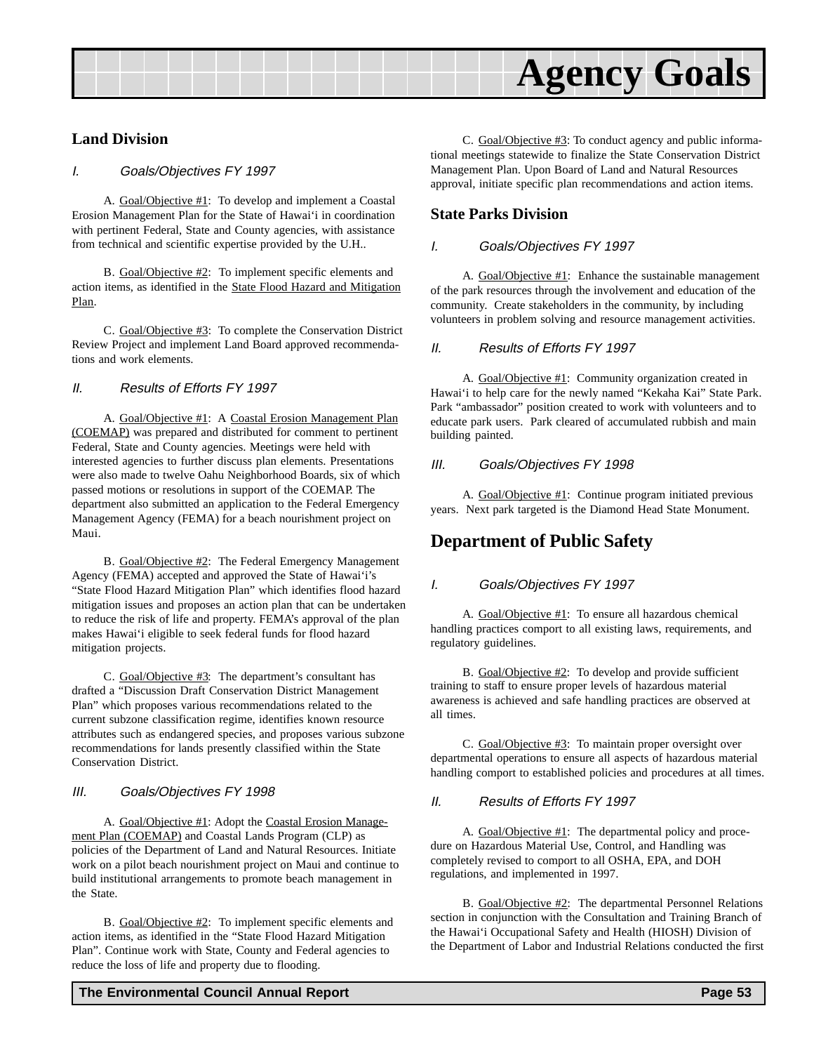# Agency Goals

## Land Division

*I. Goals/Objectives FY 1997*

A. Goal/Objective #1: To develop and implement a Coastal Erosion Management Plan for the State of Hawai'i in coordination with pertinent Federal, State and County agencies, with assistance from technical and scientific expertise provided by the U.H..

B. Goal/Objective #2: To implement specific elements and action items, as identified in the State Flood Hazard and Mitigation Plan.

C. Goal/Objective #3: To complete the Conservation District Review Project and implement Land Board approved recommendations and work elements.

*II. Results of Efforts FY 1997*

A. Goal/Objective #1: A Coastal Erosion Management Plan (COEMAP) was prepared and distributed for comment to pertinent Federal, State and County agencies. Meetings were held with interested agencies to further discuss plan elements. Presentations were also made to twelve Oahu Neighborhood Boards, six of which passed motions or resolutions in support of the COEMAP. The department also submitted an application to the Federal Emergency Management Agency (FEMA) for a beach nourishment project on Maui.

B. Goal/Objective #2: The Federal Emergency Management Agency (FEMA) accepted and approved the State of Hawai'i's "State Flood Hazard Mitigation Plan" which identifies flood hazard mitigation issues and proposes an action plan that can be undertaken to reduce the risk of life and property. FEMA's approval of the plan makes Hawai'i eligible to seek federal funds for flood hazard mitigation projects.

C. Goal/Objective #3: The department's consultant has drafted a "Discussion Draft Conservation District Management Plan" which proposes various recommendations related to the current subzone classification regime, identifies known resource attributes such as endangered species, and proposes various subzone recommendations for lands presently classified within the State Conservation District.

*III. Goals/Objectives FY 1998*

A. Goal/Objective #1: Adopt the Coastal Erosion Management Plan (COEMAP) and Coastal Lands Program (CLP) as policies of the Department of Land and Natural Resources. Initiate work on a pilot beach nourishment project on Maui and continue to build institutional arrangements to promote beach management in the State.

B. Goal/Objective #2: To implement specific elements and action items, as identified in the "State Flood Hazard Mitigation Plan". Continue work with State, County and Federal agencies to reduce the loss of life and property due to flooding.

C. Goal/Objective #3: To conduct agency and public informational meetings statewide to finalize the State Conservation District Management Plan. Upon Board of Land and Natural Resources approval, initiate specific plan recommendations and action items.

## State Parks Division

*I. Goals/Objectives FY 1997*

A. Goal/Objective #1: Enhance the sustainable management of the park resources through the involvement and education of the community. Create stakeholders in the community, by including volunteers in problem solving and resource management activities.

*II. Results of Efforts FY 1997*

A. Goal/Objective #1: Community organization created in Hawai'i to help care for the newly named "Kekaha Kai" State Park. Park "ambassador" position created to work with volunteers and to educate park users. Park cleared of accumulated rubbish and main building painted.

*III. Goals/Objectives FY 1998*

A. Goal/Objective #1: Continue program initiated previous years. Next park targeted is the Diamond Head State Monument.

## Department of Public Safety

*I. Goals/Objectives FY 1997*

A. Goal/Objective #1: To ensure all hazardous chemical handling practices comport to all existing laws, requirements, and regulatory guidelines.

B. Goal/Objective #2: To develop and provide sufficient training to staff to ensure proper levels of hazardous material awareness is achieved and safe handling practices are observed at all times.

C. Goal/Objective #3: To maintain proper oversight over departmental operations to ensure all aspects of hazardous material handling comport to established policies and procedures at all times.

*II. Results of Efforts FY 1997*

A. Goal/Objective #1: The departmental policy and procedure on Hazardous Material Use, Control, and Handling was completely revised to comport to all OSHA, EPA, and DOH regulations, and implemented in 1997.

B. Goal/Objective #2: The departmental Personnel Relations section in conjunction with the Consultation and Training Branch of the Hawai'i Occupational Safety and Health (HIOSH) Division of the Department of Labor and Industrial Relations conducted the first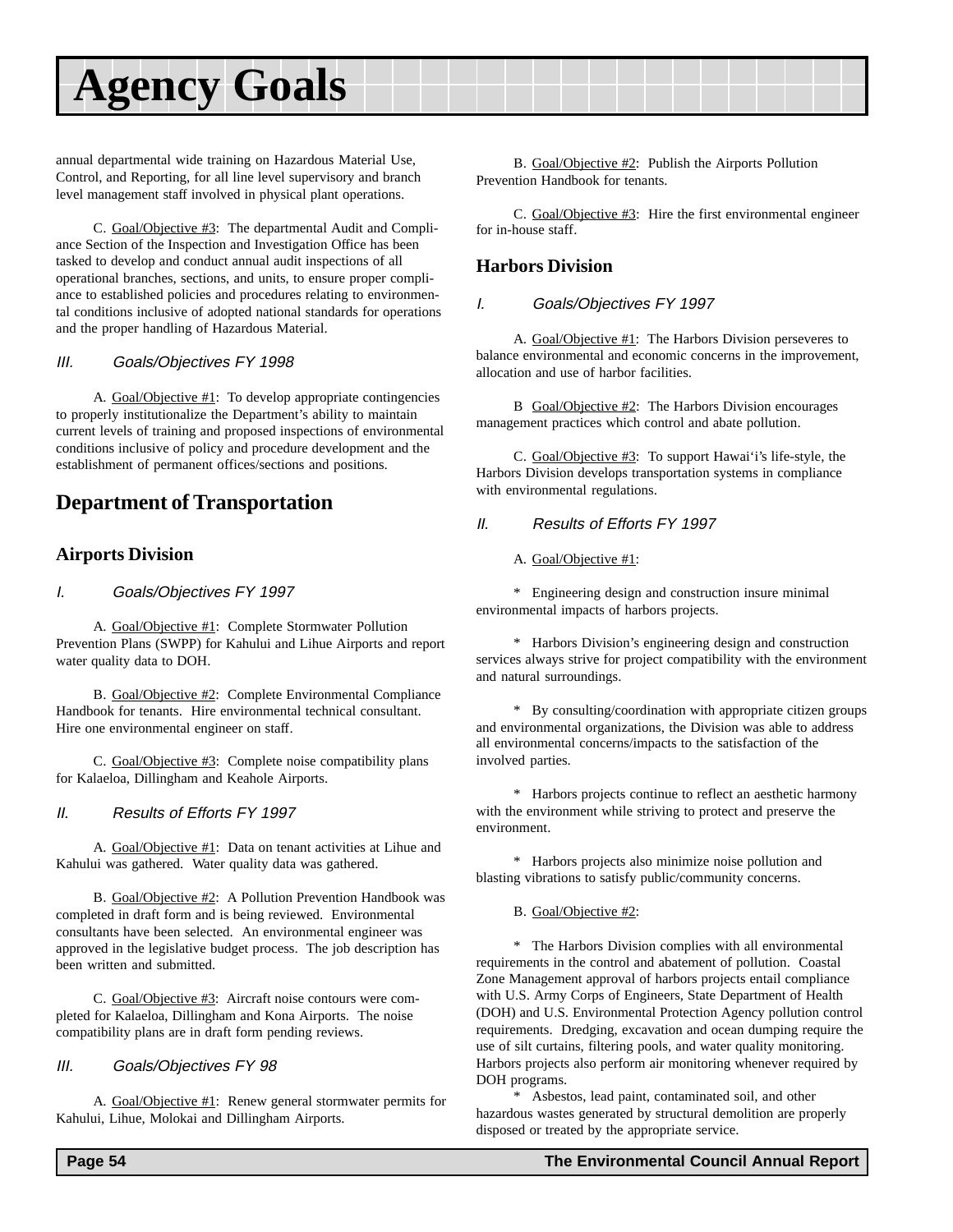# Agency Goals

annual departmental wide training on Hazardous Material Use, Control, and Reporting, for all line level supervisory and branch level management staff involved in physical plant operations.

C. Goal/Objective #3: The departmental Audit and Compliance Section of the Inspection and Investigation Office has been tasked to develop and conduct annual audit inspections of all operational branches, sections, and units, to ensure proper compliance to established policies and procedures relating to environmental conditions inclusive of adopted national standards for operations and the proper handling of Hazardous Material.

*III. Goals/Objectives FY 1998*

A. Goal/Objective #1: To develop appropriate contingencies to properly institutionalize the Department's ability to maintain current levels of training and proposed inspections of environmental conditions inclusive of policy and procedure development and the establishment of permanent offices/sections and positions.

## Department of Transportation

### Airports Division

*I. Goals/Objectives FY 1997*

A. Goal/Objective #1: Complete Stormwater Pollution Prevention Plans (SWPP) for Kahului and Lihue Airports and report water quality data to DOH.

B. Goal/Objective #2: Complete Environmental Compliance Handbook for tenants. Hire environmental technical consultant. Hire one environmental engineer on staff.

C. Goal/Objective #3: Complete noise compatibility plans for Kalaeloa, Dillingham and Keahole Airports.

*II. Results of Efforts FY 1997*

A. Goal/Objective #1: Data on tenant activities at Lihue and Kahului was gathered. Water quality data was gathered.

B. Goal/Objective #2: A Pollution Prevention Handbook was completed in draft form and is being reviewed. Environmental consultants have been selected. An environmental engineer was approved in the legislative budget process. The job description has been written and submitted.

C. Goal/Objective #3: Aircraft noise contours were completed for Kalaeloa, Dillingham and Kona Airports. The noise compatibility plans are in draft form pending reviews.

*III. Goals/Objectives FY 98*

A. Goal/Objective #1: Renew general stormwater permits for Kahului, Lihue, Molokai and Dillingham Airports.

B. Goal/Objective #2: Publish the Airports Pollution Prevention Handbook for tenants.

C. Goal/Objective #3: Hire the first environmental engineer for in-house staff.

### Harbors Division

*I. Goals/Objectives FY 1997*

A. Goal/Objective #1: The Harbors Division perseveres to balance environmental and economic concerns in the improvement, allocation and use of harbor facilities.

B Goal/Objective #2: The Harbors Division encourages management practices which control and abate pollution.

C. Goal/Objective #3: To support Hawai'i's life-style, the Harbors Division develops transportation systems in compliance with environmental regulations.

*II. Results of Efforts FY 1997*

A. Goal/Objective #1:

* Engineering design and construction insure minimal environmental impacts of harbors projects.

* Harbors Division's engineering design and construction services always strive for project compatibility with the environment and natural surroundings.

* By consulting/coordination with appropriate citizen groups and environmental organizations, the Division was able to address all environmental concerns/impacts to the satisfaction of the involved parties.

* Harbors projects continue to reflect an aesthetic harmony with the environment while striving to protect and preserve the environment.

* Harbors projects also minimize noise pollution and blasting vibrations to satisfy public/community concerns.

B. Goal/Objective #2:

* The Harbors Division complies with all environmental requirements in the control and abatement of pollution. Coastal Zone Management approval of harbors projects entail compliance with U.S. Army Corps of Engineers, State Department of Health (DOH) and U.S. Environmental Protection Agency pollution control requirements. Dredging, excavation and ocean dumping require the use of silt curtains, filtering pools, and water quality monitoring. Harbors projects also perform air monitoring whenever required by DOH programs.

* Asbestos, lead paint, contaminated soil, and other hazardous wastes generated by structural demolition are properly disposed or treated by the appropriate service.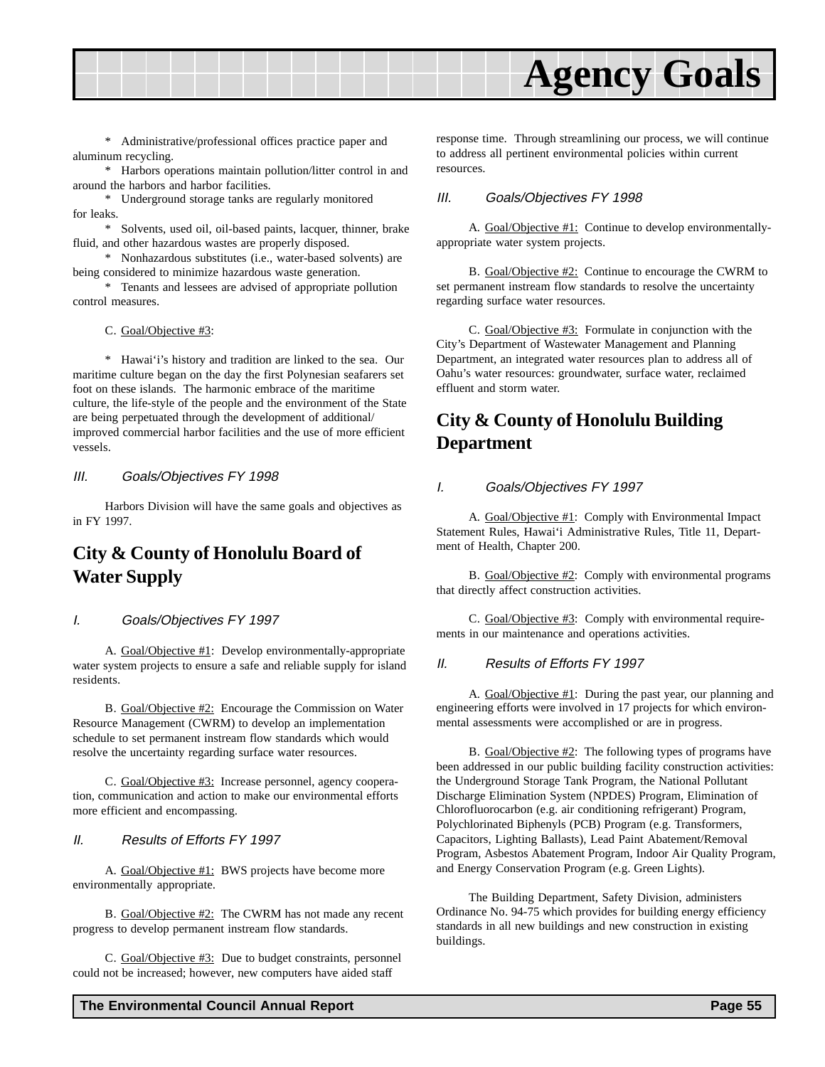\* Administrative/professional offices practice paper and aluminum recycling.

\* Harbors operations maintain pollution/litter control in and around the harbors and harbor facilities.

\* Underground storage tanks are regularly monitored for leaks.

\* Solvents, used oil, oil-based paints, lacquer, thinner, brake fluid, and other hazardous wastes are properly disposed.

\* Nonhazardous substitutes (i.e., water-based solvents) are being considered to minimize hazardous waste generation.

\* Tenants and lessees are advised of appropriate pollution control measures.

C. Goal/Objective #3:

\* Hawai'i's history and tradition are linked to the sea. Our maritime culture began on the day the first Polynesian seafarers set foot on these islands. The harmonic embrace of the maritime culture, the life-style of the people and the environment of the State are being perpetuated through the development of additional/improved commercial harbor facilities and the use of more efficient vessels.

### III. Goals/Objectives FY 1998

Harbors Division will have the same goals and objectives as in FY 1997.

## City & County of Honolulu Board of Water Supply

### I. Goals/Objectives FY 1997

A. Goal/Objective #1: Develop environmentally-appropriate water system projects to ensure a safe and reliable supply for island residents.

B. Goal/Objective #2: Encourage the Commission on Water Resource Management (CWRM) to develop an implementation schedule to set permanent instream flow standards which would resolve the uncertainty regarding surface water resources.

C. Goal/Objective #3: Increase personnel, agency cooperation, communication and action to make our environmental efforts more efficient and encompassing.

### II. Results of Efforts FY 1997

A. Goal/Objective #1: BWS projects have become more environmentally appropriate.

B. Goal/Objective #2: The CWRM has not made any recent progress to develop permanent instream flow standards.

C. Goal/Objective #3: Due to budget constraints, personnel could not be increased; however, new computers have aided staff response time. Through streamlining our process, we will continue to address all pertinent environmental policies within current resources.

### III. Goals/Objectives FY 1998

A. Goal/Objective #1: Continue to develop environmentally-appropriate water system projects.

B. Goal/Objective #2: Continue to encourage the CWRM to set permanent instream flow standards to resolve the uncertainty regarding surface water resources.

C. Goal/Objective #3: Formulate in conjunction with the City's Department of Wastewater Management and Planning Department, an integrated water resources plan to address all of Oahu's water resources: groundwater, surface water, reclaimed effluent and storm water.

## City & County of Honolulu Building Department

### I. Goals/Objectives FY 1997

A. Goal/Objective #1: Comply with Environmental Impact Statement Rules, Hawai'i Administrative Rules, Title 11, Department of Health, Chapter 200.

B. Goal/Objective #2: Comply with environmental programs that directly affect construction activities.

C. Goal/Objective #3: Comply with environmental requirements in our maintenance and operations activities.

### II. Results of Efforts FY 1997

A. Goal/Objective #1: During the past year, our planning and engineering efforts were involved in 17 projects for which environmental assessments were accomplished or are in progress.

B. Goal/Objective #2: The following types of programs have been addressed in our public building facility construction activities: the Underground Storage Tank Program, the National Pollutant Discharge Elimination System (NPDES) Program, Elimination of Chlorofluorocarbon (e.g. air conditioning refrigerant) Program, Polychlorinated Biphenyls (PCB) Program (e.g. Transformers, Capacitors, Lighting Ballasts), Lead Paint Abatement/Removal Program, Asbestos Abatement Program, Indoor Air Quality Program, and Energy Conservation Program (e.g. Green Lights).

The Building Department, Safety Division, administers Ordinance No. 94-75 which provides for building energy efficiency standards in all new buildings and new construction in existing buildings.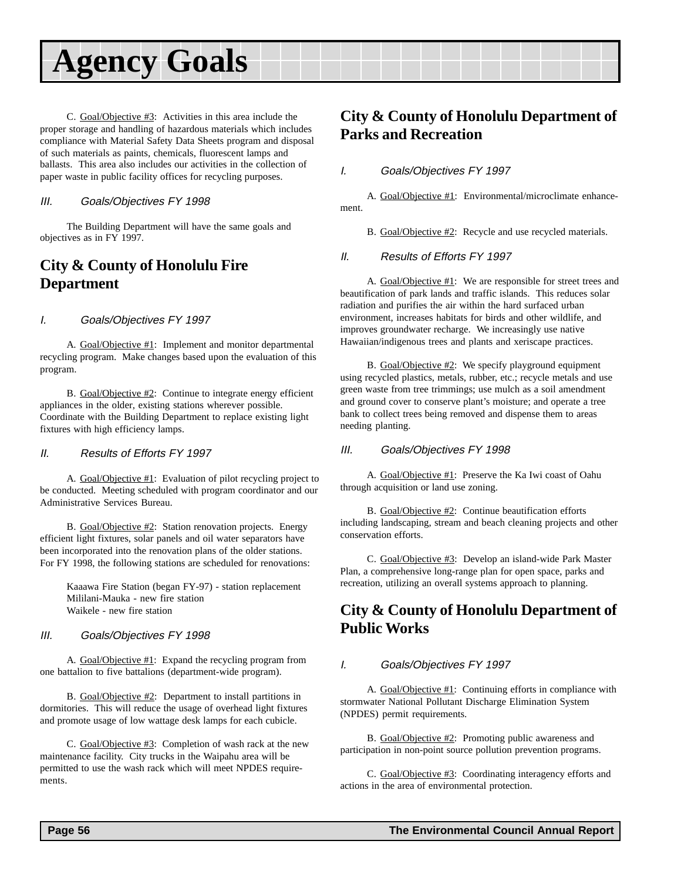# Agency Goals

C. Goal/Objective #3: Activities in this area include the proper storage and handling of hazardous materials which includes compliance with Material Safety Data Sheets program and disposal of such materials as paints, chemicals, fluorescent lamps and ballasts. This area also includes our activities in the collection of paper waste in public facility offices for recycling purposes.

*III. Goals/Objectives FY 1998*

The Building Department will have the same goals and objectives as in FY 1997.

## City & County of Honolulu Fire Department

*I. Goals/Objectives FY 1997*

A. Goal/Objective #1: Implement and monitor departmental recycling program. Make changes based upon the evaluation of this program.

B. Goal/Objective #2: Continue to integrate energy efficient appliances in the older, existing stations wherever possible. Coordinate with the Building Department to replace existing light fixtures with high efficiency lamps.

*II. Results of Efforts FY 1997*

A. Goal/Objective #1: Evaluation of pilot recycling project to be conducted. Meeting scheduled with program coordinator and our Administrative Services Bureau.

B. Goal/Objective #2: Station renovation projects. Energy efficient light fixtures, solar panels and oil water separators have been incorporated into the renovation plans of the older stations. For FY 1998, the following stations are scheduled for renovations:

Kaaawa Fire Station (began FY-97) - station replacement
Mililani-Mauka - new fire station
Waikele - new fire station

*III. Goals/Objectives FY 1998*

A. Goal/Objective #1: Expand the recycling program from one battalion to five battalions (department-wide program).

B. Goal/Objective #2: Department to install partitions in dormitories. This will reduce the usage of overhead light fixtures and promote usage of low wattage desk lamps for each cubicle.

C. Goal/Objective #3: Completion of wash rack at the new maintenance facility. City trucks in the Waipahu area will be permitted to use the wash rack which will meet NPDES requirements.

## City & County of Honolulu Department of Parks and Recreation

*I. Goals/Objectives FY 1997*

A. Goal/Objective #1: Environmental/microclimate enhancement.

B. Goal/Objective #2: Recycle and use recycled materials.

*II. Results of Efforts FY 1997*

A. Goal/Objective #1: We are responsible for street trees and beautification of park lands and traffic islands. This reduces solar radiation and purifies the air within the hard surfaced urban environment, increases habitats for birds and other wildlife, and improves groundwater recharge. We increasingly use native Hawaiian/indigenous trees and plants and xeriscape practices.

B. Goal/Objective #2: We specify playground equipment using recycled plastics, metals, rubber, etc.; recycle metals and use green waste from tree trimmings; use mulch as a soil amendment and ground cover to conserve plant's moisture; and operate a tree bank to collect trees being removed and dispense them to areas needing planting.

*III. Goals/Objectives FY 1998*

A. Goal/Objective #1: Preserve the Ka Iwi coast of Oahu through acquisition or land use zoning.

B. Goal/Objective #2: Continue beautification efforts including landscaping, stream and beach cleaning projects and other conservation efforts.

C. Goal/Objective #3: Develop an island-wide Park Master Plan, a comprehensive long-range plan for open space, parks and recreation, utilizing an overall systems approach to planning.

## City & County of Honolulu Department of Public Works

*I. Goals/Objectives FY 1997*

A. Goal/Objective #1: Continuing efforts in compliance with stormwater National Pollutant Discharge Elimination System (NPDES) permit requirements.

B. Goal/Objective #2: Promoting public awareness and participation in non-point source pollution prevention programs.

C. Goal/Objective #3: Coordinating interagency efforts and actions in the area of environmental protection.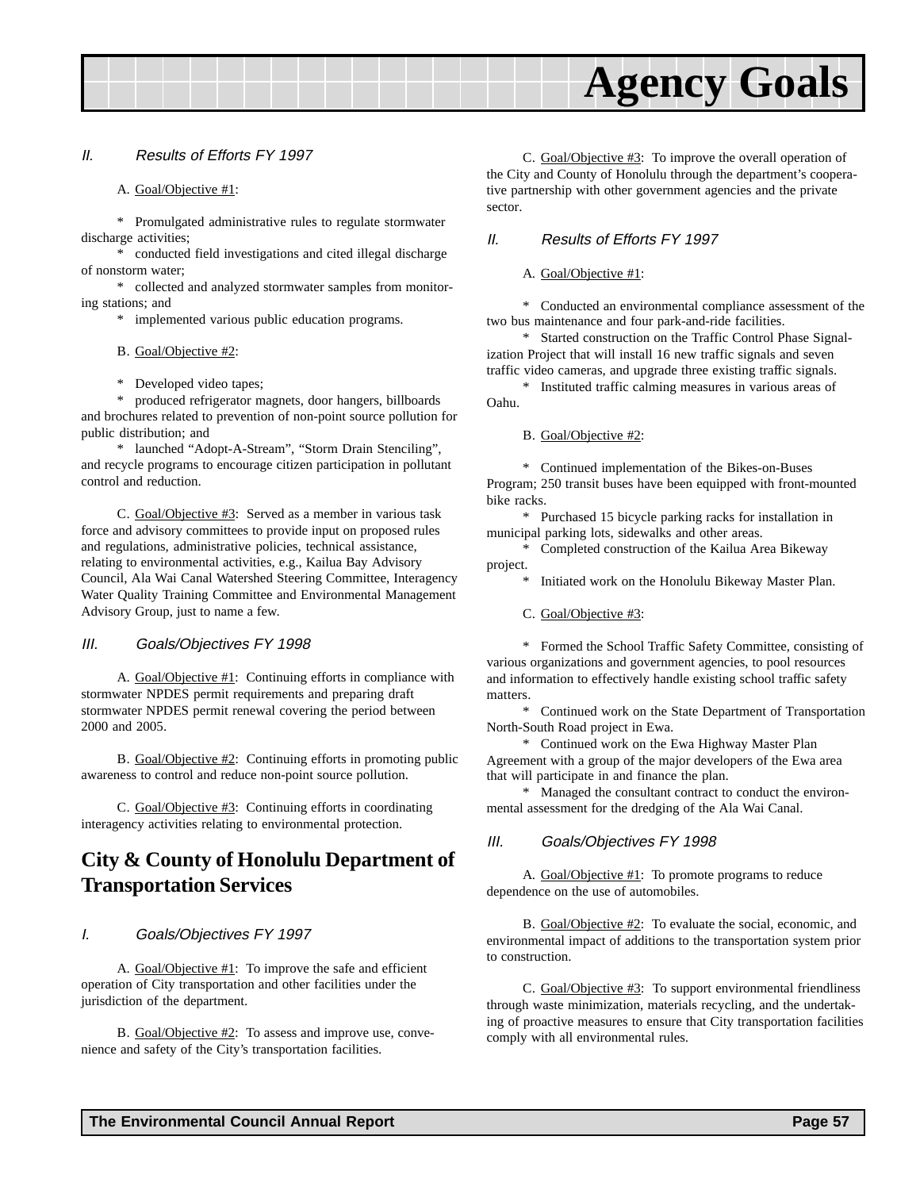### II. Results of Efforts FY 1997

A. Goal/Objective #1:

* Promulgated administrative rules to regulate stormwater discharge activities;
* conducted field investigations and cited illegal discharge of nonstorm water;
* collected and analyzed stormwater samples from monitoring stations; and
* implemented various public education programs.

B. Goal/Objective #2:

* Developed video tapes;
* produced refrigerator magnets, door hangers, billboards and brochures related to prevention of non-point source pollution for public distribution; and
* launched "Adopt-A-Stream", "Storm Drain Stenciling", and recycle programs to encourage citizen participation in pollutant control and reduction.

C. Goal/Objective #3: Served as a member in various task force and advisory committees to provide input on proposed rules and regulations, administrative policies, technical assistance, relating to environmental activities, e.g., Kailua Bay Advisory Council, Ala Wai Canal Watershed Steering Committee, Interagency Water Quality Training Committee and Environmental Management Advisory Group, just to name a few.

### III. Goals/Objectives FY 1998

A. Goal/Objective #1: Continuing efforts in compliance with stormwater NPDES permit requirements and preparing draft stormwater NPDES permit renewal covering the period between 2000 and 2005.

B. Goal/Objective #2: Continuing efforts in promoting public awareness to control and reduce non-point source pollution.

C. Goal/Objective #3: Continuing efforts in coordinating interagency activities relating to environmental protection.

## City & County of Honolulu Department of Transportation Services

### I. Goals/Objectives FY 1997

A. Goal/Objective #1: To improve the safe and efficient operation of City transportation and other facilities under the jurisdiction of the department.

B. Goal/Objective #2: To assess and improve use, convenience and safety of the City's transportation facilities.

C. Goal/Objective #3: To improve the overall operation of the City and County of Honolulu through the department's cooperative partnership with other government agencies and the private sector.

### II. Results of Efforts FY 1997

A. Goal/Objective #1:

* Conducted an environmental compliance assessment of the two bus maintenance and four park-and-ride facilities.
* Started construction on the Traffic Control Phase Signalization Project that will install 16 new traffic signals and seven traffic video cameras, and upgrade three existing traffic signals.
* Instituted traffic calming measures in various areas of Oahu.

B. Goal/Objective #2:

* Continued implementation of the Bikes-on-Buses Program; 250 transit buses have been equipped with front-mounted bike racks.
* Purchased 15 bicycle parking racks for installation in municipal parking lots, sidewalks and other areas.
* Completed construction of the Kailua Area Bikeway project.
* Initiated work on the Honolulu Bikeway Master Plan.

C. Goal/Objective #3:

* Formed the School Traffic Safety Committee, consisting of various organizations and government agencies, to pool resources and information to effectively handle existing school traffic safety matters.
* Continued work on the State Department of Transportation North-South Road project in Ewa.
* Continued work on the Ewa Highway Master Plan Agreement with a group of the major developers of the Ewa area that will participate in and finance the plan.
* Managed the consultant contract to conduct the environmental assessment for the dredging of the Ala Wai Canal.

### III. Goals/Objectives FY 1998

A. Goal/Objective #1: To promote programs to reduce dependence on the use of automobiles.

B. Goal/Objective #2: To evaluate the social, economic, and environmental impact of additions to the transportation system prior to construction.

C. Goal/Objective #3: To support environmental friendliness through waste minimization, materials recycling, and the undertaking of proactive measures to ensure that City transportation facilities comply with all environmental rules.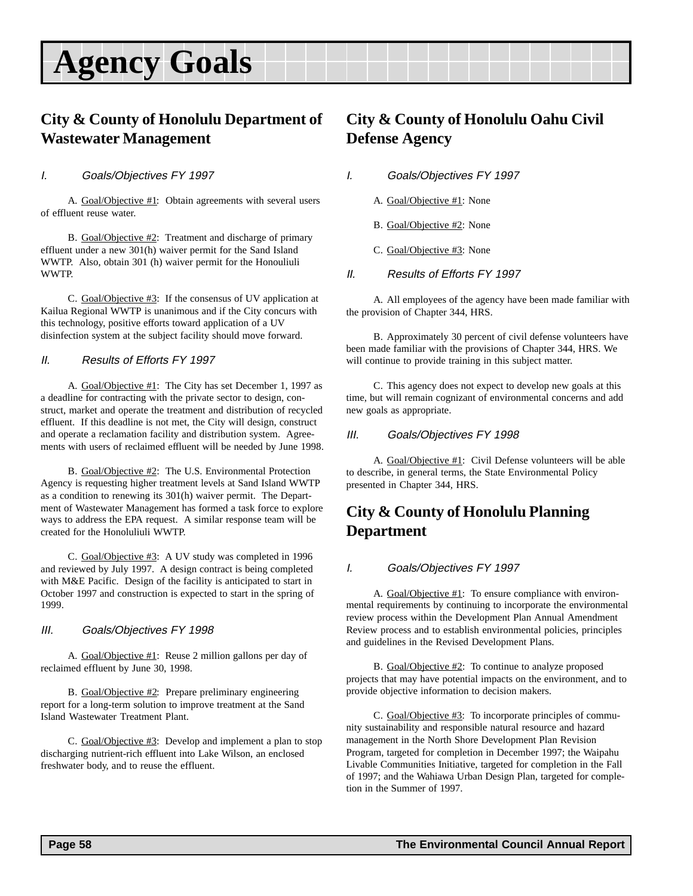# Agency Goals

## City & County of Honolulu Department of Wastewater Management

### *I. Goals/Objectives FY 1997*

A. Goal/Objective #1: Obtain agreements with several users of effluent reuse water.

B. Goal/Objective #2: Treatment and discharge of primary effluent under a new 301(h) waiver permit for the Sand Island WWTP. Also, obtain 301 (h) waiver permit for the Honouliuli WWTP.

C. Goal/Objective #3: If the consensus of UV application at Kailua Regional WWTP is unanimous and if the City concurs with this technology, positive efforts toward application of a UV disinfection system at the subject facility should move forward.

### *II. Results of Efforts FY 1997*

A. Goal/Objective #1: The City has set December 1, 1997 as a deadline for contracting with the private sector to design, construct, market and operate the treatment and distribution of recycled effluent. If this deadline is not met, the City will design, construct and operate a reclamation facility and distribution system. Agreements with users of reclaimed effluent will be needed by June 1998.

B. Goal/Objective #2: The U.S. Environmental Protection Agency is requesting higher treatment levels at Sand Island WWTP as a condition to renewing its 301(h) waiver permit. The Department of Wastewater Management has formed a task force to explore ways to address the EPA request. A similar response team will be created for the Honoluliuli WWTP.

C. Goal/Objective #3: A UV study was completed in 1996 and reviewed by July 1997. A design contract is being completed with M&E Pacific. Design of the facility is anticipated to start in October 1997 and construction is expected to start in the spring of 1999.

### *III. Goals/Objectives FY 1998*

A. Goal/Objective #1: Reuse 2 million gallons per day of reclaimed effluent by June 30, 1998.

B. Goal/Objective #2: Prepare preliminary engineering report for a long-term solution to improve treatment at the Sand Island Wastewater Treatment Plant.

C. Goal/Objective #3: Develop and implement a plan to stop discharging nutrient-rich effluent into Lake Wilson, an enclosed freshwater body, and to reuse the effluent.

## City & County of Honolulu Oahu Civil Defense Agency

### *I. Goals/Objectives FY 1997*

A. Goal/Objective #1: None

B. Goal/Objective #2: None

C. Goal/Objective #3: None

### *II. Results of Efforts FY 1997*

A. All employees of the agency have been made familiar with the provision of Chapter 344, HRS.

B. Approximately 30 percent of civil defense volunteers have been made familiar with the provisions of Chapter 344, HRS. We will continue to provide training in this subject matter.

C. This agency does not expect to develop new goals at this time, but will remain cognizant of environmental concerns and add new goals as appropriate.

### *III. Goals/Objectives FY 1998*

A. Goal/Objective #1: Civil Defense volunteers will be able to describe, in general terms, the State Environmental Policy presented in Chapter 344, HRS.

## City & County of Honolulu Planning Department

### *I. Goals/Objectives FY 1997*

A. Goal/Objective #1: To ensure compliance with environmental requirements by continuing to incorporate the environmental review process within the Development Plan Annual Amendment Review process and to establish environmental policies, principles and guidelines in the Revised Development Plans.

B. Goal/Objective #2: To continue to analyze proposed projects that may have potential impacts on the environment, and to provide objective information to decision makers.

C. Goal/Objective #3: To incorporate principles of community sustainability and responsible natural resource and hazard management in the North Shore Development Plan Revision Program, targeted for completion in December 1997; the Waipahu Livable Communities Initiative, targeted for completion in the Fall of 1997; and the Wahiawa Urban Design Plan, targeted for completion in the Summer of 1997.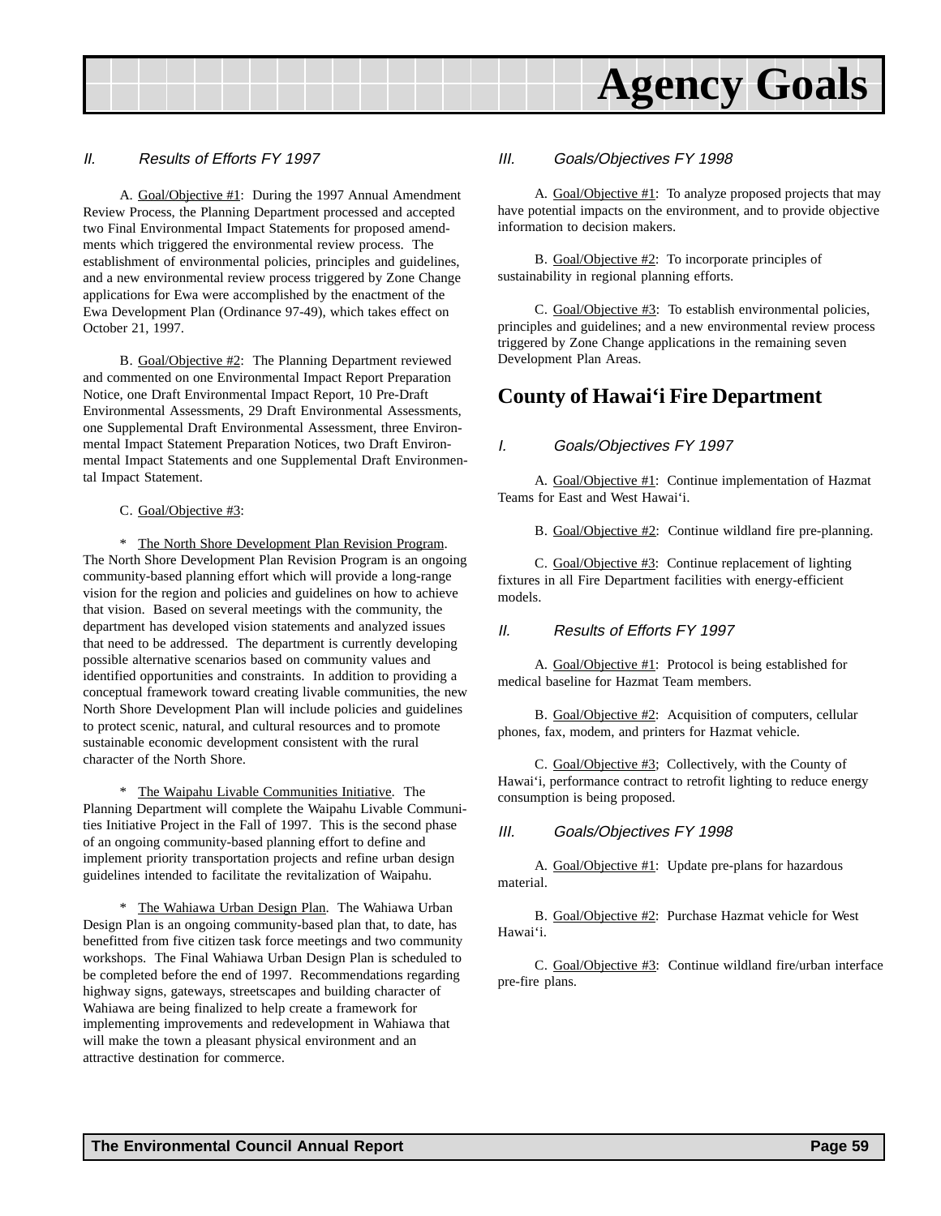*II. Results of Efforts FY 1997*

A. Goal/Objective #1: During the 1997 Annual Amendment Review Process, the Planning Department processed and accepted two Final Environmental Impact Statements for proposed amendments which triggered the environmental review process. The establishment of environmental policies, principles and guidelines, and a new environmental review process triggered by Zone Change applications for Ewa were accomplished by the enactment of the Ewa Development Plan (Ordinance 97-49), which takes effect on October 21, 1997.

B. Goal/Objective #2: The Planning Department reviewed and commented on one Environmental Impact Report Preparation Notice, one Draft Environmental Impact Report, 10 Pre-Draft Environmental Assessments, 29 Draft Environmental Assessments, one Supplemental Draft Environmental Assessment, three Environmental Impact Statement Preparation Notices, two Draft Environmental Impact Statements and one Supplemental Draft Environmental Impact Statement.

C. Goal/Objective #3:

* The North Shore Development Plan Revision Program. The North Shore Development Plan Revision Program is an ongoing community-based planning effort which will provide a long-range vision for the region and policies and guidelines on how to achieve that vision. Based on several meetings with the community, the department has developed vision statements and analyzed issues that need to be addressed. The department is currently developing possible alternative scenarios based on community values and identified opportunities and constraints. In addition to providing a conceptual framework toward creating livable communities, the new North Shore Development Plan will include policies and guidelines to protect scenic, natural, and cultural resources and to promote sustainable economic development consistent with the rural character of the North Shore.

* The Waipahu Livable Communities Initiative. The Planning Department will complete the Waipahu Livable Communities Initiative Project in the Fall of 1997. This is the second phase of an ongoing community-based planning effort to define and implement priority transportation projects and refine urban design guidelines intended to facilitate the revitalization of Waipahu.

* The Wahiawa Urban Design Plan. The Wahiawa Urban Design Plan is an ongoing community-based plan that, to date, has benefitted from five citizen task force meetings and two community workshops. The Final Wahiawa Urban Design Plan is scheduled to be completed before the end of 1997. Recommendations regarding highway signs, gateways, streetscapes and building character of Wahiawa are being finalized to help create a framework for implementing improvements and redevelopment in Wahiawa that will make the town a pleasant physical environment and an attractive destination for commerce.

*III. Goals/Objectives FY 1998*

A. Goal/Objective #1: To analyze proposed projects that may have potential impacts on the environment, and to provide objective information to decision makers.

B. Goal/Objective #2: To incorporate principles of sustainability in regional planning efforts.

C. Goal/Objective #3: To establish environmental policies, principles and guidelines; and a new environmental review process triggered by Zone Change applications in the remaining seven Development Plan Areas.

## County of Hawai‘i Fire Department

*I. Goals/Objectives FY 1997*

A. Goal/Objective #1: Continue implementation of Hazmat Teams for East and West Hawai‘i.

B. Goal/Objective #2: Continue wildland fire pre-planning.

C. Goal/Objective #3: Continue replacement of lighting fixtures in all Fire Department facilities with energy-efficient models.

*II. Results of Efforts FY 1997*

A. Goal/Objective #1: Protocol is being established for medical baseline for Hazmat Team members.

B. Goal/Objective #2: Acquisition of computers, cellular phones, fax, modem, and printers for Hazmat vehicle.

C. Goal/Objective #3; Collectively, with the County of Hawai‘i, performance contract to retrofit lighting to reduce energy consumption is being proposed.

*III. Goals/Objectives FY 1998*

A. Goal/Objective #1: Update pre-plans for hazardous material.

B. Goal/Objective #2: Purchase Hazmat vehicle for West Hawai‘i.

C. Goal/Objective #3: Continue wildland fire/urban interface pre-fire plans.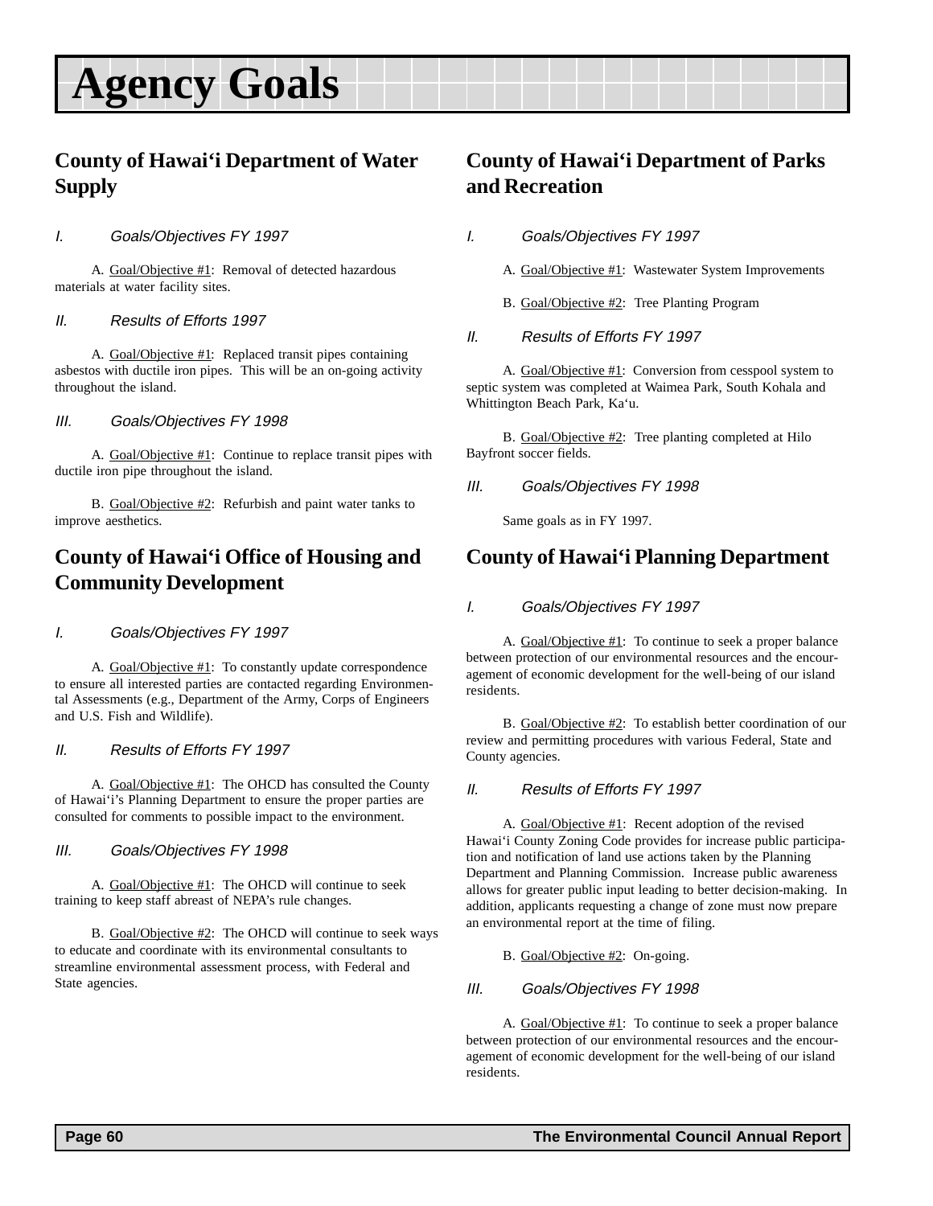# Agency Goals

## County of Hawai'i Department of Water Supply

*I. Goals/Objectives FY 1997*

A. Goal/Objective #1: Removal of detected hazardous materials at water facility sites.

*II. Results of Efforts 1997*

A. Goal/Objective #1: Replaced transit pipes containing asbestos with ductile iron pipes. This will be an on-going activity throughout the island.

*III. Goals/Objectives FY 1998*

A. Goal/Objective #1: Continue to replace transit pipes with ductile iron pipe throughout the island.

B. Goal/Objective #2: Refurbish and paint water tanks to improve aesthetics.

## County of Hawai'i Office of Housing and Community Development

*I. Goals/Objectives FY 1997*

A. Goal/Objective #1: To constantly update correspondence to ensure all interested parties are contacted regarding Environmental Assessments (e.g., Department of the Army, Corps of Engineers and U.S. Fish and Wildlife).

*II. Results of Efforts FY 1997*

A. Goal/Objective #1: The OHCD has consulted the County of Hawai'i's Planning Department to ensure the proper parties are consulted for comments to possible impact to the environment.

*III. Goals/Objectives FY 1998*

A. Goal/Objective #1: The OHCD will continue to seek training to keep staff abreast of NEPA's rule changes.

B. Goal/Objective #2: The OHCD will continue to seek ways to educate and coordinate with its environmental consultants to streamline environmental assessment process, with Federal and State agencies.

## County of Hawai'i Department of Parks and Recreation

*I. Goals/Objectives FY 1997*

A. Goal/Objective #1: Wastewater System Improvements

B. Goal/Objective #2: Tree Planting Program

*II. Results of Efforts FY 1997*

A. Goal/Objective #1: Conversion from cesspool system to septic system was completed at Waimea Park, South Kohala and Whittington Beach Park, Ka'u.

B. Goal/Objective #2: Tree planting completed at Hilo Bayfront soccer fields.

*III. Goals/Objectives FY 1998*

Same goals as in FY 1997.

## County of Hawai'i Planning Department

*I. Goals/Objectives FY 1997*

A. Goal/Objective #1: To continue to seek a proper balance between protection of our environmental resources and the encouragement of economic development for the well-being of our island residents.

B. Goal/Objective #2: To establish better coordination of our review and permitting procedures with various Federal, State and County agencies.

*II. Results of Efforts FY 1997*

A. Goal/Objective #1: Recent adoption of the revised Hawai'i County Zoning Code provides for increase public participation and notification of land use actions taken by the Planning Department and Planning Commission. Increase public awareness allows for greater public input leading to better decision-making. In addition, applicants requesting a change of zone must now prepare an environmental report at the time of filing.

B. Goal/Objective #2: On-going.

*III. Goals/Objectives FY 1998*

A. Goal/Objective #1: To continue to seek a proper balance between protection of our environmental resources and the encouragement of economic development for the well-being of our island residents.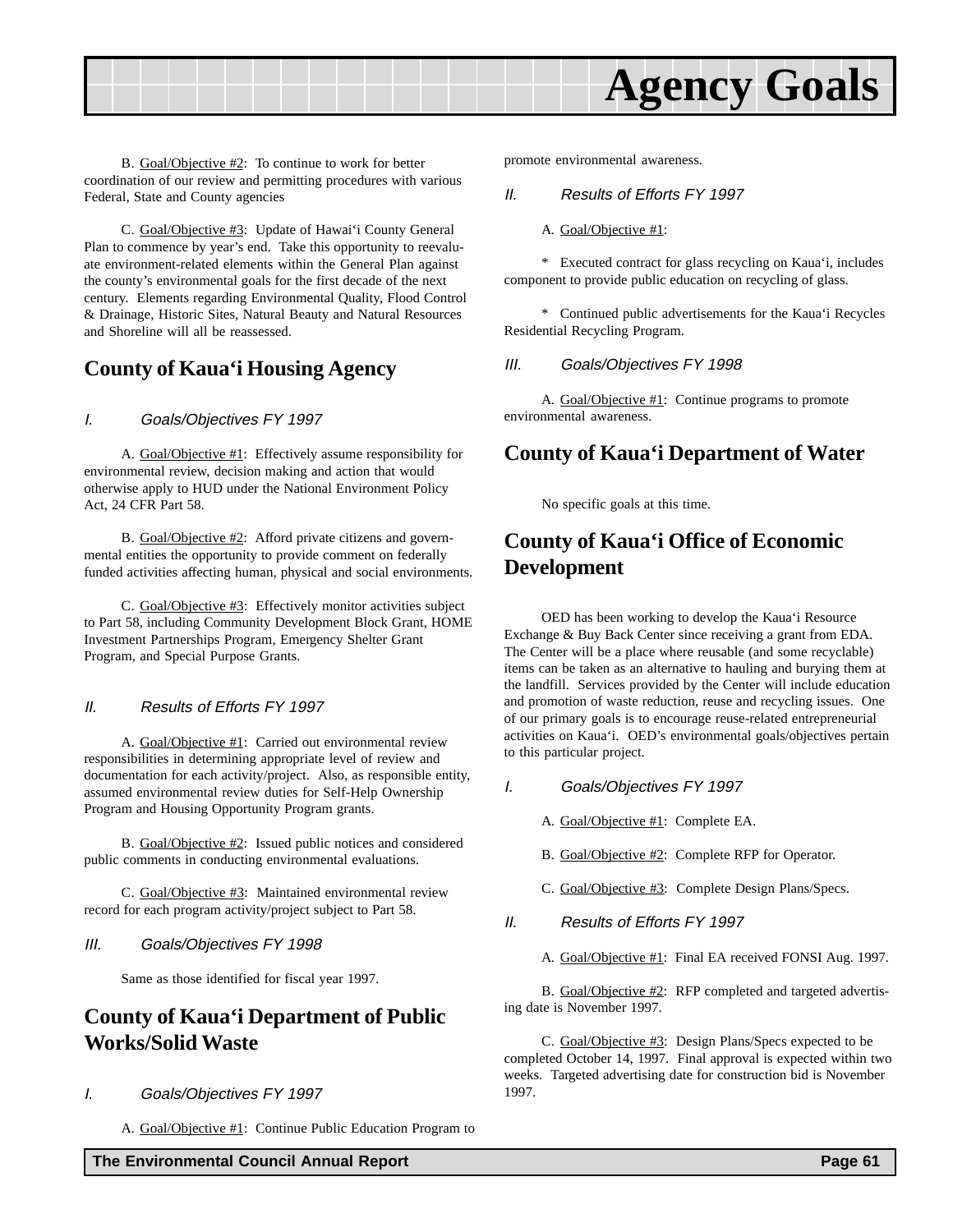B. Goal/Objective #2: To continue to work for better coordination of our review and permitting procedures with various Federal, State and County agencies

C. Goal/Objective #3: Update of Hawai‘i County General Plan to commence by year's end. Take this opportunity to reevaluate environment-related elements within the General Plan against the county's environmental goals for the first decade of the next century. Elements regarding Environmental Quality, Flood Control & Drainage, Historic Sites, Natural Beauty and Natural Resources and Shoreline will all be reassessed.

## County of Kaua‘i Housing Agency

### *I. Goals/Objectives FY 1997*

A. Goal/Objective #1: Effectively assume responsibility for environmental review, decision making and action that would otherwise apply to HUD under the National Environment Policy Act, 24 CFR Part 58.

B. Goal/Objective #2: Afford private citizens and governmental entities the opportunity to provide comment on federally funded activities affecting human, physical and social environments.

C. Goal/Objective #3: Effectively monitor activities subject to Part 58, including Community Development Block Grant, HOME Investment Partnerships Program, Emergency Shelter Grant Program, and Special Purpose Grants.

### *II. Results of Efforts FY 1997*

A. Goal/Objective #1: Carried out environmental review responsibilities in determining appropriate level of review and documentation for each activity/project. Also, as responsible entity, assumed environmental review duties for Self-Help Ownership Program and Housing Opportunity Program grants.

B. Goal/Objective #2: Issued public notices and considered public comments in conducting environmental evaluations.

C. Goal/Objective #3: Maintained environmental review record for each program activity/project subject to Part 58.

### *III. Goals/Objectives FY 1998*

Same as those identified for fiscal year 1997.

## County of Kaua‘i Department of Public Works/Solid Waste

### *I. Goals/Objectives FY 1997*

A. Goal/Objective #1: Continue Public Education Program to promote environmental awareness.

### *II. Results of Efforts FY 1997*

A. Goal/Objective #1:

* Executed contract for glass recycling on Kaua‘i, includes component to provide public education on recycling of glass.

* Continued public advertisements for the Kaua‘i Recycles Residential Recycling Program.

### *III. Goals/Objectives FY 1998*

A. Goal/Objective #1: Continue programs to promote environmental awareness.

## County of Kaua‘i Department of Water

No specific goals at this time.

## County of Kaua‘i Office of Economic Development

OED has been working to develop the Kaua‘i Resource Exchange & Buy Back Center since receiving a grant from EDA. The Center will be a place where reusable (and some recyclable) items can be taken as an alternative to hauling and burying them at the landfill. Services provided by the Center will include education and promotion of waste reduction, reuse and recycling issues. One of our primary goals is to encourage reuse-related entrepreneurial activities on Kaua‘i. OED's environmental goals/objectives pertain to this particular project.

### *I. Goals/Objectives FY 1997*

A. Goal/Objective #1: Complete EA.

B. Goal/Objective #2: Complete RFP for Operator.

C. Goal/Objective #3: Complete Design Plans/Specs.

### *II. Results of Efforts FY 1997*

A. Goal/Objective #1: Final EA received FONSI Aug. 1997.

B. Goal/Objective #2: RFP completed and targeted advertising date is November 1997.

C. Goal/Objective #3: Design Plans/Specs expected to be completed October 14, 1997. Final approval is expected within two weeks. Targeted advertising date for construction bid is November 1997.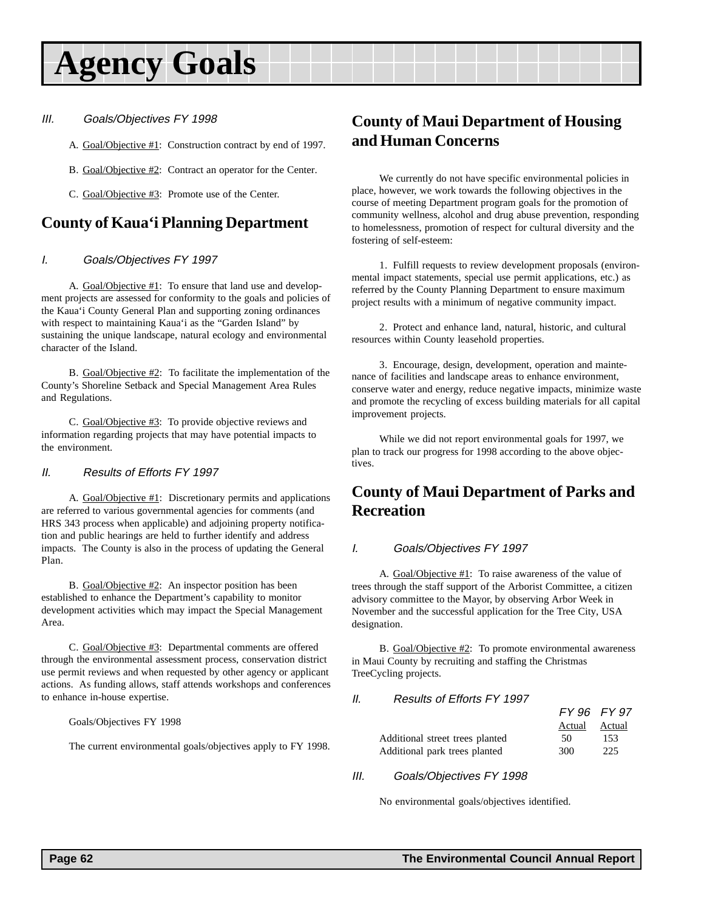# Agency Goals

*III. Goals/Objectives FY 1998*

A. Goal/Objective #1: Construction contract by end of 1997.

B. Goal/Objective #2: Contract an operator for the Center.

C. Goal/Objective #3: Promote use of the Center.

## County of Kaua'i Planning Department

*I. Goals/Objectives FY 1997*

A. Goal/Objective #1: To ensure that land use and development projects are assessed for conformity to the goals and policies of the Kaua'i County General Plan and supporting zoning ordinances with respect to maintaining Kaua'i as the "Garden Island" by sustaining the unique landscape, natural ecology and environmental character of the Island.

B. Goal/Objective #2: To facilitate the implementation of the County's Shoreline Setback and Special Management Area Rules and Regulations.

C. Goal/Objective #3: To provide objective reviews and information regarding projects that may have potential impacts to the environment.

*II. Results of Efforts FY 1997*

A. Goal/Objective #1: Discretionary permits and applications are referred to various governmental agencies for comments (and HRS 343 process when applicable) and adjoining property notification and public hearings are held to further identify and address impacts. The County is also in the process of updating the General Plan.

B. Goal/Objective #2: An inspector position has been established to enhance the Department's capability to monitor development activities which may impact the Special Management Area.

C. Goal/Objective #3: Departmental comments are offered through the environmental assessment process, conservation district use permit reviews and when requested by other agency or applicant actions. As funding allows, staff attends workshops and conferences to enhance in-house expertise.

Goals/Objectives FY 1998

The current environmental goals/objectives apply to FY 1998.

## County of Maui Department of Housing and Human Concerns

We currently do not have specific environmental policies in place, however, we work towards the following objectives in the course of meeting Department program goals for the promotion of community wellness, alcohol and drug abuse prevention, responding to homelessness, promotion of respect for cultural diversity and the fostering of self-esteem:

1. Fulfill requests to review development proposals (environmental impact statements, special use permit applications, etc.) as referred by the County Planning Department to ensure maximum project results with a minimum of negative community impact.

2. Protect and enhance land, natural, historic, and cultural resources within County leasehold properties.

3. Encourage, design, development, operation and maintenance of facilities and landscape areas to enhance environment, conserve water and energy, reduce negative impacts, minimize waste and promote the recycling of excess building materials for all capital improvement projects.

While we did not report environmental goals for 1997, we plan to track our progress for 1998 according to the above objectives.

## County of Maui Department of Parks and Recreation

*I. Goals/Objectives FY 1997*

A. Goal/Objective #1: To raise awareness of the value of trees through the staff support of the Arborist Committee, a citizen advisory committee to the Mayor, by observing Arbor Week in November and the successful application for the Tree City, USA designation.

B. Goal/Objective #2: To promote environmental awareness in Maui County by recruiting and staffing the Christmas TreeCycling projects.

*II. Results of Efforts FY 1997*

| | FY 96 Actual | FY 97 Actual |
|---|---|---|
| Additional street trees planted | 50 | 153 |
| Additional park trees planted | 300 | 225 |

*III. Goals/Objectives FY 1998*

No environmental goals/objectives identified.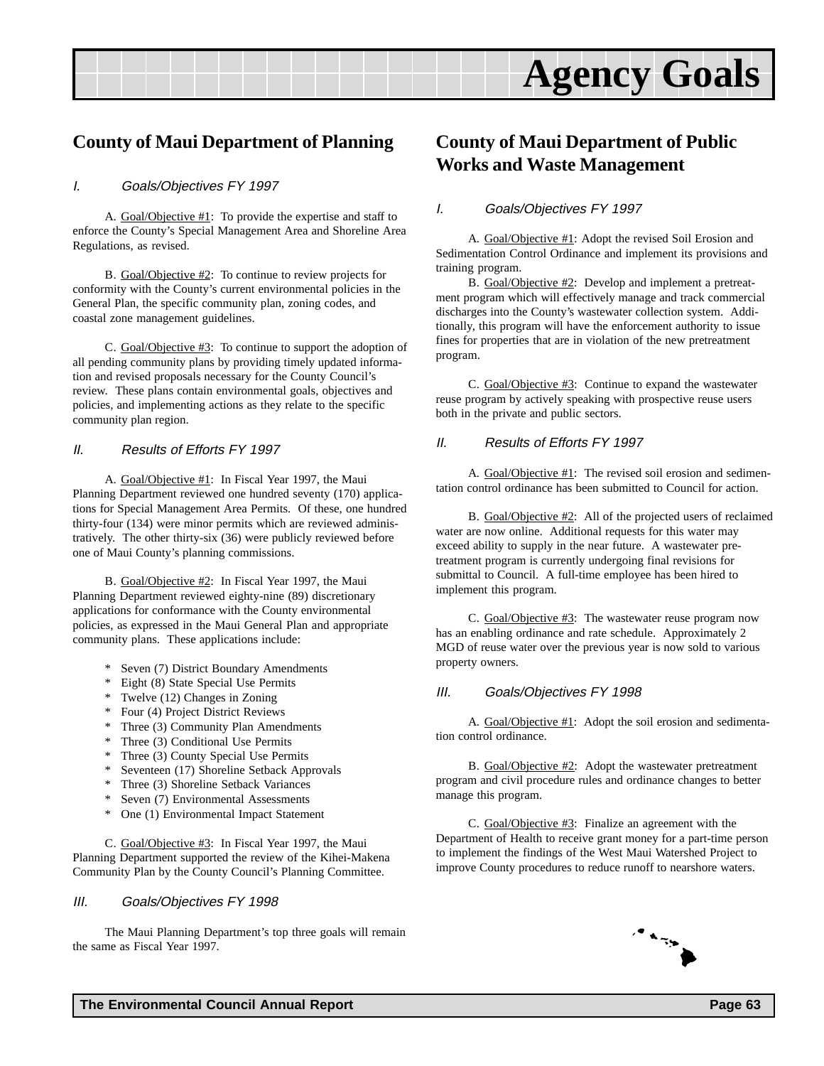# Agency Goals

## County of Maui Department of Planning

### I. Goals/Objectives FY 1997

A. Goal/Objective #1: To provide the expertise and staff to enforce the County's Special Management Area and Shoreline Area Regulations, as revised.

B. Goal/Objective #2: To continue to review projects for conformity with the County's current environmental policies in the General Plan, the specific community plan, zoning codes, and coastal zone management guidelines.

C. Goal/Objective #3: To continue to support the adoption of all pending community plans by providing timely updated information and revised proposals necessary for the County Council's review. These plans contain environmental goals, objectives and policies, and implementing actions as they relate to the specific community plan region.

### II. Results of Efforts FY 1997

A. Goal/Objective #1: In Fiscal Year 1997, the Maui Planning Department reviewed one hundred seventy (170) applications for Special Management Area Permits. Of these, one hundred thirty-four (134) were minor permits which are reviewed administratively. The other thirty-six (36) were publicly reviewed before one of Maui County's planning commissions.

B. Goal/Objective #2: In Fiscal Year 1997, the Maui Planning Department reviewed eighty-nine (89) discretionary applications for conformance with the County environmental policies, as expressed in the Maui General Plan and appropriate community plans. These applications include:

- Seven (7) District Boundary Amendments
- Eight (8) State Special Use Permits
- Twelve (12) Changes in Zoning
- Four (4) Project District Reviews
- Three (3) Community Plan Amendments
- Three (3) Conditional Use Permits
- Three (3) County Special Use Permits
- Seventeen (17) Shoreline Setback Approvals
- Three (3) Shoreline Setback Variances
- Seven (7) Environmental Assessments
- One (1) Environmental Impact Statement

C. Goal/Objective #3: In Fiscal Year 1997, the Maui Planning Department supported the review of the Kihei-Makena Community Plan by the County Council's Planning Committee.

### III. Goals/Objectives FY 1998

The Maui Planning Department's top three goals will remain the same as Fiscal Year 1997.

## County of Maui Department of Public Works and Waste Management

### I. Goals/Objectives FY 1997

A. Goal/Objective #1: Adopt the revised Soil Erosion and Sedimentation Control Ordinance and implement its provisions and training program.

B. Goal/Objective #2: Develop and implement a pretreatment program which will effectively manage and track commercial discharges into the County's wastewater collection system. Additionally, this program will have the enforcement authority to issue fines for properties that are in violation of the new pretreatment program.

C. Goal/Objective #3: Continue to expand the wastewater reuse program by actively speaking with prospective reuse users both in the private and public sectors.

### II. Results of Efforts FY 1997

A. Goal/Objective #1: The revised soil erosion and sedimentation control ordinance has been submitted to Council for action.

B. Goal/Objective #2: All of the projected users of reclaimed water are now online. Additional requests for this water may exceed ability to supply in the near future. A wastewater pretreatment program is currently undergoing final revisions for submittal to Council. A full-time employee has been hired to implement this program.

C. Goal/Objective #3: The wastewater reuse program now has an enabling ordinance and rate schedule. Approximately 2 MGD of reuse water over the previous year is now sold to various property owners.

### III. Goals/Objectives FY 1998

A. Goal/Objective #1: Adopt the soil erosion and sedimentation control ordinance.

B. Goal/Objective #2: Adopt the wastewater pretreatment program and civil procedure rules and ordinance changes to better manage this program.

C. Goal/Objective #3: Finalize an agreement with the Department of Health to receive grant money for a part-time person to implement the findings of the West Maui Watershed Project to improve County procedures to reduce runoff to nearshore waters.